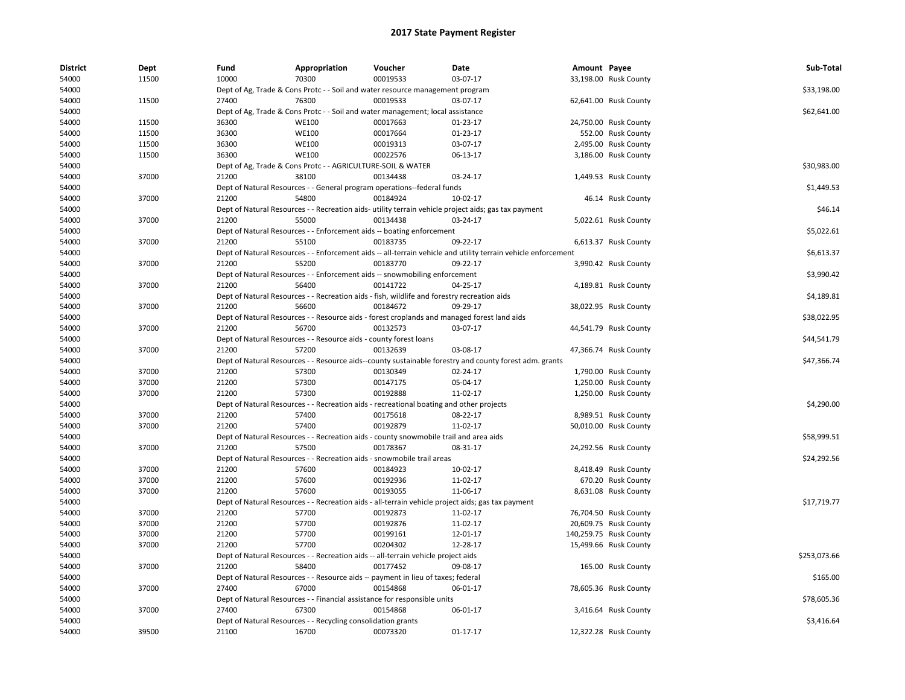# 2017 State Payment Register

| District | Dept | Fund | Appropriation | Voucher | Date | Amount | Payee | Sub-Total |
|---|---|---|---|---|---|---|---|---|
| 54000 | 11500 | 10000 | 70300 | 00019533 | 03-07-17 | 33,198.00 | Rusk County | |
| 54000 | | Dept of Ag, Trade & Cons Protc - - Soil and water resource management program | | | | | | $33,198.00 |
| 54000 | 11500 | 27400 | 76300 | 00019533 | 03-07-17 | 62,641.00 | Rusk County | |
| 54000 | | Dept of Ag, Trade & Cons Protc - - Soil and water management; local assistance | | | | | | $62,641.00 |
| 54000 | 11500 | 36300 | WE100 | 00017663 | 01-23-17 | 24,750.00 | Rusk County | |
| 54000 | 11500 | 36300 | WE100 | 00017664 | 01-23-17 | 552.00 | Rusk County | |
| 54000 | 11500 | 36300 | WE100 | 00019313 | 03-07-17 | 2,495.00 | Rusk County | |
| 54000 | 11500 | 36300 | WE100 | 00022576 | 06-13-17 | 3,186.00 | Rusk County | |
| 54000 | | Dept of Ag, Trade & Cons Protc - - AGRICULTURE-SOIL & WATER | | | | | | $30,983.00 |
| 54000 | 37000 | 21200 | 38100 | 00134438 | 03-24-17 | 1,449.53 | Rusk County | |
| 54000 | | Dept of Natural Resources - - General program operations--federal funds | | | | | | $1,449.53 |
| 54000 | 37000 | 21200 | 54800 | 00184924 | 10-02-17 | 46.14 | Rusk County | |
| 54000 | | Dept of Natural Resources - - Recreation aids- utility terrain vehicle project aids; gas tax payment | | | | | | $46.14 |
| 54000 | 37000 | 21200 | 55000 | 00134438 | 03-24-17 | 5,022.61 | Rusk County | |
| 54000 | | Dept of Natural Resources - - Enforcement aids -- boating enforcement | | | | | | $5,022.61 |
| 54000 | 37000 | 21200 | 55100 | 00183735 | 09-22-17 | 6,613.37 | Rusk County | |
| 54000 | | Dept of Natural Resources - - Enforcement aids -- all-terrain vehicle and utility terrain vehicle enforcement | | | | | | $6,613.37 |
| 54000 | 37000 | 21200 | 55200 | 00183770 | 09-22-17 | 3,990.42 | Rusk County | |
| 54000 | | Dept of Natural Resources - - Enforcement aids -- snowmobiling enforcement | | | | | | $3,990.42 |
| 54000 | 37000 | 21200 | 56400 | 00141722 | 04-25-17 | 4,189.81 | Rusk County | |
| 54000 | | Dept of Natural Resources - - Recreation aids - fish, wildlife and forestry recreation aids | | | | | | $4,189.81 |
| 54000 | 37000 | 21200 | 56600 | 00184672 | 09-29-17 | 38,022.95 | Rusk County | |
| 54000 | | Dept of Natural Resources - - Resource aids - forest croplands and managed forest land aids | | | | | | $38,022.95 |
| 54000 | 37000 | 21200 | 56700 | 00132573 | 03-07-17 | 44,541.79 | Rusk County | |
| 54000 | | Dept of Natural Resources - - Resource aids - county forest loans | | | | | | $44,541.79 |
| 54000 | 37000 | 21200 | 57200 | 00132639 | 03-08-17 | 47,366.74 | Rusk County | |
| 54000 | | Dept of Natural Resources - - Resource aids--county sustainable forestry and county forest adm. grants | | | | | | $47,366.74 |
| 54000 | 37000 | 21200 | 57300 | 00130349 | 02-24-17 | 1,790.00 | Rusk County | |
| 54000 | 37000 | 21200 | 57300 | 00147175 | 05-04-17 | 1,250.00 | Rusk County | |
| 54000 | 37000 | 21200 | 57300 | 00192888 | 11-02-17 | 1,250.00 | Rusk County | |
| 54000 | | Dept of Natural Resources - - Recreation aids - recreational boating and other projects | | | | | | $4,290.00 |
| 54000 | 37000 | 21200 | 57400 | 00175618 | 08-22-17 | 8,989.51 | Rusk County | |
| 54000 | 37000 | 21200 | 57400 | 00192879 | 11-02-17 | 50,010.00 | Rusk County | |
| 54000 | | Dept of Natural Resources - - Recreation aids - county snowmobile trail and area aids | | | | | | $58,999.51 |
| 54000 | 37000 | 21200 | 57500 | 00178367 | 08-31-17 | 24,292.56 | Rusk County | |
| 54000 | | Dept of Natural Resources - - Recreation aids - snowmobile trail areas | | | | | | $24,292.56 |
| 54000 | 37000 | 21200 | 57600 | 00184923 | 10-02-17 | 8,418.49 | Rusk County | |
| 54000 | 37000 | 21200 | 57600 | 00192936 | 11-02-17 | 670.20 | Rusk County | |
| 54000 | 37000 | 21200 | 57600 | 00193055 | 11-06-17 | 8,631.08 | Rusk County | |
| 54000 | | Dept of Natural Resources - - Recreation aids - all-terrain vehicle project aids; gas tax payment | | | | | | $17,719.77 |
| 54000 | 37000 | 21200 | 57700 | 00192873 | 11-02-17 | 76,704.50 | Rusk County | |
| 54000 | 37000 | 21200 | 57700 | 00192876 | 11-02-17 | 20,609.75 | Rusk County | |
| 54000 | 37000 | 21200 | 57700 | 00199161 | 12-01-17 | 140,259.75 | Rusk County | |
| 54000 | 37000 | 21200 | 57700 | 00204302 | 12-28-17 | 15,499.66 | Rusk County | |
| 54000 | | Dept of Natural Resources - - Recreation aids -- all-terrain vehicle project aids | | | | | | $253,073.66 |
| 54000 | 37000 | 21200 | 58400 | 00177452 | 09-08-17 | 165.00 | Rusk County | |
| 54000 | | Dept of Natural Resources - - Resource aids -- payment in lieu of taxes; federal | | | | | | $165.00 |
| 54000 | 37000 | 27400 | 67000 | 00154868 | 06-01-17 | 78,605.36 | Rusk County | |
| 54000 | | Dept of Natural Resources - - Financial assistance for responsible units | | | | | | $78,605.36 |
| 54000 | 37000 | 27400 | 67300 | 00154868 | 06-01-17 | 3,416.64 | Rusk County | |
| 54000 | | Dept of Natural Resources - - Recycling consolidation grants | | | | | | $3,416.64 |
| 54000 | 39500 | 21100 | 16700 | 00073320 | 01-17-17 | 12,322.28 | Rusk County | |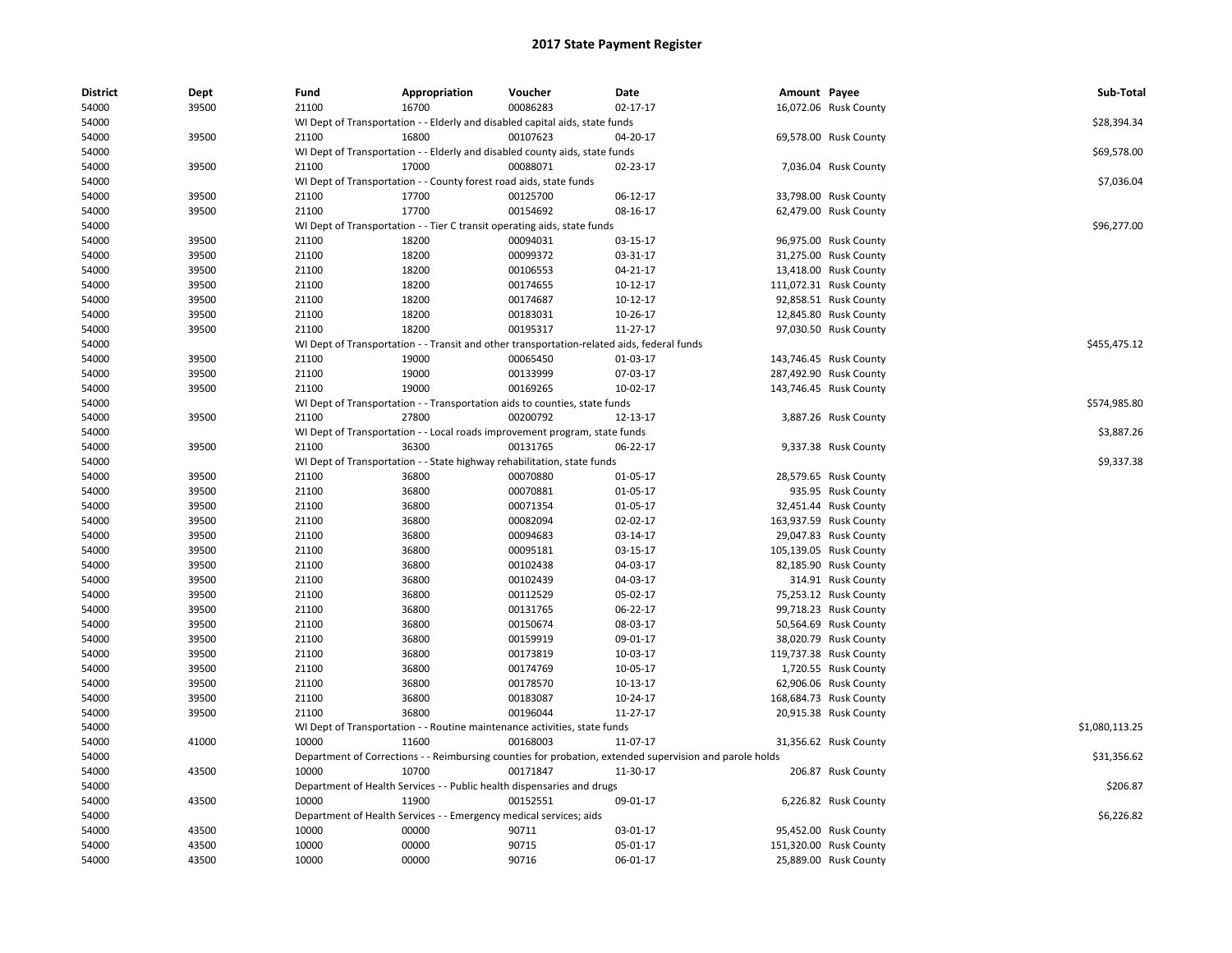# 2017 State Payment Register

| District | Dept | Fund | Appropriation | Voucher | Date | Amount | Payee | Sub-Total |
|---|---|---|---|---|---|---|---|---|
| 54000 | 39500 | 21100 | 16700 | 00086283 | 02-17-17 | 16,072.06 | Rusk County | |
| 54000 | | WI Dept of Transportation - - Elderly and disabled capital aids, state funds | | | | | | $28,394.34 |
| 54000 | 39500 | 21100 | 16800 | 00107623 | 04-20-17 | 69,578.00 | Rusk County | |
| 54000 | | WI Dept of Transportation - - Elderly and disabled county aids, state funds | | | | | | $69,578.00 |
| 54000 | 39500 | 21100 | 17000 | 00088071 | 02-23-17 | 7,036.04 | Rusk County | |
| 54000 | | WI Dept of Transportation - - County forest road aids, state funds | | | | | | $7,036.04 |
| 54000 | 39500 | 21100 | 17700 | 00125700 | 06-12-17 | 33,798.00 | Rusk County | |
| 54000 | 39500 | 21100 | 17700 | 00154692 | 08-16-17 | 62,479.00 | Rusk County | |
| 54000 | | WI Dept of Transportation - - Tier C transit operating aids, state funds | | | | | | $96,277.00 |
| 54000 | 39500 | 21100 | 18200 | 00094031 | 03-15-17 | 96,975.00 | Rusk County | |
| 54000 | 39500 | 21100 | 18200 | 00099372 | 03-31-17 | 31,275.00 | Rusk County | |
| 54000 | 39500 | 21100 | 18200 | 00106553 | 04-21-17 | 13,418.00 | Rusk County | |
| 54000 | 39500 | 21100 | 18200 | 00174655 | 10-12-17 | 111,072.31 | Rusk County | |
| 54000 | 39500 | 21100 | 18200 | 00174687 | 10-12-17 | 92,858.51 | Rusk County | |
| 54000 | 39500 | 21100 | 18200 | 00183031 | 10-26-17 | 12,845.80 | Rusk County | |
| 54000 | 39500 | 21100 | 18200 | 00195317 | 11-27-17 | 97,030.50 | Rusk County | |
| 54000 | | WI Dept of Transportation - - Transit and other transportation-related aids, federal funds | | | | | | $455,475.12 |
| 54000 | 39500 | 21100 | 19000 | 00065450 | 01-03-17 | 143,746.45 | Rusk County | |
| 54000 | 39500 | 21100 | 19000 | 00133999 | 07-03-17 | 287,492.90 | Rusk County | |
| 54000 | 39500 | 21100 | 19000 | 00169265 | 10-02-17 | 143,746.45 | Rusk County | |
| 54000 | | WI Dept of Transportation - - Transportation aids to counties, state funds | | | | | | $574,985.80 |
| 54000 | 39500 | 21100 | 27800 | 00200792 | 12-13-17 | 3,887.26 | Rusk County | |
| 54000 | | WI Dept of Transportation - - Local roads improvement program, state funds | | | | | | $3,887.26 |
| 54000 | 39500 | 21100 | 36300 | 00131765 | 06-22-17 | 9,337.38 | Rusk County | |
| 54000 | | WI Dept of Transportation - - State highway rehabilitation, state funds | | | | | | $9,337.38 |
| 54000 | 39500 | 21100 | 36800 | 00070880 | 01-05-17 | 28,579.65 | Rusk County | |
| 54000 | 39500 | 21100 | 36800 | 00070881 | 01-05-17 | 935.95 | Rusk County | |
| 54000 | 39500 | 21100 | 36800 | 00071354 | 01-05-17 | 32,451.44 | Rusk County | |
| 54000 | 39500 | 21100 | 36800 | 00082094 | 02-02-17 | 163,937.59 | Rusk County | |
| 54000 | 39500 | 21100 | 36800 | 00094683 | 03-14-17 | 29,047.83 | Rusk County | |
| 54000 | 39500 | 21100 | 36800 | 00095181 | 03-15-17 | 105,139.05 | Rusk County | |
| 54000 | 39500 | 21100 | 36800 | 00102438 | 04-03-17 | 82,185.90 | Rusk County | |
| 54000 | 39500 | 21100 | 36800 | 00102439 | 04-03-17 | 314.91 | Rusk County | |
| 54000 | 39500 | 21100 | 36800 | 00112529 | 05-02-17 | 75,253.12 | Rusk County | |
| 54000 | 39500 | 21100 | 36800 | 00131765 | 06-22-17 | 99,718.23 | Rusk County | |
| 54000 | 39500 | 21100 | 36800 | 00150674 | 08-03-17 | 50,564.69 | Rusk County | |
| 54000 | 39500 | 21100 | 36800 | 00159919 | 09-01-17 | 38,020.79 | Rusk County | |
| 54000 | 39500 | 21100 | 36800 | 00173819 | 10-03-17 | 119,737.38 | Rusk County | |
| 54000 | 39500 | 21100 | 36800 | 00174769 | 10-05-17 | 1,720.55 | Rusk County | |
| 54000 | 39500 | 21100 | 36800 | 00178570 | 10-13-17 | 62,906.06 | Rusk County | |
| 54000 | 39500 | 21100 | 36800 | 00183087 | 10-24-17 | 168,684.73 | Rusk County | |
| 54000 | 39500 | 21100 | 36800 | 00196044 | 11-27-17 | 20,915.38 | Rusk County | |
| 54000 | | WI Dept of Transportation - - Routine maintenance activities, state funds | | | | | | $1,080,113.25 |
| 54000 | 41000 | 10000 | 11600 | 00168003 | 11-07-17 | 31,356.62 | Rusk County | |
| 54000 | | Department of Corrections - - Reimbursing counties for probation, extended supervision and parole holds | | | | | | $31,356.62 |
| 54000 | 43500 | 10000 | 10700 | 00171847 | 11-30-17 | 206.87 | Rusk County | |
| 54000 | | Department of Health Services - - Public health dispensaries and drugs | | | | | | $206.87 |
| 54000 | 43500 | 10000 | 11900 | 00152551 | 09-01-17 | 6,226.82 | Rusk County | |
| 54000 | | Department of Health Services - - Emergency medical services; aids | | | | | | $6,226.82 |
| 54000 | 43500 | 10000 | 00000 | 90711 | 03-01-17 | 95,452.00 | Rusk County | |
| 54000 | 43500 | 10000 | 00000 | 90715 | 05-01-17 | 151,320.00 | Rusk County | |
| 54000 | 43500 | 10000 | 00000 | 90716 | 06-01-17 | 25,889.00 | Rusk County | |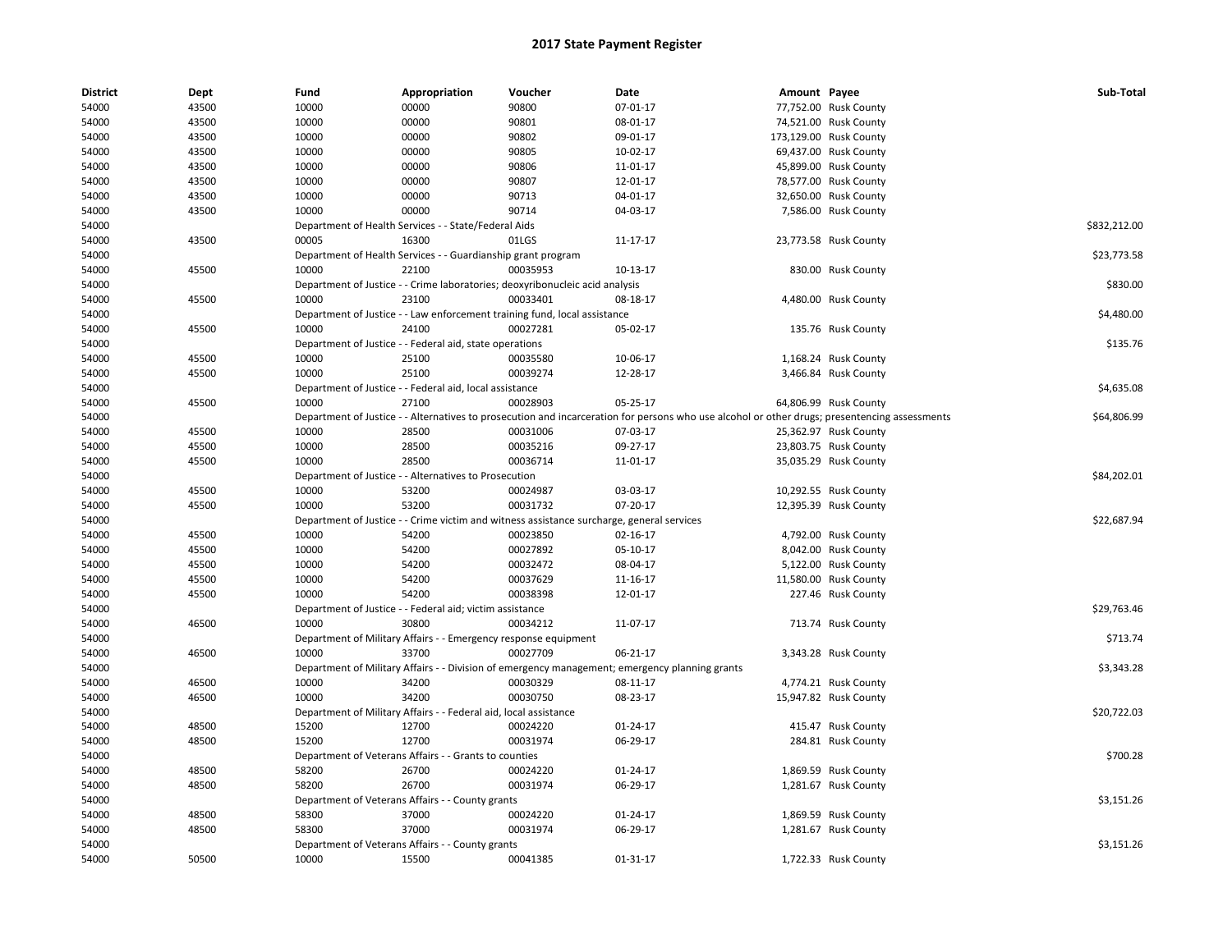# 2017 State Payment Register

| District | Dept | Fund | Appropriation | Voucher | Date | Amount | Payee | Sub-Total |
|---|---|---|---|---|---|---|---|---|
| 54000 | 43500 | 10000 | 00000 | 90800 | 07-01-17 | 77,752.00 | Rusk County | |
| 54000 | 43500 | 10000 | 00000 | 90801 | 08-01-17 | 74,521.00 | Rusk County | |
| 54000 | 43500 | 10000 | 00000 | 90802 | 09-01-17 | 173,129.00 | Rusk County | |
| 54000 | 43500 | 10000 | 00000 | 90805 | 10-02-17 | 69,437.00 | Rusk County | |
| 54000 | 43500 | 10000 | 00000 | 90806 | 11-01-17 | 45,899.00 | Rusk County | |
| 54000 | 43500 | 10000 | 00000 | 90807 | 12-01-17 | 78,577.00 | Rusk County | |
| 54000 | 43500 | 10000 | 00000 | 90713 | 04-01-17 | 32,650.00 | Rusk County | |
| 54000 | 43500 | 10000 | 00000 | 90714 | 04-03-17 | 7,586.00 | Rusk County | |
| 54000 | | Department of Health Services - - State/Federal Aids | | | | | | $832,212.00 |
| 54000 | 43500 | 00005 | 16300 | 01LGS | 11-17-17 | 23,773.58 | Rusk County | |
| 54000 | | Department of Health Services - - Guardianship grant program | | | | | | $23,773.58 |
| 54000 | 45500 | 10000 | 22100 | 00035953 | 10-13-17 | 830.00 | Rusk County | |
| 54000 | | Department of Justice - - Crime laboratories; deoxyribonucleic acid analysis | | | | | | $830.00 |
| 54000 | 45500 | 10000 | 23100 | 00033401 | 08-18-17 | 4,480.00 | Rusk County | |
| 54000 | | Department of Justice - - Law enforcement training fund, local assistance | | | | | | $4,480.00 |
| 54000 | 45500 | 10000 | 24100 | 00027281 | 05-02-17 | 135.76 | Rusk County | |
| 54000 | | Department of Justice - - Federal aid, state operations | | | | | | $135.76 |
| 54000 | 45500 | 10000 | 25100 | 00035580 | 10-06-17 | 1,168.24 | Rusk County | |
| 54000 | 45500 | 10000 | 25100 | 00039274 | 12-28-17 | 3,466.84 | Rusk County | |
| 54000 | | Department of Justice - - Federal aid, local assistance | | | | | | $4,635.08 |
| 54000 | 45500 | 10000 | 27100 | 00028903 | 05-25-17 | 64,806.99 | Rusk County | |
| 54000 | | Department of Justice - - Alternatives to prosecution and incarceration for persons who use alcohol or other drugs; presentencing assessments | | | | | | $64,806.99 |
| 54000 | 45500 | 10000 | 28500 | 00031006 | 07-03-17 | 25,362.97 | Rusk County | |
| 54000 | 45500 | 10000 | 28500 | 00035216 | 09-27-17 | 23,803.75 | Rusk County | |
| 54000 | 45500 | 10000 | 28500 | 00036714 | 11-01-17 | 35,035.29 | Rusk County | |
| 54000 | | Department of Justice - - Alternatives to Prosecution | | | | | | $84,202.01 |
| 54000 | 45500 | 10000 | 53200 | 00024987 | 03-03-17 | 10,292.55 | Rusk County | |
| 54000 | 45500 | 10000 | 53200 | 00031732 | 07-20-17 | 12,395.39 | Rusk County | |
| 54000 | | Department of Justice - - Crime victim and witness assistance surcharge, general services | | | | | | $22,687.94 |
| 54000 | 45500 | 10000 | 54200 | 00023850 | 02-16-17 | 4,792.00 | Rusk County | |
| 54000 | 45500 | 10000 | 54200 | 00027892 | 05-10-17 | 8,042.00 | Rusk County | |
| 54000 | 45500 | 10000 | 54200 | 00032472 | 08-04-17 | 5,122.00 | Rusk County | |
| 54000 | 45500 | 10000 | 54200 | 00037629 | 11-16-17 | 11,580.00 | Rusk County | |
| 54000 | 45500 | 10000 | 54200 | 00038398 | 12-01-17 | 227.46 | Rusk County | |
| 54000 | | Department of Justice - - Federal aid; victim assistance | | | | | | $29,763.46 |
| 54000 | 46500 | 10000 | 30800 | 00034212 | 11-07-17 | 713.74 | Rusk County | |
| 54000 | | Department of Military Affairs - - Emergency response equipment | | | | | | $713.74 |
| 54000 | 46500 | 10000 | 33700 | 00027709 | 06-21-17 | 3,343.28 | Rusk County | |
| 54000 | | Department of Military Affairs - - Division of emergency management; emergency planning grants | | | | | | $3,343.28 |
| 54000 | 46500 | 10000 | 34200 | 00030329 | 08-11-17 | 4,774.21 | Rusk County | |
| 54000 | 46500 | 10000 | 34200 | 00030750 | 08-23-17 | 15,947.82 | Rusk County | |
| 54000 | | Department of Military Affairs - - Federal aid, local assistance | | | | | | $20,722.03 |
| 54000 | 48500 | 15200 | 12700 | 00024220 | 01-24-17 | 415.47 | Rusk County | |
| 54000 | 48500 | 15200 | 12700 | 00031974 | 06-29-17 | 284.81 | Rusk County | |
| 54000 | | Department of Veterans Affairs - - Grants to counties | | | | | | $700.28 |
| 54000 | 48500 | 58200 | 26700 | 00024220 | 01-24-17 | 1,869.59 | Rusk County | |
| 54000 | 48500 | 58200 | 26700 | 00031974 | 06-29-17 | 1,281.67 | Rusk County | |
| 54000 | | Department of Veterans Affairs - - County grants | | | | | | $3,151.26 |
| 54000 | 48500 | 58300 | 37000 | 00024220 | 01-24-17 | 1,869.59 | Rusk County | |
| 54000 | 48500 | 58300 | 37000 | 00031974 | 06-29-17 | 1,281.67 | Rusk County | |
| 54000 | | Department of Veterans Affairs - - County grants | | | | | | $3,151.26 |
| 54000 | 50500 | 10000 | 15500 | 00041385 | 01-31-17 | 1,722.33 | Rusk County | |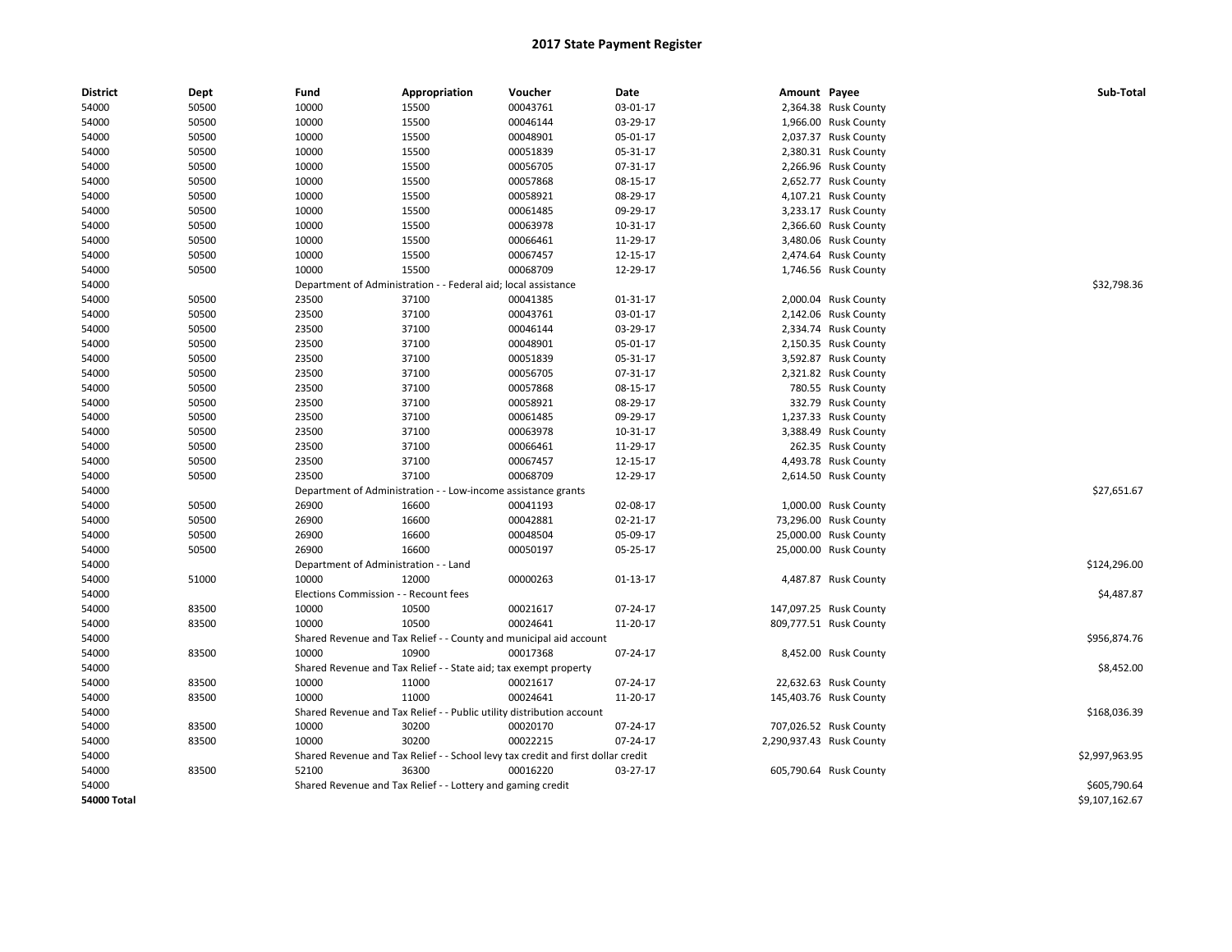# 2017 State Payment Register

| District | Dept | Fund | Appropriation | Voucher | Date | Amount | Payee | Sub-Total |
|---|---|---|---|---|---|---|---|---|
| 54000 | 50500 | 10000 | 15500 | 00043761 | 03-01-17 | 2,364.38 | Rusk County | |
| 54000 | 50500 | 10000 | 15500 | 00046144 | 03-29-17 | 1,966.00 | Rusk County | |
| 54000 | 50500 | 10000 | 15500 | 00048901 | 05-01-17 | 2,037.37 | Rusk County | |
| 54000 | 50500 | 10000 | 15500 | 00051839 | 05-31-17 | 2,380.31 | Rusk County | |
| 54000 | 50500 | 10000 | 15500 | 00056705 | 07-31-17 | 2,266.96 | Rusk County | |
| 54000 | 50500 | 10000 | 15500 | 00057868 | 08-15-17 | 2,652.77 | Rusk County | |
| 54000 | 50500 | 10000 | 15500 | 00058921 | 08-29-17 | 4,107.21 | Rusk County | |
| 54000 | 50500 | 10000 | 15500 | 00061485 | 09-29-17 | 3,233.17 | Rusk County | |
| 54000 | 50500 | 10000 | 15500 | 00063978 | 10-31-17 | 2,366.60 | Rusk County | |
| 54000 | 50500 | 10000 | 15500 | 00066461 | 11-29-17 | 3,480.06 | Rusk County | |
| 54000 | 50500 | 10000 | 15500 | 00067457 | 12-15-17 | 2,474.64 | Rusk County | |
| 54000 | 50500 | 10000 | 15500 | 00068709 | 12-29-17 | 1,746.56 | Rusk County | |
| 54000 | | Department of Administration - - Federal aid; local assistance | | | | | | $32,798.36 |
| 54000 | 50500 | 23500 | 37100 | 00041385 | 01-31-17 | 2,000.04 | Rusk County | |
| 54000 | 50500 | 23500 | 37100 | 00043761 | 03-01-17 | 2,142.06 | Rusk County | |
| 54000 | 50500 | 23500 | 37100 | 00046144 | 03-29-17 | 2,334.74 | Rusk County | |
| 54000 | 50500 | 23500 | 37100 | 00048901 | 05-01-17 | 2,150.35 | Rusk County | |
| 54000 | 50500 | 23500 | 37100 | 00051839 | 05-31-17 | 3,592.87 | Rusk County | |
| 54000 | 50500 | 23500 | 37100 | 00056705 | 07-31-17 | 2,321.82 | Rusk County | |
| 54000 | 50500 | 23500 | 37100 | 00057868 | 08-15-17 | 780.55 | Rusk County | |
| 54000 | 50500 | 23500 | 37100 | 00058921 | 08-29-17 | 332.79 | Rusk County | |
| 54000 | 50500 | 23500 | 37100 | 00061485 | 09-29-17 | 1,237.33 | Rusk County | |
| 54000 | 50500 | 23500 | 37100 | 00063978 | 10-31-17 | 3,388.49 | Rusk County | |
| 54000 | 50500 | 23500 | 37100 | 00066461 | 11-29-17 | 262.35 | Rusk County | |
| 54000 | 50500 | 23500 | 37100 | 00067457 | 12-15-17 | 4,493.78 | Rusk County | |
| 54000 | 50500 | 23500 | 37100 | 00068709 | 12-29-17 | 2,614.50 | Rusk County | |
| 54000 | | Department of Administration - - Low-income assistance grants | | | | | | $27,651.67 |
| 54000 | 50500 | 26900 | 16600 | 00041193 | 02-08-17 | 1,000.00 | Rusk County | |
| 54000 | 50500 | 26900 | 16600 | 00042881 | 02-21-17 | 73,296.00 | Rusk County | |
| 54000 | 50500 | 26900 | 16600 | 00048504 | 05-09-17 | 25,000.00 | Rusk County | |
| 54000 | 50500 | 26900 | 16600 | 00050197 | 05-25-17 | 25,000.00 | Rusk County | |
| 54000 | | Department of Administration - - Land | | | | | | $124,296.00 |
| 54000 | 51000 | 10000 | 12000 | 00000263 | 01-13-17 | 4,487.87 | Rusk County | |
| 54000 | | Elections Commission - - Recount fees | | | | | | $4,487.87 |
| 54000 | 83500 | 10000 | 10500 | 00021617 | 07-24-17 | 147,097.25 | Rusk County | |
| 54000 | 83500 | 10000 | 10500 | 00024641 | 11-20-17 | 809,777.51 | Rusk County | |
| 54000 | | Shared Revenue and Tax Relief - - County and municipal aid account | | | | | | $956,874.76 |
| 54000 | 83500 | 10000 | 10900 | 00017368 | 07-24-17 | 8,452.00 | Rusk County | |
| 54000 | | Shared Revenue and Tax Relief - - State aid; tax exempt property | | | | | | $8,452.00 |
| 54000 | 83500 | 10000 | 11000 | 00021617 | 07-24-17 | 22,632.63 | Rusk County | |
| 54000 | 83500 | 10000 | 11000 | 00024641 | 11-20-17 | 145,403.76 | Rusk County | |
| 54000 | | Shared Revenue and Tax Relief - - Public utility distribution account | | | | | | $168,036.39 |
| 54000 | 83500 | 10000 | 30200 | 00020170 | 07-24-17 | 707,026.52 | Rusk County | |
| 54000 | 83500 | 10000 | 30200 | 00022215 | 07-24-17 | 2,290,937.43 | Rusk County | |
| 54000 | | Shared Revenue and Tax Relief - - School levy tax credit and first dollar credit | | | | | | $2,997,963.95 |
| 54000 | 83500 | 52100 | 36300 | 00016220 | 03-27-17 | 605,790.64 | Rusk County | |
| 54000 | | Shared Revenue and Tax Relief - - Lottery and gaming credit | | | | | | $605,790.64 |
| **54000 Total** | | | | | | | | $9,107,162.67 |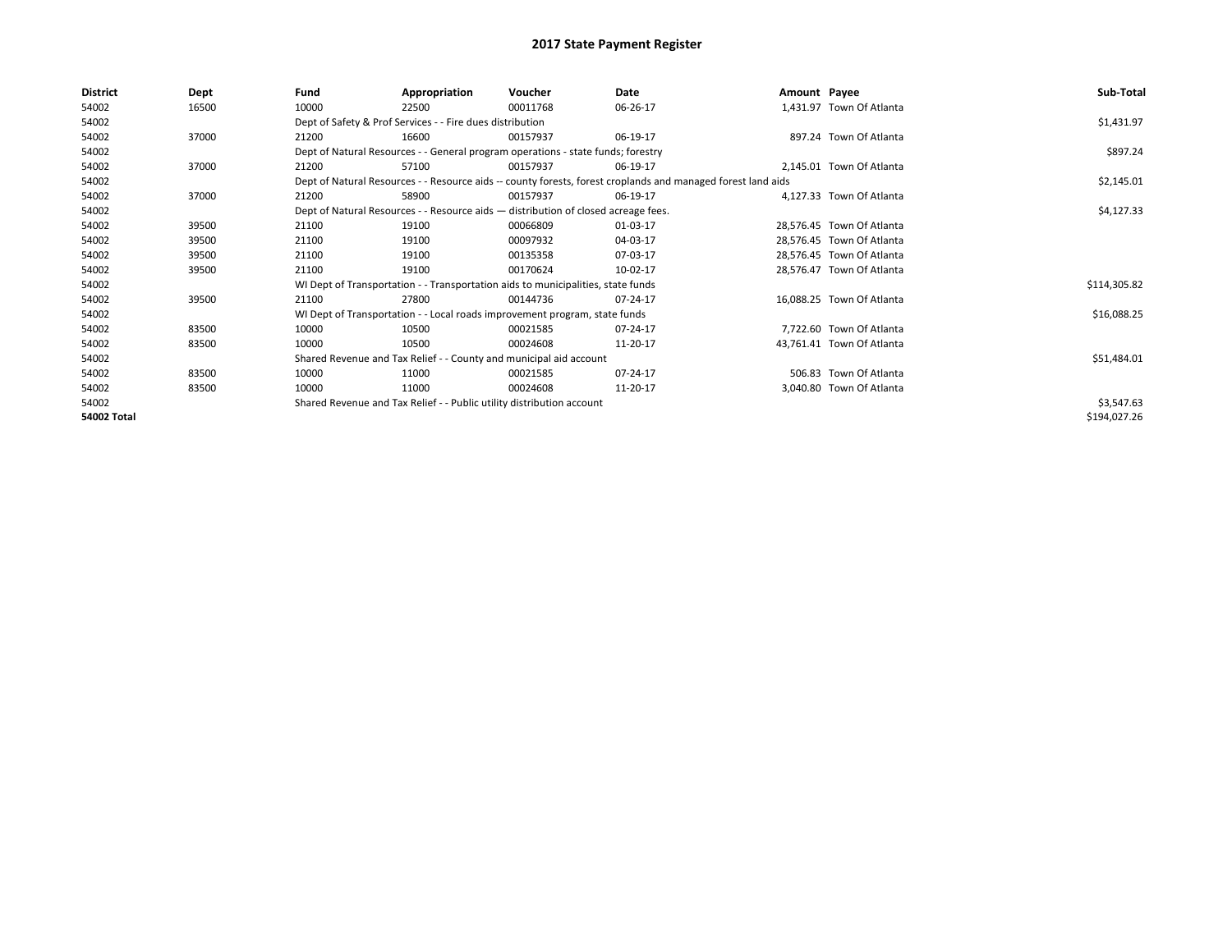# 2017 State Payment Register

| District | Dept | Fund | Appropriation | Voucher | Date | Amount | Payee | Sub-Total |
|---|---|---|---|---|---|---|---|---|
| 54002 | 16500 | 10000 | 22500 | 00011768 | 06-26-17 | 1,431.97 | Town Of Atlanta | |
| 54002 | | Dept of Safety & Prof Services - - Fire dues distribution | | | | | | $1,431.97 |
| 54002 | 37000 | 21200 | 16600 | 00157937 | 06-19-17 | 897.24 | Town Of Atlanta | |
| 54002 | | Dept of Natural Resources - - General program operations - state funds; forestry | | | | | | $897.24 |
| 54002 | 37000 | 21200 | 57100 | 00157937 | 06-19-17 | 2,145.01 | Town Of Atlanta | |
| 54002 | | Dept of Natural Resources - - Resource aids -- county forests, forest croplands and managed forest land aids | | | | | | $2,145.01 |
| 54002 | 37000 | 21200 | 58900 | 00157937 | 06-19-17 | 4,127.33 | Town Of Atlanta | |
| 54002 | | Dept of Natural Resources - - Resource aids — distribution of closed acreage fees. | | | | | | $4,127.33 |
| 54002 | 39500 | 21100 | 19100 | 00066809 | 01-03-17 | 28,576.45 | Town Of Atlanta | |
| 54002 | 39500 | 21100 | 19100 | 00097932 | 04-03-17 | 28,576.45 | Town Of Atlanta | |
| 54002 | 39500 | 21100 | 19100 | 00135358 | 07-03-17 | 28,576.45 | Town Of Atlanta | |
| 54002 | 39500 | 21100 | 19100 | 00170624 | 10-02-17 | 28,576.47 | Town Of Atlanta | |
| 54002 | | WI Dept of Transportation - - Transportation aids to municipalities, state funds | | | | | | $114,305.82 |
| 54002 | 39500 | 21100 | 27800 | 00144736 | 07-24-17 | 16,088.25 | Town Of Atlanta | |
| 54002 | | WI Dept of Transportation - - Local roads improvement program, state funds | | | | | | $16,088.25 |
| 54002 | 83500 | 10000 | 10500 | 00021585 | 07-24-17 | 7,722.60 | Town Of Atlanta | |
| 54002 | 83500 | 10000 | 10500 | 00024608 | 11-20-17 | 43,761.41 | Town Of Atlanta | |
| 54002 | | Shared Revenue and Tax Relief - - County and municipal aid account | | | | | | $51,484.01 |
| 54002 | 83500 | 10000 | 11000 | 00021585 | 07-24-17 | 506.83 | Town Of Atlanta | |
| 54002 | 83500 | 10000 | 11000 | 00024608 | 11-20-17 | 3,040.80 | Town Of Atlanta | |
| 54002 | | Shared Revenue and Tax Relief - - Public utility distribution account | | | | | | $3,547.63 |
| **54002 Total** | | | | | | | | $194,027.26 |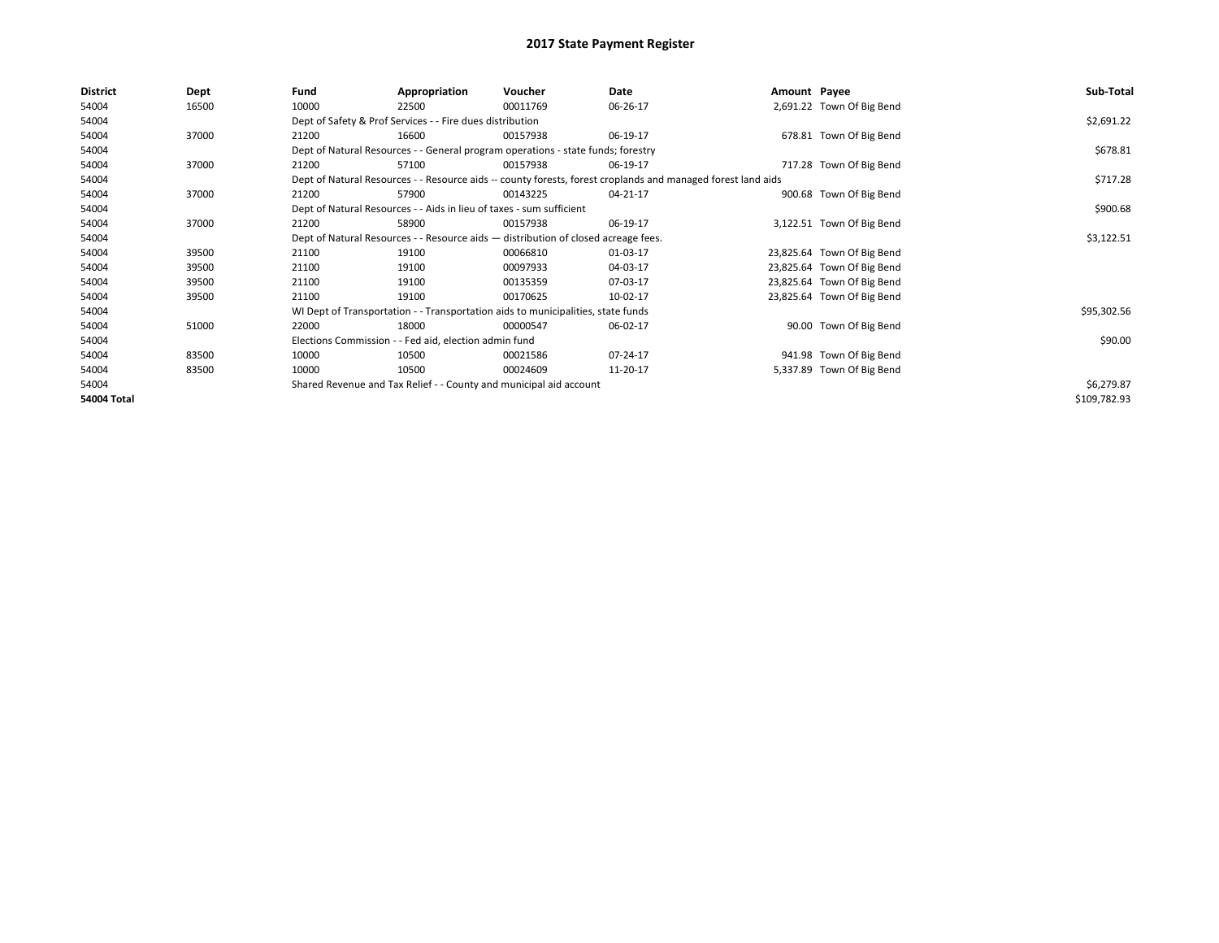# 2017 State Payment Register

| District | Dept | Fund | Appropriation | Voucher | Date | Amount | Payee | Sub-Total |
|---|---|---|---|---|---|---|---|---|
| 54004 | 16500 | 10000 | 22500 | 00011769 | 06-26-17 | 2,691.22 | Town Of Big Bend | |
| 54004 | | Dept of Safety & Prof Services - - Fire dues distribution | | | | | | $2,691.22 |
| 54004 | 37000 | 21200 | 16600 | 00157938 | 06-19-17 | 678.81 | Town Of Big Bend | |
| 54004 | | Dept of Natural Resources - - General program operations - state funds; forestry | | | | | | $678.81 |
| 54004 | 37000 | 21200 | 57100 | 00157938 | 06-19-17 | 717.28 | Town Of Big Bend | |
| 54004 | | Dept of Natural Resources - - Resource aids -- county forests, forest croplands and managed forest land aids | | | | | | $717.28 |
| 54004 | 37000 | 21200 | 57900 | 00143225 | 04-21-17 | 900.68 | Town Of Big Bend | |
| 54004 | | Dept of Natural Resources - - Aids in lieu of taxes - sum sufficient | | | | | | $900.68 |
| 54004 | 37000 | 21200 | 58900 | 00157938 | 06-19-17 | 3,122.51 | Town Of Big Bend | |
| 54004 | | Dept of Natural Resources - - Resource aids — distribution of closed acreage fees. | | | | | | $3,122.51 |
| 54004 | 39500 | 21100 | 19100 | 00066810 | 01-03-17 | 23,825.64 | Town Of Big Bend | |
| 54004 | 39500 | 21100 | 19100 | 00097933 | 04-03-17 | 23,825.64 | Town Of Big Bend | |
| 54004 | 39500 | 21100 | 19100 | 00135359 | 07-03-17 | 23,825.64 | Town Of Big Bend | |
| 54004 | 39500 | 21100 | 19100 | 00170625 | 10-02-17 | 23,825.64 | Town Of Big Bend | |
| 54004 | | WI Dept of Transportation - - Transportation aids to municipalities, state funds | | | | | | $95,302.56 |
| 54004 | 51000 | 22000 | 18000 | 00000547 | 06-02-17 | 90.00 | Town Of Big Bend | |
| 54004 | | Elections Commission - - Fed aid, election admin fund | | | | | | $90.00 |
| 54004 | 83500 | 10000 | 10500 | 00021586 | 07-24-17 | 941.98 | Town Of Big Bend | |
| 54004 | 83500 | 10000 | 10500 | 00024609 | 11-20-17 | 5,337.89 | Town Of Big Bend | |
| 54004 | | Shared Revenue and Tax Relief - - County and municipal aid account | | | | | | $6,279.87 |
| **54004 Total** | | | | | | | | $109,782.93 |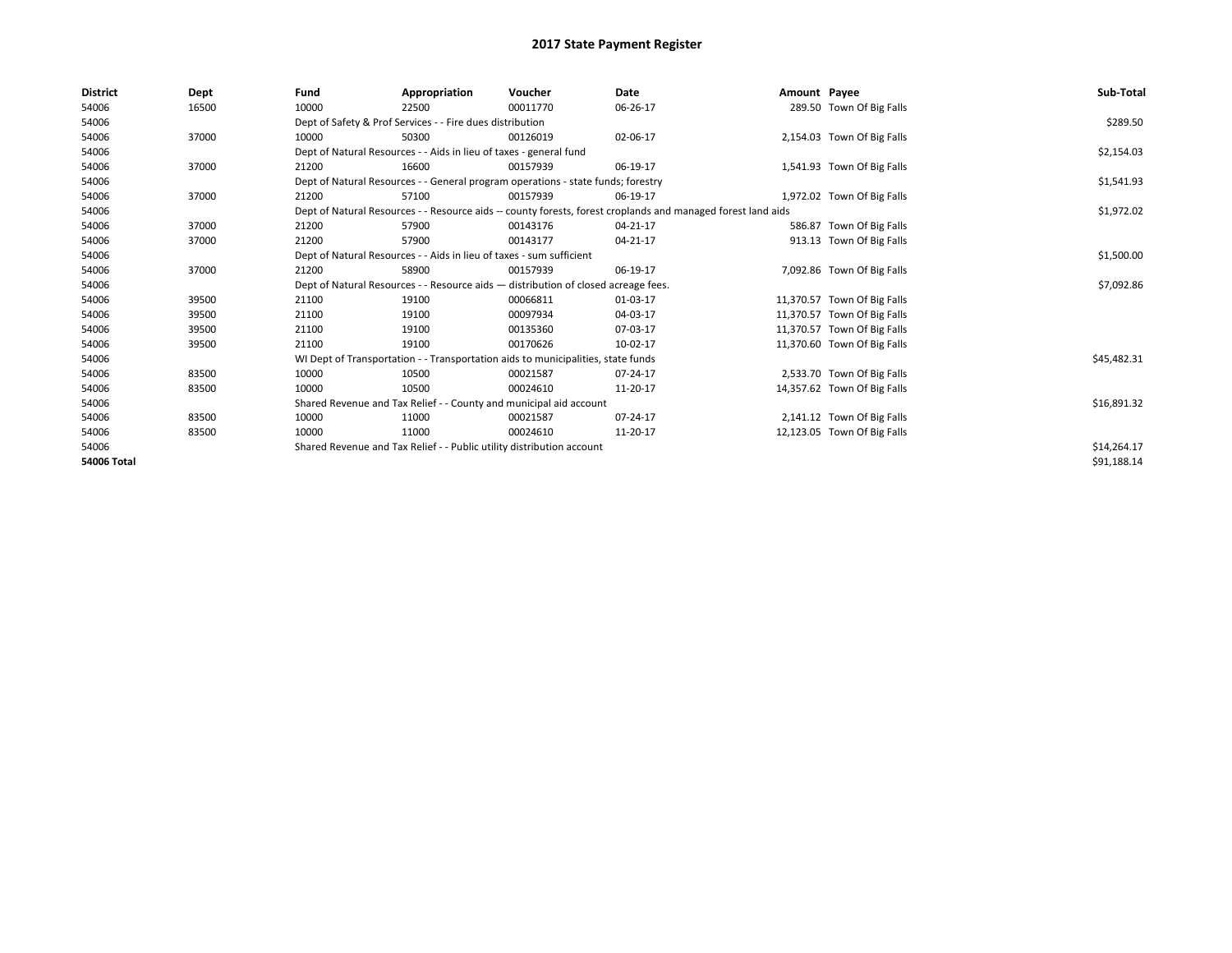# 2017 State Payment Register

| District | Dept | Fund | Appropriation | Voucher | Date | Amount | Payee | Sub-Total |
|---|---|---|---|---|---|---|---|---|
| 54006 | 16500 | 10000 | 22500 | 00011770 | 06-26-17 | 289.50 | Town Of Big Falls | |
| 54006 | | Dept of Safety & Prof Services - - Fire dues distribution | | | | | | $289.50 |
| 54006 | 37000 | 10000 | 50300 | 00126019 | 02-06-17 | 2,154.03 | Town Of Big Falls | |
| 54006 | | Dept of Natural Resources - - Aids in lieu of taxes - general fund | | | | | | $2,154.03 |
| 54006 | 37000 | 21200 | 16600 | 00157939 | 06-19-17 | 1,541.93 | Town Of Big Falls | |
| 54006 | | Dept of Natural Resources - - General program operations - state funds; forestry | | | | | | $1,541.93 |
| 54006 | 37000 | 21200 | 57100 | 00157939 | 06-19-17 | 1,972.02 | Town Of Big Falls | |
| 54006 | | Dept of Natural Resources - - Resource aids -- county forests, forest croplands and managed forest land aids | | | | | | $1,972.02 |
| 54006 | 37000 | 21200 | 57900 | 00143176 | 04-21-17 | 586.87 | Town Of Big Falls | |
| 54006 | 37000 | 21200 | 57900 | 00143177 | 04-21-17 | 913.13 | Town Of Big Falls | |
| 54006 | | Dept of Natural Resources - - Aids in lieu of taxes - sum sufficient | | | | | | $1,500.00 |
| 54006 | 37000 | 21200 | 58900 | 00157939 | 06-19-17 | 7,092.86 | Town Of Big Falls | |
| 54006 | | Dept of Natural Resources - - Resource aids — distribution of closed acreage fees. | | | | | | $7,092.86 |
| 54006 | 39500 | 21100 | 19100 | 00066811 | 01-03-17 | 11,370.57 | Town Of Big Falls | |
| 54006 | 39500 | 21100 | 19100 | 00097934 | 04-03-17 | 11,370.57 | Town Of Big Falls | |
| 54006 | 39500 | 21100 | 19100 | 00135360 | 07-03-17 | 11,370.57 | Town Of Big Falls | |
| 54006 | 39500 | 21100 | 19100 | 00170626 | 10-02-17 | 11,370.60 | Town Of Big Falls | |
| 54006 | | WI Dept of Transportation - - Transportation aids to municipalities, state funds | | | | | | $45,482.31 |
| 54006 | 83500 | 10000 | 10500 | 00021587 | 07-24-17 | 2,533.70 | Town Of Big Falls | |
| 54006 | 83500 | 10000 | 10500 | 00024610 | 11-20-17 | 14,357.62 | Town Of Big Falls | |
| 54006 | | Shared Revenue and Tax Relief - - County and municipal aid account | | | | | | $16,891.32 |
| 54006 | 83500 | 10000 | 11000 | 00021587 | 07-24-17 | 2,141.12 | Town Of Big Falls | |
| 54006 | 83500 | 10000 | 11000 | 00024610 | 11-20-17 | 12,123.05 | Town Of Big Falls | |
| 54006 | | Shared Revenue and Tax Relief - - Public utility distribution account | | | | | | $14,264.17 |
| **54006 Total** | | | | | | | | $91,188.14 |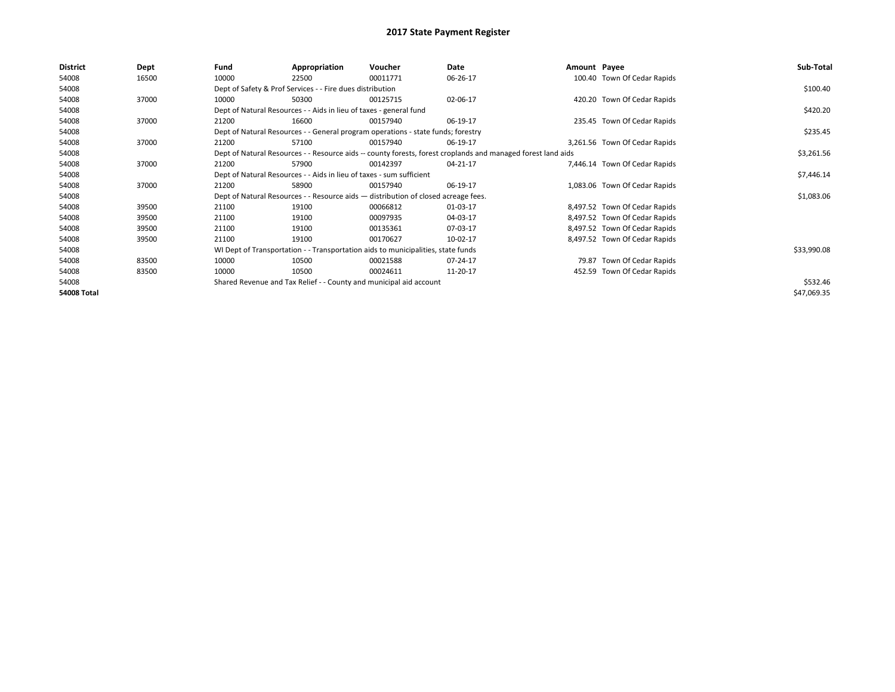# 2017 State Payment Register

| District | Dept | Fund | Appropriation | Voucher | Date | Amount | Payee | Sub-Total |
|---|---|---|---|---|---|---|---|---|
| 54008 | 16500 | 10000 | 22500 | 00011771 | 06-26-17 | 100.40 | Town Of Cedar Rapids | |
| 54008 | | Dept of Safety & Prof Services - - Fire dues distribution | | | | | | $100.40 |
| 54008 | 37000 | 10000 | 50300 | 00125715 | 02-06-17 | 420.20 | Town Of Cedar Rapids | |
| 54008 | | Dept of Natural Resources - - Aids in lieu of taxes - general fund | | | | | | $420.20 |
| 54008 | 37000 | 21200 | 16600 | 00157940 | 06-19-17 | 235.45 | Town Of Cedar Rapids | |
| 54008 | | Dept of Natural Resources - - General program operations - state funds; forestry | | | | | | $235.45 |
| 54008 | 37000 | 21200 | 57100 | 00157940 | 06-19-17 | 3,261.56 | Town Of Cedar Rapids | |
| 54008 | | Dept of Natural Resources - - Resource aids -- county forests, forest croplands and managed forest land aids | | | | | | $3,261.56 |
| 54008 | 37000 | 21200 | 57900 | 00142397 | 04-21-17 | 7,446.14 | Town Of Cedar Rapids | |
| 54008 | | Dept of Natural Resources - - Aids in lieu of taxes - sum sufficient | | | | | | $7,446.14 |
| 54008 | 37000 | 21200 | 58900 | 00157940 | 06-19-17 | 1,083.06 | Town Of Cedar Rapids | |
| 54008 | | Dept of Natural Resources - - Resource aids — distribution of closed acreage fees. | | | | | | $1,083.06 |
| 54008 | 39500 | 21100 | 19100 | 00066812 | 01-03-17 | 8,497.52 | Town Of Cedar Rapids | |
| 54008 | 39500 | 21100 | 19100 | 00097935 | 04-03-17 | 8,497.52 | Town Of Cedar Rapids | |
| 54008 | 39500 | 21100 | 19100 | 00135361 | 07-03-17 | 8,497.52 | Town Of Cedar Rapids | |
| 54008 | 39500 | 21100 | 19100 | 00170627 | 10-02-17 | 8,497.52 | Town Of Cedar Rapids | |
| 54008 | | WI Dept of Transportation - - Transportation aids to municipalities, state funds | | | | | | $33,990.08 |
| 54008 | 83500 | 10000 | 10500 | 00021588 | 07-24-17 | 79.87 | Town Of Cedar Rapids | |
| 54008 | 83500 | 10000 | 10500 | 00024611 | 11-20-17 | 452.59 | Town Of Cedar Rapids | |
| 54008 | | Shared Revenue and Tax Relief - - County and municipal aid account | | | | | | $532.46 |
| **54008 Total** | | | | | | | | $47,069.35 |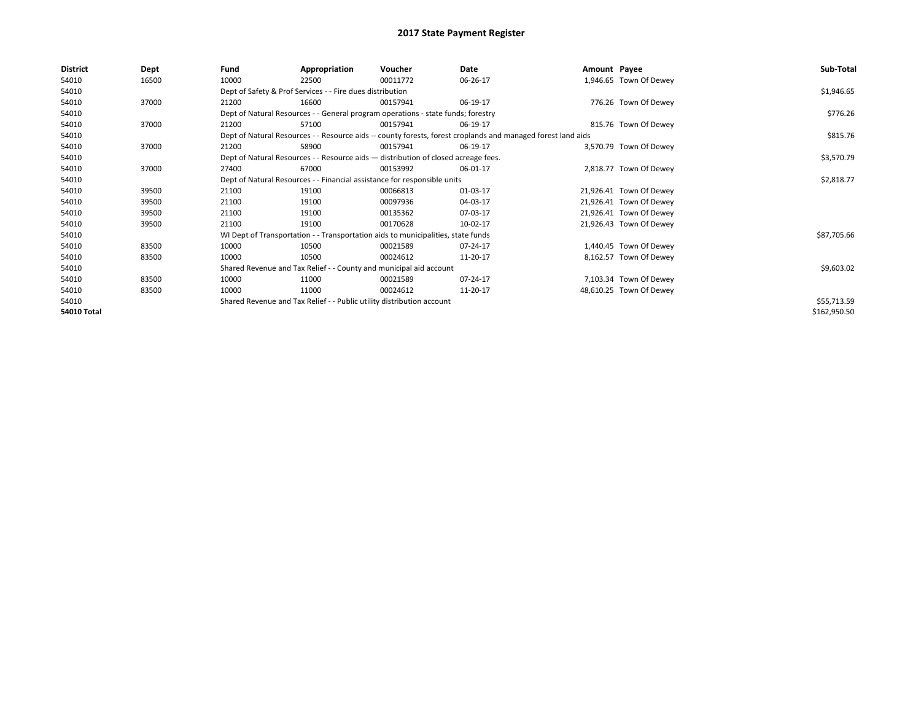# 2017 State Payment Register

| District | Dept | Fund | Appropriation | Voucher | Date | Amount | Payee | Sub-Total |
|---|---|---|---|---|---|---|---|---|
| 54010 | 16500 | 10000 | 22500 | 00011772 | 06-26-17 | 1,946.65 | Town Of Dewey | |
| 54010 | | Dept of Safety & Prof Services - - Fire dues distribution | | | | | | $1,946.65 |
| 54010 | 37000 | 21200 | 16600 | 00157941 | 06-19-17 | 776.26 | Town Of Dewey | |
| 54010 | | Dept of Natural Resources - - General program operations - state funds; forestry | | | | | | $776.26 |
| 54010 | 37000 | 21200 | 57100 | 00157941 | 06-19-17 | 815.76 | Town Of Dewey | |
| 54010 | | Dept of Natural Resources - - Resource aids -- county forests, forest croplands and managed forest land aids | | | | | | $815.76 |
| 54010 | 37000 | 21200 | 58900 | 00157941 | 06-19-17 | 3,570.79 | Town Of Dewey | |
| 54010 | | Dept of Natural Resources - - Resource aids — distribution of closed acreage fees. | | | | | | $3,570.79 |
| 54010 | 37000 | 27400 | 67000 | 00153992 | 06-01-17 | 2,818.77 | Town Of Dewey | |
| 54010 | | Dept of Natural Resources - - Financial assistance for responsible units | | | | | | $2,818.77 |
| 54010 | 39500 | 21100 | 19100 | 00066813 | 01-03-17 | 21,926.41 | Town Of Dewey | |
| 54010 | 39500 | 21100 | 19100 | 00097936 | 04-03-17 | 21,926.41 | Town Of Dewey | |
| 54010 | 39500 | 21100 | 19100 | 00135362 | 07-03-17 | 21,926.41 | Town Of Dewey | |
| 54010 | 39500 | 21100 | 19100 | 00170628 | 10-02-17 | 21,926.43 | Town Of Dewey | |
| 54010 | | WI Dept of Transportation - - Transportation aids to municipalities, state funds | | | | | | $87,705.66 |
| 54010 | 83500 | 10000 | 10500 | 00021589 | 07-24-17 | 1,440.45 | Town Of Dewey | |
| 54010 | 83500 | 10000 | 10500 | 00024612 | 11-20-17 | 8,162.57 | Town Of Dewey | |
| 54010 | | Shared Revenue and Tax Relief - - County and municipal aid account | | | | | | $9,603.02 |
| 54010 | 83500 | 10000 | 11000 | 00021589 | 07-24-17 | 7,103.34 | Town Of Dewey | |
| 54010 | 83500 | 10000 | 11000 | 00024612 | 11-20-17 | 48,610.25 | Town Of Dewey | |
| 54010 | | Shared Revenue and Tax Relief - - Public utility distribution account | | | | | | $55,713.59 |
| **54010 Total** | | | | | | | | $162,950.50 |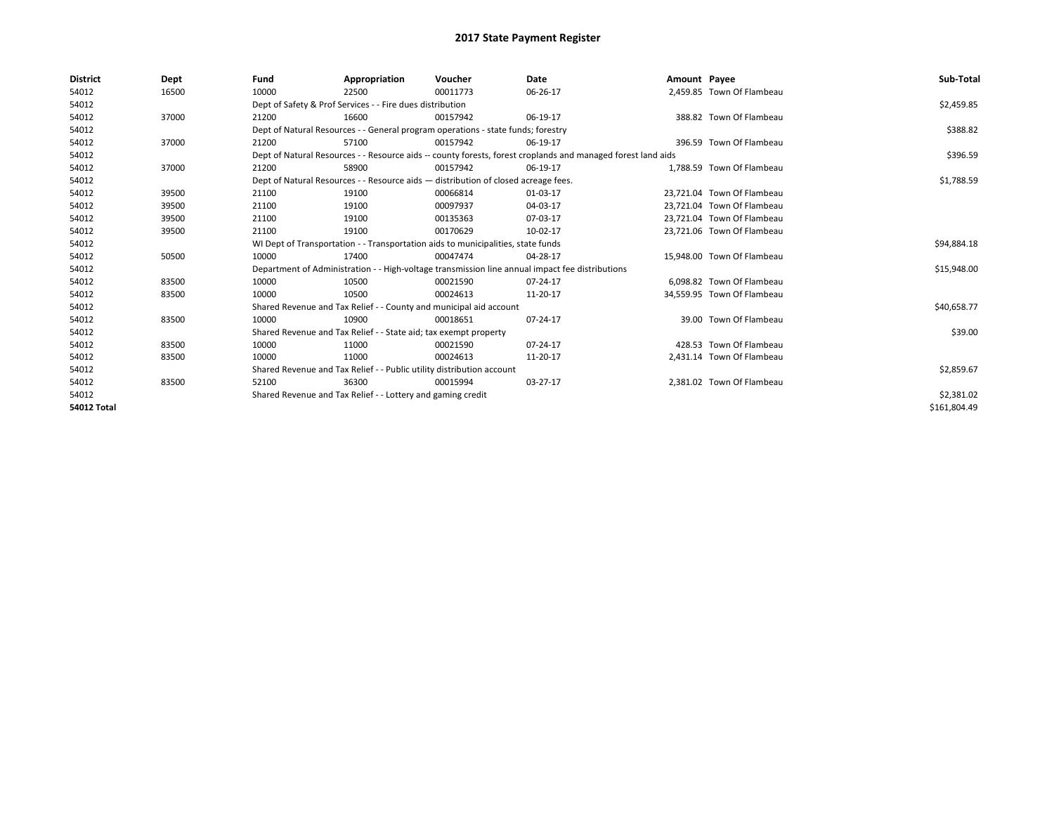# 2017 State Payment Register

| District | Dept | Fund | Appropriation | Voucher | Date | Amount | Payee | Sub-Total |
|---|---|---|---|---|---|---|---|---|
| 54012 | 16500 | 10000 | 22500 | 00011773 | 06-26-17 | 2,459.85 | Town Of Flambeau | |
| 54012 | | Dept of Safety & Prof Services - - Fire dues distribution | | | | | | $2,459.85 |
| 54012 | 37000 | 21200 | 16600 | 00157942 | 06-19-17 | 388.82 | Town Of Flambeau | |
| 54012 | | Dept of Natural Resources - - General program operations - state funds; forestry | | | | | | $388.82 |
| 54012 | 37000 | 21200 | 57100 | 00157942 | 06-19-17 | 396.59 | Town Of Flambeau | |
| 54012 | | Dept of Natural Resources - - Resource aids -- county forests, forest croplands and managed forest land aids | | | | | | $396.59 |
| 54012 | 37000 | 21200 | 58900 | 00157942 | 06-19-17 | 1,788.59 | Town Of Flambeau | |
| 54012 | | Dept of Natural Resources - - Resource aids — distribution of closed acreage fees. | | | | | | $1,788.59 |
| 54012 | 39500 | 21100 | 19100 | 00066814 | 01-03-17 | 23,721.04 | Town Of Flambeau | |
| 54012 | 39500 | 21100 | 19100 | 00097937 | 04-03-17 | 23,721.04 | Town Of Flambeau | |
| 54012 | 39500 | 21100 | 19100 | 00135363 | 07-03-17 | 23,721.04 | Town Of Flambeau | |
| 54012 | 39500 | 21100 | 19100 | 00170629 | 10-02-17 | 23,721.06 | Town Of Flambeau | |
| 54012 | | WI Dept of Transportation - - Transportation aids to municipalities, state funds | | | | | | $94,884.18 |
| 54012 | 50500 | 10000 | 17400 | 00047474 | 04-28-17 | 15,948.00 | Town Of Flambeau | |
| 54012 | | Department of Administration - - High-voltage transmission line annual impact fee distributions | | | | | | $15,948.00 |
| 54012 | 83500 | 10000 | 10500 | 00021590 | 07-24-17 | 6,098.82 | Town Of Flambeau | |
| 54012 | 83500 | 10000 | 10500 | 00024613 | 11-20-17 | 34,559.95 | Town Of Flambeau | |
| 54012 | | Shared Revenue and Tax Relief - - County and municipal aid account | | | | | | $40,658.77 |
| 54012 | 83500 | 10000 | 10900 | 00018651 | 07-24-17 | 39.00 | Town Of Flambeau | |
| 54012 | | Shared Revenue and Tax Relief - - State aid; tax exempt property | | | | | | $39.00 |
| 54012 | 83500 | 10000 | 11000 | 00021590 | 07-24-17 | 428.53 | Town Of Flambeau | |
| 54012 | 83500 | 10000 | 11000 | 00024613 | 11-20-17 | 2,431.14 | Town Of Flambeau | |
| 54012 | | Shared Revenue and Tax Relief - - Public utility distribution account | | | | | | $2,859.67 |
| 54012 | 83500 | 52100 | 36300 | 00015994 | 03-27-17 | 2,381.02 | Town Of Flambeau | |
| 54012 | | Shared Revenue and Tax Relief - - Lottery and gaming credit | | | | | | $2,381.02 |
| **54012 Total** | | | | | | | | $161,804.49 |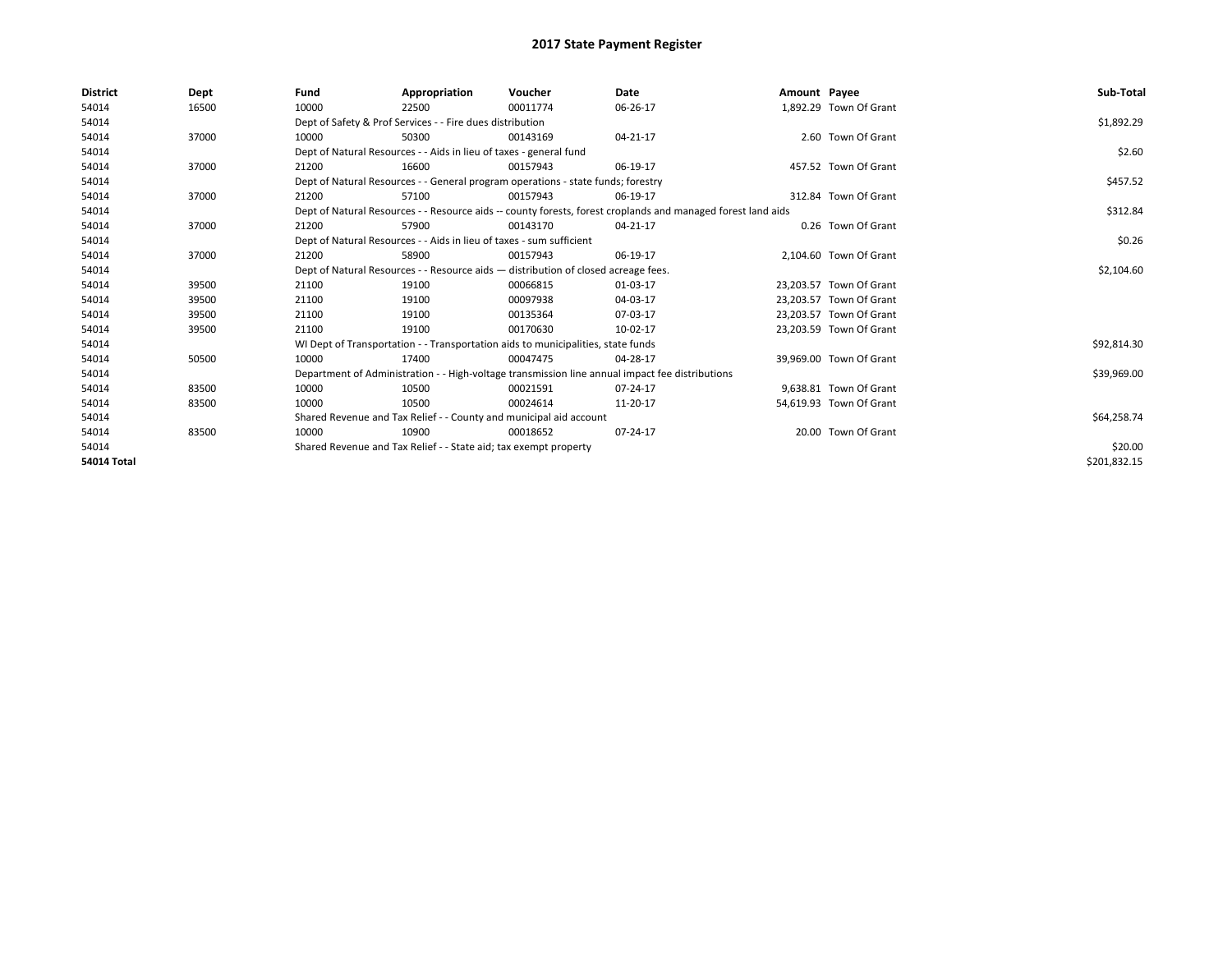# 2017 State Payment Register

| District | Dept | Fund | Appropriation | Voucher | Date | Amount | Payee | Sub-Total |
|---|---|---|---|---|---|---|---|---|
| 54014 | 16500 | 10000 | 22500 | 00011774 | 06-26-17 | 1,892.29 | Town Of Grant | |
| 54014 | | Dept of Safety & Prof Services - - Fire dues distribution | | | | | | $1,892.29 |
| 54014 | 37000 | 10000 | 50300 | 00143169 | 04-21-17 | 2.60 | Town Of Grant | |
| 54014 | | Dept of Natural Resources - - Aids in lieu of taxes - general fund | | | | | | $2.60 |
| 54014 | 37000 | 21200 | 16600 | 00157943 | 06-19-17 | 457.52 | Town Of Grant | |
| 54014 | | Dept of Natural Resources - - General program operations - state funds; forestry | | | | | | $457.52 |
| 54014 | 37000 | 21200 | 57100 | 00157943 | 06-19-17 | 312.84 | Town Of Grant | |
| 54014 | | Dept of Natural Resources - - Resource aids -- county forests, forest croplands and managed forest land aids | | | | | | $312.84 |
| 54014 | 37000 | 21200 | 57900 | 00143170 | 04-21-17 | 0.26 | Town Of Grant | |
| 54014 | | Dept of Natural Resources - - Aids in lieu of taxes - sum sufficient | | | | | | $0.26 |
| 54014 | 37000 | 21200 | 58900 | 00157943 | 06-19-17 | 2,104.60 | Town Of Grant | |
| 54014 | | Dept of Natural Resources - - Resource aids — distribution of closed acreage fees. | | | | | | $2,104.60 |
| 54014 | 39500 | 21100 | 19100 | 00066815 | 01-03-17 | 23,203.57 | Town Of Grant | |
| 54014 | 39500 | 21100 | 19100 | 00097938 | 04-03-17 | 23,203.57 | Town Of Grant | |
| 54014 | 39500 | 21100 | 19100 | 00135364 | 07-03-17 | 23,203.57 | Town Of Grant | |
| 54014 | 39500 | 21100 | 19100 | 00170630 | 10-02-17 | 23,203.59 | Town Of Grant | |
| 54014 | | WI Dept of Transportation - - Transportation aids to municipalities, state funds | | | | | | $92,814.30 |
| 54014 | 50500 | 10000 | 17400 | 00047475 | 04-28-17 | 39,969.00 | Town Of Grant | |
| 54014 | | Department of Administration - - High-voltage transmission line annual impact fee distributions | | | | | | $39,969.00 |
| 54014 | 83500 | 10000 | 10500 | 00021591 | 07-24-17 | 9,638.81 | Town Of Grant | |
| 54014 | 83500 | 10000 | 10500 | 00024614 | 11-20-17 | 54,619.93 | Town Of Grant | |
| 54014 | | Shared Revenue and Tax Relief - - County and municipal aid account | | | | | | $64,258.74 |
| 54014 | 83500 | 10000 | 10900 | 00018652 | 07-24-17 | 20.00 | Town Of Grant | |
| 54014 | | Shared Revenue and Tax Relief - - State aid; tax exempt property | | | | | | $20.00 |
| **54014 Total** | | | | | | | | $201,832.15 |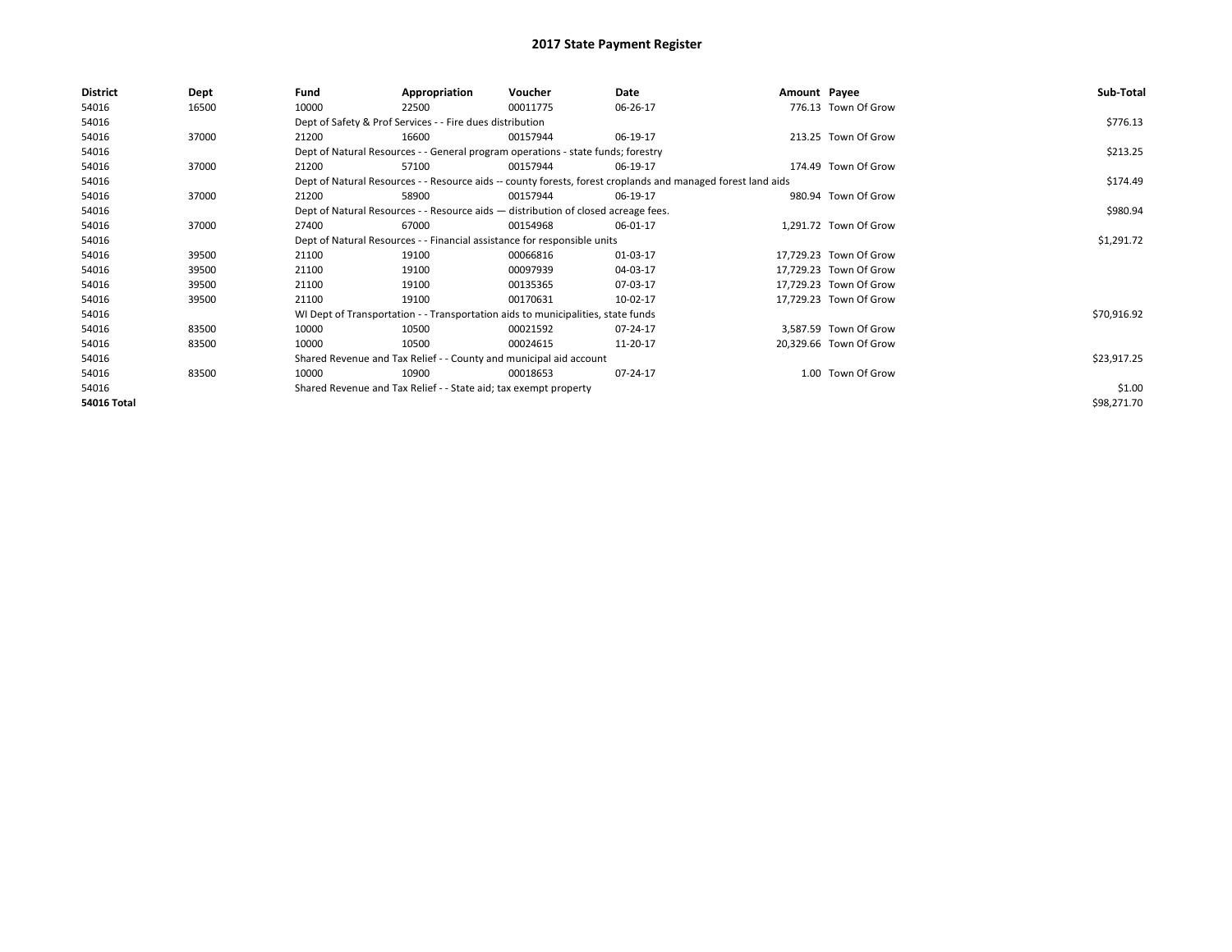# 2017 State Payment Register

| District | Dept | Fund | Appropriation | Voucher | Date | Amount | Payee | Sub-Total |
|---|---|---|---|---|---|---|---|---|
| 54016 | 16500 | 10000 | 22500 | 00011775 | 06-26-17 | 776.13 | Town Of Grow | |
| 54016 | | Dept of Safety & Prof Services - - Fire dues distribution | | | | | | $776.13 |
| 54016 | 37000 | 21200 | 16600 | 00157944 | 06-19-17 | 213.25 | Town Of Grow | |
| 54016 | | Dept of Natural Resources - - General program operations - state funds; forestry | | | | | | $213.25 |
| 54016 | 37000 | 21200 | 57100 | 00157944 | 06-19-17 | 174.49 | Town Of Grow | |
| 54016 | | Dept of Natural Resources - - Resource aids -- county forests, forest croplands and managed forest land aids | | | | | | $174.49 |
| 54016 | 37000 | 21200 | 58900 | 00157944 | 06-19-17 | 980.94 | Town Of Grow | |
| 54016 | | Dept of Natural Resources - - Resource aids — distribution of closed acreage fees. | | | | | | $980.94 |
| 54016 | 37000 | 27400 | 67000 | 00154968 | 06-01-17 | 1,291.72 | Town Of Grow | |
| 54016 | | Dept of Natural Resources - - Financial assistance for responsible units | | | | | | $1,291.72 |
| 54016 | 39500 | 21100 | 19100 | 00066816 | 01-03-17 | 17,729.23 | Town Of Grow | |
| 54016 | 39500 | 21100 | 19100 | 00097939 | 04-03-17 | 17,729.23 | Town Of Grow | |
| 54016 | 39500 | 21100 | 19100 | 00135365 | 07-03-17 | 17,729.23 | Town Of Grow | |
| 54016 | 39500 | 21100 | 19100 | 00170631 | 10-02-17 | 17,729.23 | Town Of Grow | |
| 54016 | | WI Dept of Transportation - - Transportation aids to municipalities, state funds | | | | | | $70,916.92 |
| 54016 | 83500 | 10000 | 10500 | 00021592 | 07-24-17 | 3,587.59 | Town Of Grow | |
| 54016 | 83500 | 10000 | 10500 | 00024615 | 11-20-17 | 20,329.66 | Town Of Grow | |
| 54016 | | Shared Revenue and Tax Relief - - County and municipal aid account | | | | | | $23,917.25 |
| 54016 | 83500 | 10000 | 10900 | 00018653 | 07-24-17 | 1.00 | Town Of Grow | |
| 54016 | | Shared Revenue and Tax Relief - - State aid; tax exempt property | | | | | | $1.00 |
| **54016 Total** | | | | | | | | $98,271.70 |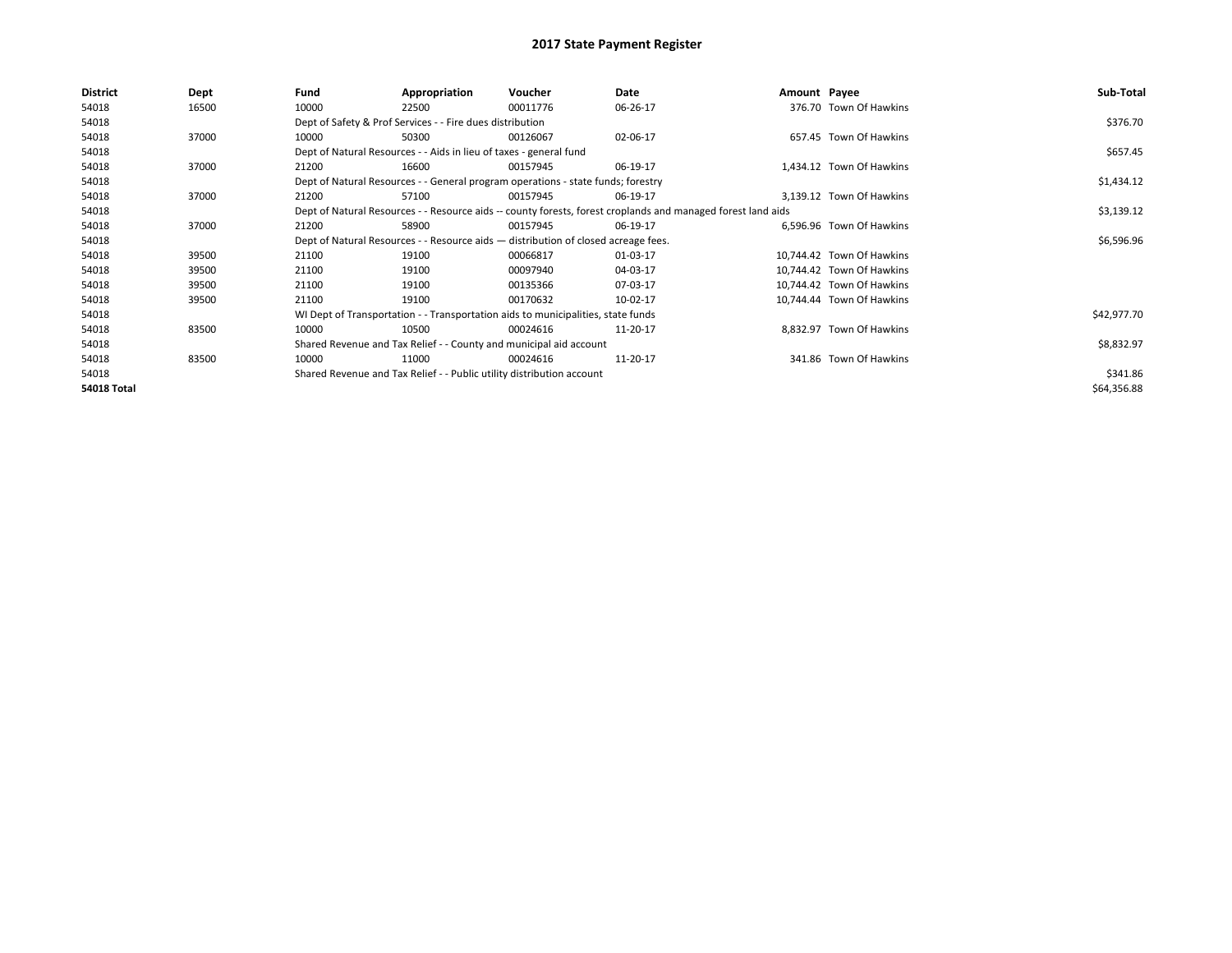# 2017 State Payment Register

| District | Dept | Fund | Appropriation | Voucher | Date | Amount | Payee | Sub-Total |
|---|---|---|---|---|---|---|---|---|
| 54018 | 16500 | 10000 | 22500 | 00011776 | 06-26-17 | 376.70 | Town Of Hawkins | |
| 54018 | | Dept of Safety & Prof Services - - Fire dues distribution | | | | | | $376.70 |
| 54018 | 37000 | 10000 | 50300 | 00126067 | 02-06-17 | 657.45 | Town Of Hawkins | |
| 54018 | | Dept of Natural Resources - - Aids in lieu of taxes - general fund | | | | | | $657.45 |
| 54018 | 37000 | 21200 | 16600 | 00157945 | 06-19-17 | 1,434.12 | Town Of Hawkins | |
| 54018 | | Dept of Natural Resources - - General program operations - state funds; forestry | | | | | | $1,434.12 |
| 54018 | 37000 | 21200 | 57100 | 00157945 | 06-19-17 | 3,139.12 | Town Of Hawkins | |
| 54018 | | Dept of Natural Resources - - Resource aids -- county forests, forest croplands and managed forest land aids | | | | | | $3,139.12 |
| 54018 | 37000 | 21200 | 58900 | 00157945 | 06-19-17 | 6,596.96 | Town Of Hawkins | |
| 54018 | | Dept of Natural Resources - - Resource aids — distribution of closed acreage fees. | | | | | | $6,596.96 |
| 54018 | 39500 | 21100 | 19100 | 00066817 | 01-03-17 | 10,744.42 | Town Of Hawkins | |
| 54018 | 39500 | 21100 | 19100 | 00097940 | 04-03-17 | 10,744.42 | Town Of Hawkins | |
| 54018 | 39500 | 21100 | 19100 | 00135366 | 07-03-17 | 10,744.42 | Town Of Hawkins | |
| 54018 | 39500 | 21100 | 19100 | 00170632 | 10-02-17 | 10,744.44 | Town Of Hawkins | |
| 54018 | | WI Dept of Transportation - - Transportation aids to municipalities, state funds | | | | | | $42,977.70 |
| 54018 | 83500 | 10000 | 10500 | 00024616 | 11-20-17 | 8,832.97 | Town Of Hawkins | |
| 54018 | | Shared Revenue and Tax Relief - - County and municipal aid account | | | | | | $8,832.97 |
| 54018 | 83500 | 10000 | 11000 | 00024616 | 11-20-17 | 341.86 | Town Of Hawkins | |
| 54018 | | Shared Revenue and Tax Relief - - Public utility distribution account | | | | | | $341.86 |
| **54018 Total** | | | | | | | | $64,356.88 |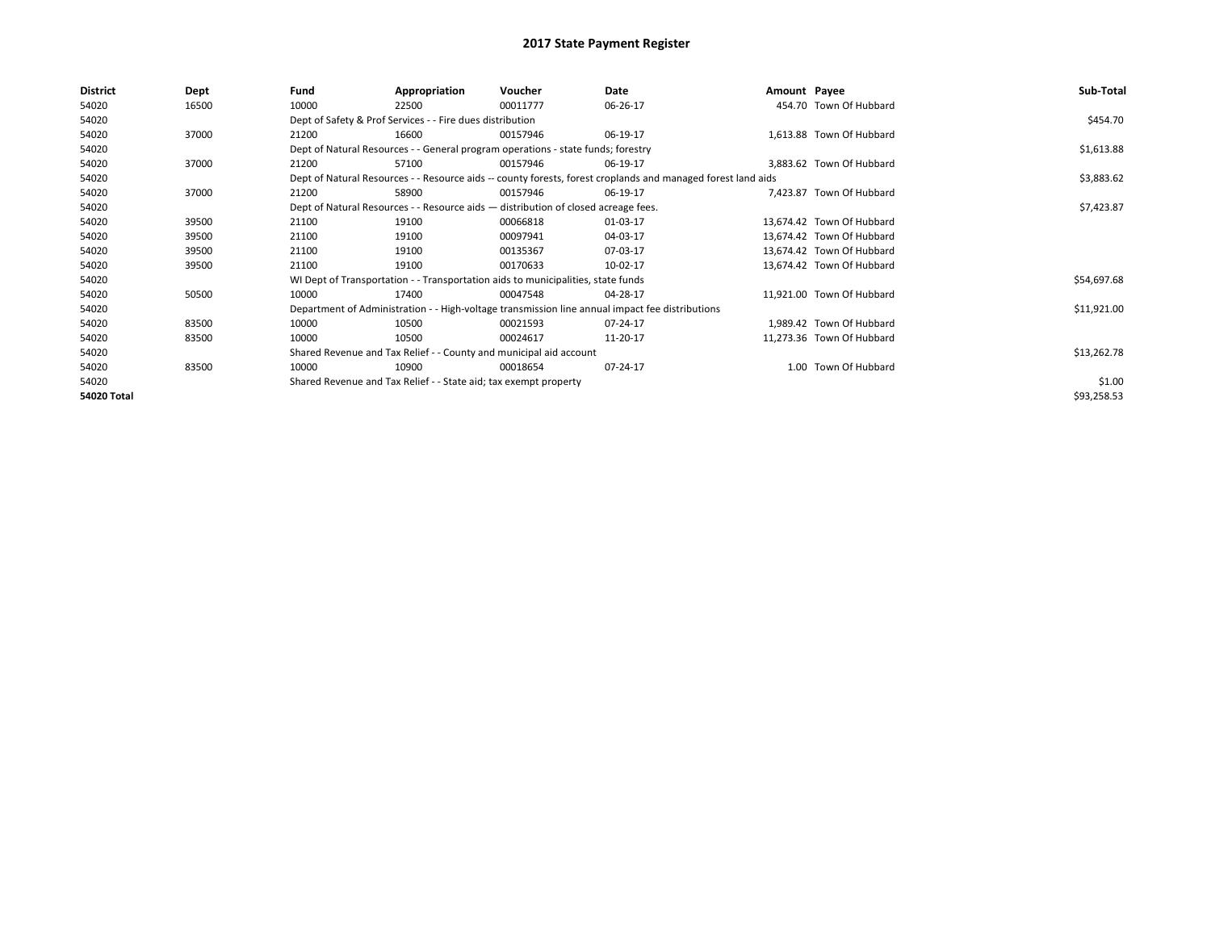# 2017 State Payment Register

| District | Dept | Fund | Appropriation | Voucher | Date | Amount | Payee | Sub-Total |
|---|---|---|---|---|---|---|---|---|
| 54020 | 16500 | 10000 | 22500 | 00011777 | 06-26-17 | 454.70 | Town Of Hubbard | |
| 54020 | | Dept of Safety & Prof Services - - Fire dues distribution | | | | | | $454.70 |
| 54020 | 37000 | 21200 | 16600 | 00157946 | 06-19-17 | 1,613.88 | Town Of Hubbard | |
| 54020 | | Dept of Natural Resources - - General program operations - state funds; forestry | | | | | | $1,613.88 |
| 54020 | 37000 | 21200 | 57100 | 00157946 | 06-19-17 | 3,883.62 | Town Of Hubbard | |
| 54020 | | Dept of Natural Resources - - Resource aids -- county forests, forest croplands and managed forest land aids | | | | | | $3,883.62 |
| 54020 | 37000 | 21200 | 58900 | 00157946 | 06-19-17 | 7,423.87 | Town Of Hubbard | |
| 54020 | | Dept of Natural Resources - - Resource aids — distribution of closed acreage fees. | | | | | | $7,423.87 |
| 54020 | 39500 | 21100 | 19100 | 00066818 | 01-03-17 | 13,674.42 | Town Of Hubbard | |
| 54020 | 39500 | 21100 | 19100 | 00097941 | 04-03-17 | 13,674.42 | Town Of Hubbard | |
| 54020 | 39500 | 21100 | 19100 | 00135367 | 07-03-17 | 13,674.42 | Town Of Hubbard | |
| 54020 | 39500 | 21100 | 19100 | 00170633 | 10-02-17 | 13,674.42 | Town Of Hubbard | |
| 54020 | | WI Dept of Transportation - - Transportation aids to municipalities, state funds | | | | | | $54,697.68 |
| 54020 | 50500 | 10000 | 17400 | 00047548 | 04-28-17 | 11,921.00 | Town Of Hubbard | |
| 54020 | | Department of Administration - - High-voltage transmission line annual impact fee distributions | | | | | | $11,921.00 |
| 54020 | 83500 | 10000 | 10500 | 00021593 | 07-24-17 | 1,989.42 | Town Of Hubbard | |
| 54020 | 83500 | 10000 | 10500 | 00024617 | 11-20-17 | 11,273.36 | Town Of Hubbard | |
| 54020 | | Shared Revenue and Tax Relief - - County and municipal aid account | | | | | | $13,262.78 |
| 54020 | 83500 | 10000 | 10900 | 00018654 | 07-24-17 | 1.00 | Town Of Hubbard | |
| 54020 | | Shared Revenue and Tax Relief - - State aid; tax exempt property | | | | | | $1.00 |
| **54020 Total** | | | | | | | | $93,258.53 |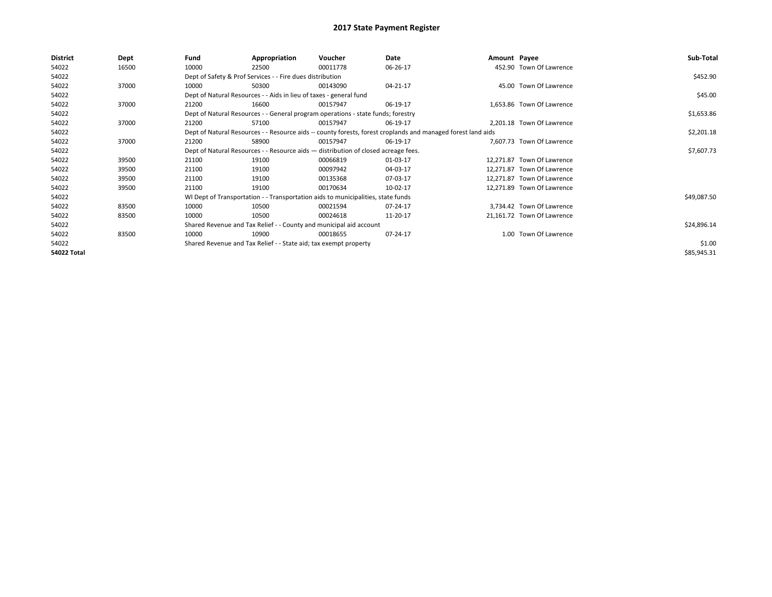# 2017 State Payment Register

| District | Dept | Fund | Appropriation | Voucher | Date | Amount | Payee | Sub-Total |
|---|---|---|---|---|---|---|---|---|
| 54022 | 16500 | 10000 | 22500 | 00011778 | 06-26-17 | 452.90 | Town Of Lawrence | |
| 54022 | | Dept of Safety & Prof Services - - Fire dues distribution | | | | | | $452.90 |
| 54022 | 37000 | 10000 | 50300 | 00143090 | 04-21-17 | 45.00 | Town Of Lawrence | |
| 54022 | | Dept of Natural Resources - - Aids in lieu of taxes - general fund | | | | | | $45.00 |
| 54022 | 37000 | 21200 | 16600 | 00157947 | 06-19-17 | 1,653.86 | Town Of Lawrence | |
| 54022 | | Dept of Natural Resources - - General program operations - state funds; forestry | | | | | | $1,653.86 |
| 54022 | 37000 | 21200 | 57100 | 00157947 | 06-19-17 | 2,201.18 | Town Of Lawrence | |
| 54022 | | Dept of Natural Resources - - Resource aids -- county forests, forest croplands and managed forest land aids | | | | | | $2,201.18 |
| 54022 | 37000 | 21200 | 58900 | 00157947 | 06-19-17 | 7,607.73 | Town Of Lawrence | |
| 54022 | | Dept of Natural Resources - - Resource aids — distribution of closed acreage fees. | | | | | | $7,607.73 |
| 54022 | 39500 | 21100 | 19100 | 00066819 | 01-03-17 | 12,271.87 | Town Of Lawrence | |
| 54022 | 39500 | 21100 | 19100 | 00097942 | 04-03-17 | 12,271.87 | Town Of Lawrence | |
| 54022 | 39500 | 21100 | 19100 | 00135368 | 07-03-17 | 12,271.87 | Town Of Lawrence | |
| 54022 | 39500 | 21100 | 19100 | 00170634 | 10-02-17 | 12,271.89 | Town Of Lawrence | |
| 54022 | | WI Dept of Transportation - - Transportation aids to municipalities, state funds | | | | | | $49,087.50 |
| 54022 | 83500 | 10000 | 10500 | 00021594 | 07-24-17 | 3,734.42 | Town Of Lawrence | |
| 54022 | 83500 | 10000 | 10500 | 00024618 | 11-20-17 | 21,161.72 | Town Of Lawrence | |
| 54022 | | Shared Revenue and Tax Relief - - County and municipal aid account | | | | | | $24,896.14 |
| 54022 | 83500 | 10000 | 10900 | 00018655 | 07-24-17 | 1.00 | Town Of Lawrence | |
| 54022 | | Shared Revenue and Tax Relief - - State aid; tax exempt property | | | | | | $1.00 |
| **54022 Total** | | | | | | | | $85,945.31 |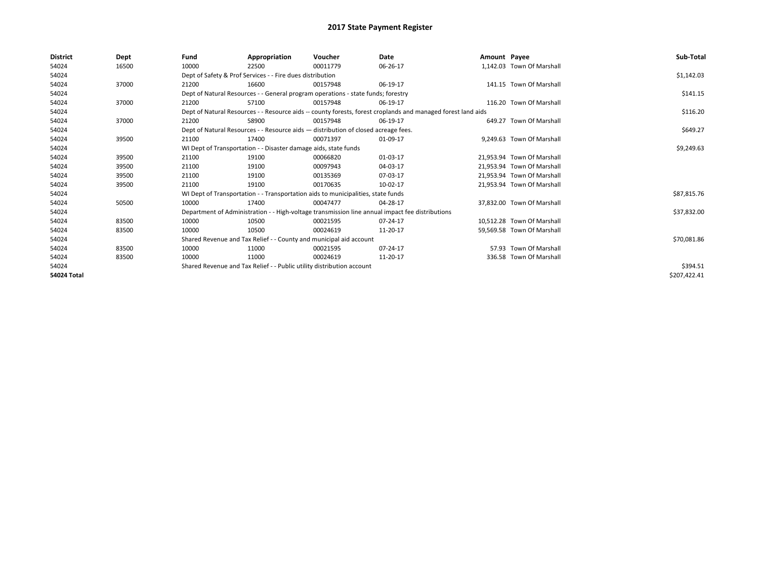# 2017 State Payment Register

| District | Dept | Fund | Appropriation | Voucher | Date | Amount | Payee | Sub-Total |
|---|---|---|---|---|---|---|---|---|
| 54024 | 16500 | 10000 | 22500 | 00011779 | 06-26-17 | 1,142.03 | Town Of Marshall | |
| 54024 | | Dept of Safety & Prof Services - - Fire dues distribution | | | | | | $1,142.03 |
| 54024 | 37000 | 21200 | 16600 | 00157948 | 06-19-17 | 141.15 | Town Of Marshall | |
| 54024 | | Dept of Natural Resources - - General program operations - state funds; forestry | | | | | | $141.15 |
| 54024 | 37000 | 21200 | 57100 | 00157948 | 06-19-17 | 116.20 | Town Of Marshall | |
| 54024 | | Dept of Natural Resources - - Resource aids -- county forests, forest croplands and managed forest land aids | | | | | | $116.20 |
| 54024 | 37000 | 21200 | 58900 | 00157948 | 06-19-17 | 649.27 | Town Of Marshall | |
| 54024 | | Dept of Natural Resources - - Resource aids — distribution of closed acreage fees. | | | | | | $649.27 |
| 54024 | 39500 | 21100 | 17400 | 00071397 | 01-09-17 | 9,249.63 | Town Of Marshall | |
| 54024 | | WI Dept of Transportation - - Disaster damage aids, state funds | | | | | | $9,249.63 |
| 54024 | 39500 | 21100 | 19100 | 00066820 | 01-03-17 | 21,953.94 | Town Of Marshall | |
| 54024 | 39500 | 21100 | 19100 | 00097943 | 04-03-17 | 21,953.94 | Town Of Marshall | |
| 54024 | 39500 | 21100 | 19100 | 00135369 | 07-03-17 | 21,953.94 | Town Of Marshall | |
| 54024 | 39500 | 21100 | 19100 | 00170635 | 10-02-17 | 21,953.94 | Town Of Marshall | |
| 54024 | | WI Dept of Transportation - - Transportation aids to municipalities, state funds | | | | | | $87,815.76 |
| 54024 | 50500 | 10000 | 17400 | 00047477 | 04-28-17 | 37,832.00 | Town Of Marshall | |
| 54024 | | Department of Administration - - High-voltage transmission line annual impact fee distributions | | | | | | $37,832.00 |
| 54024 | 83500 | 10000 | 10500 | 00021595 | 07-24-17 | 10,512.28 | Town Of Marshall | |
| 54024 | 83500 | 10000 | 10500 | 00024619 | 11-20-17 | 59,569.58 | Town Of Marshall | |
| 54024 | | Shared Revenue and Tax Relief - - County and municipal aid account | | | | | | $70,081.86 |
| 54024 | 83500 | 10000 | 11000 | 00021595 | 07-24-17 | 57.93 | Town Of Marshall | |
| 54024 | 83500 | 10000 | 11000 | 00024619 | 11-20-17 | 336.58 | Town Of Marshall | |
| 54024 | | Shared Revenue and Tax Relief - - Public utility distribution account | | | | | | $394.51 |
| 54024 Total | | | | | | | | $207,422.41 |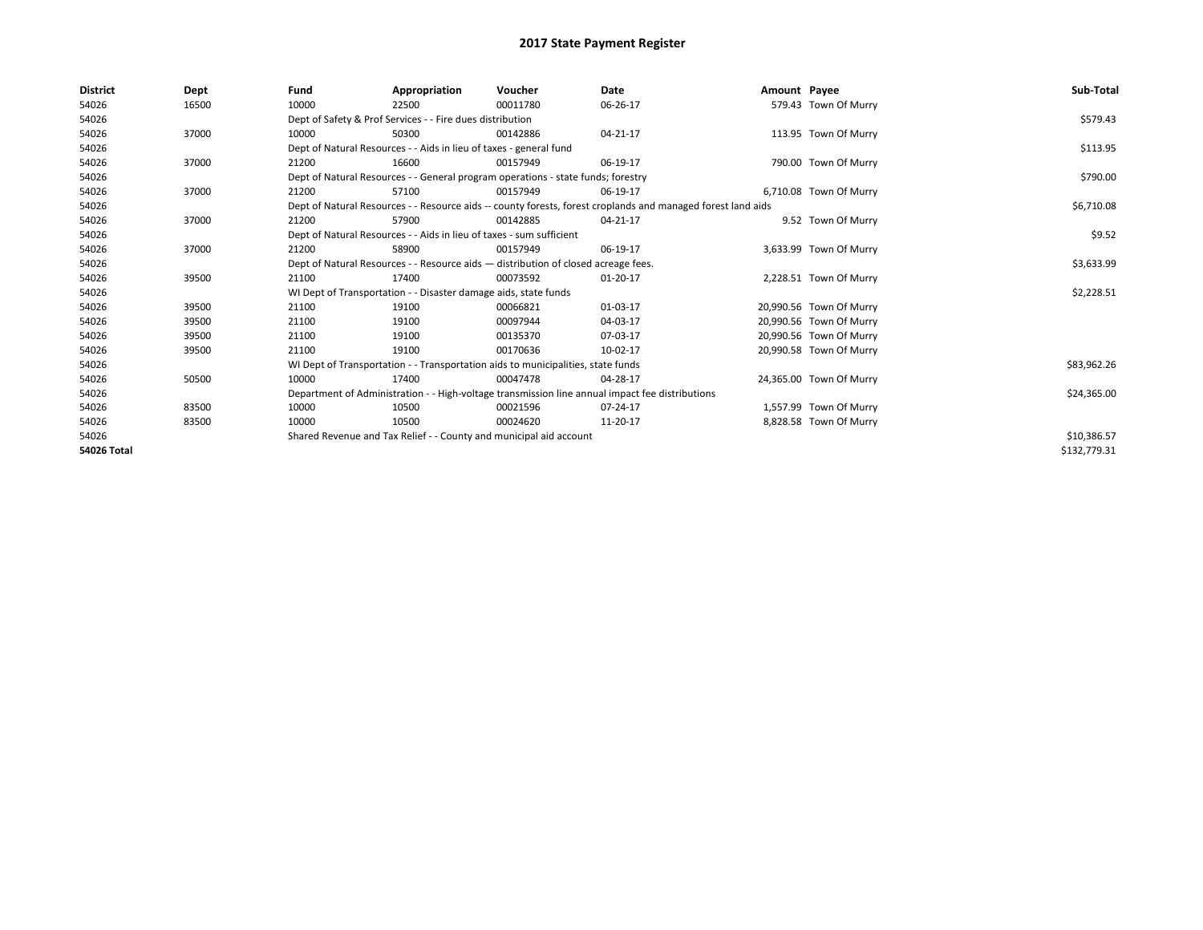# 2017 State Payment Register

| District | Dept | Fund | Appropriation | Voucher | Date | Amount | Payee | Sub-Total |
|---|---|---|---|---|---|---|---|---|
| 54026 | 16500 | 10000 | 22500 | 00011780 | 06-26-17 | 579.43 | Town Of Murry | |
| 54026 | | Dept of Safety & Prof Services - - Fire dues distribution | | | | | | $579.43 |
| 54026 | 37000 | 10000 | 50300 | 00142886 | 04-21-17 | 113.95 | Town Of Murry | |
| 54026 | | Dept of Natural Resources - - Aids in lieu of taxes - general fund | | | | | | $113.95 |
| 54026 | 37000 | 21200 | 16600 | 00157949 | 06-19-17 | 790.00 | Town Of Murry | |
| 54026 | | Dept of Natural Resources - - General program operations - state funds; forestry | | | | | | $790.00 |
| 54026 | 37000 | 21200 | 57100 | 00157949 | 06-19-17 | 6,710.08 | Town Of Murry | |
| 54026 | | Dept of Natural Resources - - Resource aids -- county forests, forest croplands and managed forest land aids | | | | | | $6,710.08 |
| 54026 | 37000 | 21200 | 57900 | 00142885 | 04-21-17 | 9.52 | Town Of Murry | |
| 54026 | | Dept of Natural Resources - - Aids in lieu of taxes - sum sufficient | | | | | | $9.52 |
| 54026 | 37000 | 21200 | 58900 | 00157949 | 06-19-17 | 3,633.99 | Town Of Murry | |
| 54026 | | Dept of Natural Resources - - Resource aids — distribution of closed acreage fees. | | | | | | $3,633.99 |
| 54026 | 39500 | 21100 | 17400 | 00073592 | 01-20-17 | 2,228.51 | Town Of Murry | |
| 54026 | | WI Dept of Transportation - - Disaster damage aids, state funds | | | | | | $2,228.51 |
| 54026 | 39500 | 21100 | 19100 | 00066821 | 01-03-17 | 20,990.56 | Town Of Murry | |
| 54026 | 39500 | 21100 | 19100 | 00097944 | 04-03-17 | 20,990.56 | Town Of Murry | |
| 54026 | 39500 | 21100 | 19100 | 00135370 | 07-03-17 | 20,990.56 | Town Of Murry | |
| 54026 | 39500 | 21100 | 19100 | 00170636 | 10-02-17 | 20,990.58 | Town Of Murry | |
| 54026 | | WI Dept of Transportation - - Transportation aids to municipalities, state funds | | | | | | $83,962.26 |
| 54026 | 50500 | 10000 | 17400 | 00047478 | 04-28-17 | 24,365.00 | Town Of Murry | |
| 54026 | | Department of Administration - - High-voltage transmission line annual impact fee distributions | | | | | | $24,365.00 |
| 54026 | 83500 | 10000 | 10500 | 00021596 | 07-24-17 | 1,557.99 | Town Of Murry | |
| 54026 | 83500 | 10000 | 10500 | 00024620 | 11-20-17 | 8,828.58 | Town Of Murry | |
| 54026 | | Shared Revenue and Tax Relief - - County and municipal aid account | | | | | | $10,386.57 |
| **54026 Total** | | | | | | | | $132,779.31 |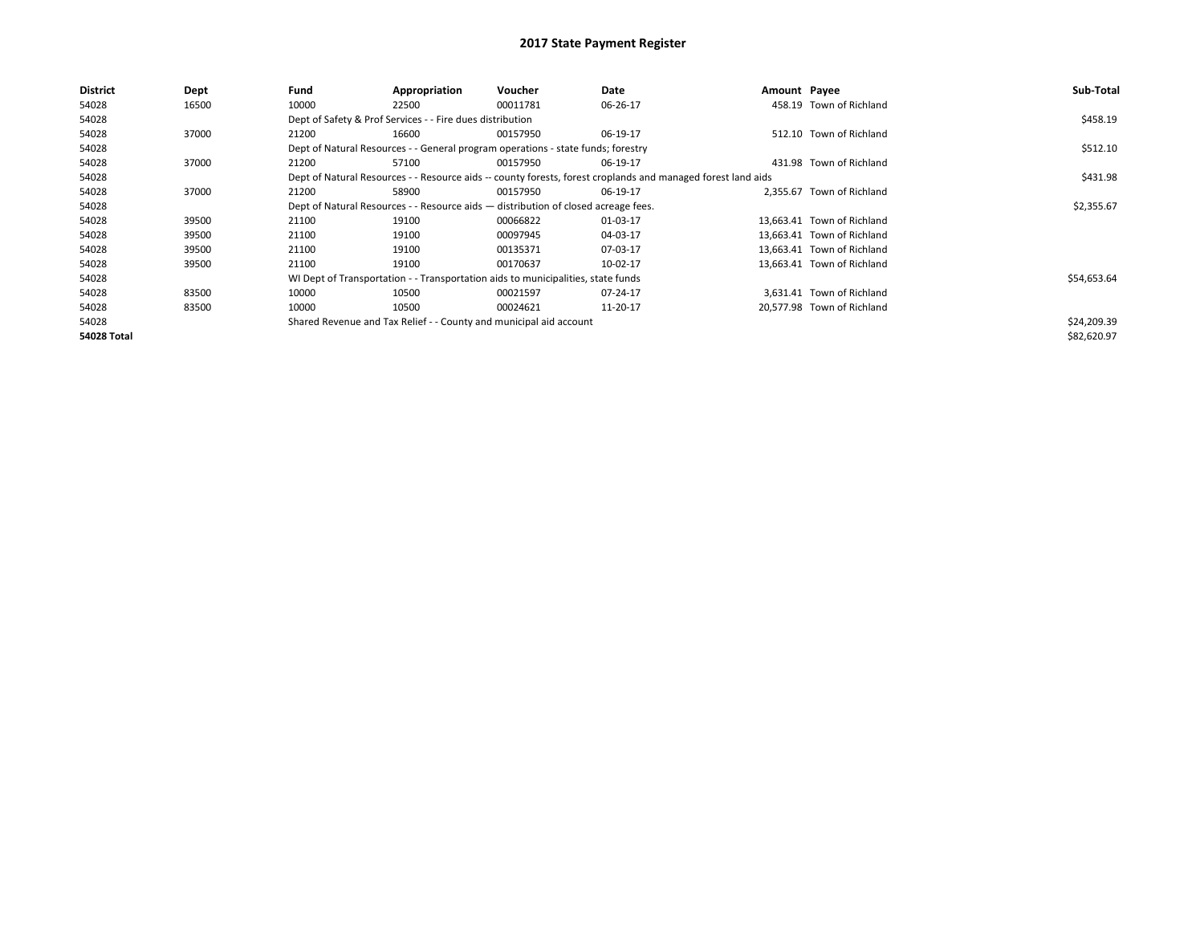# 2017 State Payment Register

| District | Dept | Fund | Appropriation | Voucher | Date | Amount | Payee | Sub-Total |
|---|---|---|---|---|---|---|---|---|
| 54028 | 16500 | 10000 | 22500 | 00011781 | 06-26-17 | 458.19 | Town of Richland | |
| 54028 | | Dept of Safety & Prof Services - - Fire dues distribution | | | | | | $458.19 |
| 54028 | 37000 | 21200 | 16600 | 00157950 | 06-19-17 | 512.10 | Town of Richland | |
| 54028 | | Dept of Natural Resources - - General program operations - state funds; forestry | | | | | | $512.10 |
| 54028 | 37000 | 21200 | 57100 | 00157950 | 06-19-17 | 431.98 | Town of Richland | |
| 54028 | | Dept of Natural Resources - - Resource aids -- county forests, forest croplands and managed forest land aids | | | | | | $431.98 |
| 54028 | 37000 | 21200 | 58900 | 00157950 | 06-19-17 | 2,355.67 | Town of Richland | |
| 54028 | | Dept of Natural Resources - - Resource aids — distribution of closed acreage fees. | | | | | | $2,355.67 |
| 54028 | 39500 | 21100 | 19100 | 00066822 | 01-03-17 | 13,663.41 | Town of Richland | |
| 54028 | 39500 | 21100 | 19100 | 00097945 | 04-03-17 | 13,663.41 | Town of Richland | |
| 54028 | 39500 | 21100 | 19100 | 00135371 | 07-03-17 | 13,663.41 | Town of Richland | |
| 54028 | 39500 | 21100 | 19100 | 00170637 | 10-02-17 | 13,663.41 | Town of Richland | |
| 54028 | | WI Dept of Transportation - - Transportation aids to municipalities, state funds | | | | | | $54,653.64 |
| 54028 | 83500 | 10000 | 10500 | 00021597 | 07-24-17 | 3,631.41 | Town of Richland | |
| 54028 | 83500 | 10000 | 10500 | 00024621 | 11-20-17 | 20,577.98 | Town of Richland | |
| 54028 | | Shared Revenue and Tax Relief - - County and municipal aid account | | | | | | $24,209.39 |
| **54028 Total** | | | | | | | | $82,620.97 |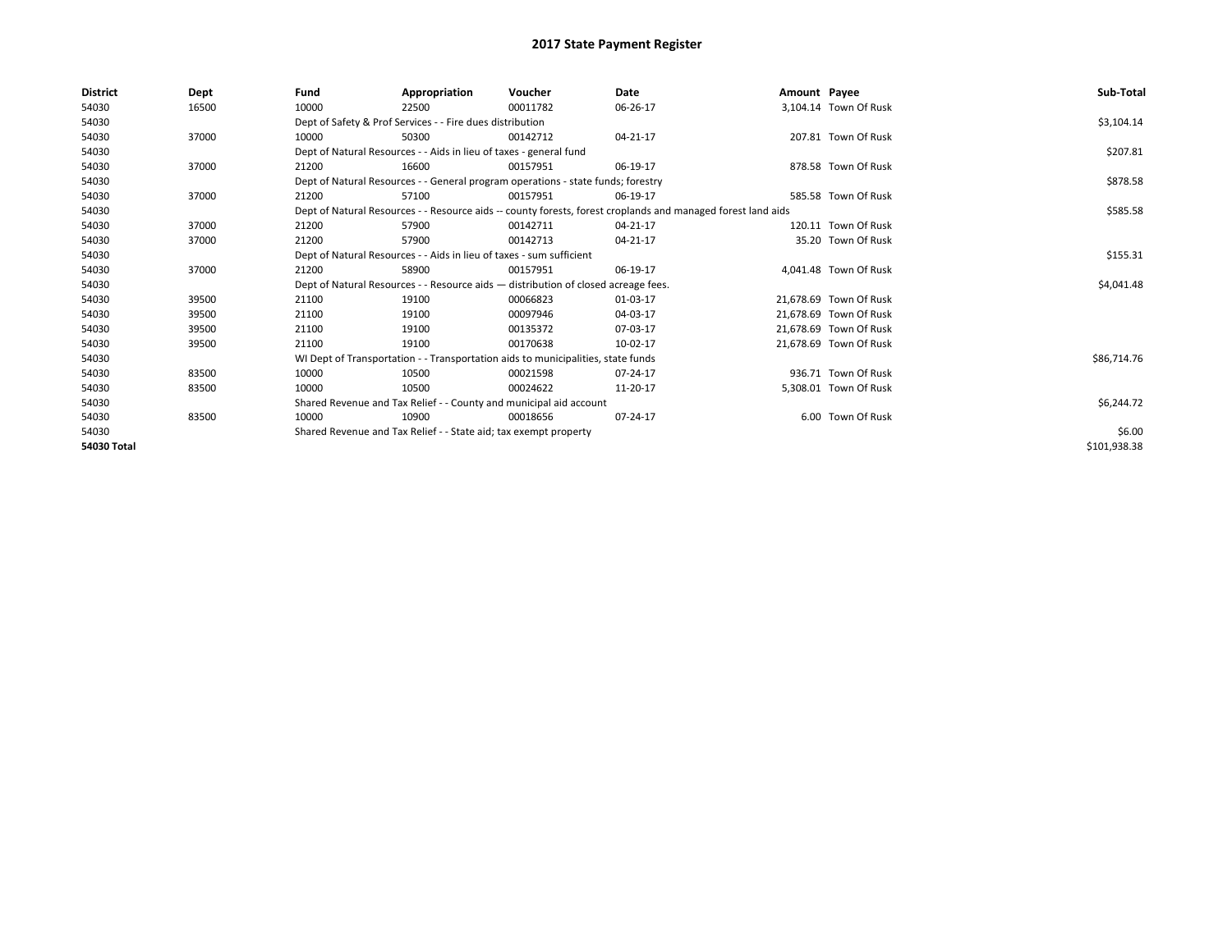# 2017 State Payment Register

| District | Dept | Fund | Appropriation | Voucher | Date | Amount | Payee | Sub-Total |
|---|---|---|---|---|---|---|---|---|
| 54030 | 16500 | 10000 | 22500 | 00011782 | 06-26-17 | 3,104.14 | Town Of Rusk | |
| 54030 | | Dept of Safety & Prof Services - - Fire dues distribution | | | | | | $3,104.14 |
| 54030 | 37000 | 10000 | 50300 | 00142712 | 04-21-17 | 207.81 | Town Of Rusk | |
| 54030 | | Dept of Natural Resources - - Aids in lieu of taxes - general fund | | | | | | $207.81 |
| 54030 | 37000 | 21200 | 16600 | 00157951 | 06-19-17 | 878.58 | Town Of Rusk | |
| 54030 | | Dept of Natural Resources - - General program operations - state funds; forestry | | | | | | $878.58 |
| 54030 | 37000 | 21200 | 57100 | 00157951 | 06-19-17 | 585.58 | Town Of Rusk | |
| 54030 | | Dept of Natural Resources - - Resource aids -- county forests, forest croplands and managed forest land aids | | | | | | $585.58 |
| 54030 | 37000 | 21200 | 57900 | 00142711 | 04-21-17 | 120.11 | Town Of Rusk | |
| 54030 | 37000 | 21200 | 57900 | 00142713 | 04-21-17 | 35.20 | Town Of Rusk | |
| 54030 | | Dept of Natural Resources - - Aids in lieu of taxes - sum sufficient | | | | | | $155.31 |
| 54030 | 37000 | 21200 | 58900 | 00157951 | 06-19-17 | 4,041.48 | Town Of Rusk | |
| 54030 | | Dept of Natural Resources - - Resource aids — distribution of closed acreage fees. | | | | | | $4,041.48 |
| 54030 | 39500 | 21100 | 19100 | 00066823 | 01-03-17 | 21,678.69 | Town Of Rusk | |
| 54030 | 39500 | 21100 | 19100 | 00097946 | 04-03-17 | 21,678.69 | Town Of Rusk | |
| 54030 | 39500 | 21100 | 19100 | 00135372 | 07-03-17 | 21,678.69 | Town Of Rusk | |
| 54030 | 39500 | 21100 | 19100 | 00170638 | 10-02-17 | 21,678.69 | Town Of Rusk | |
| 54030 | | WI Dept of Transportation - - Transportation aids to municipalities, state funds | | | | | | $86,714.76 |
| 54030 | 83500 | 10000 | 10500 | 00021598 | 07-24-17 | 936.71 | Town Of Rusk | |
| 54030 | 83500 | 10000 | 10500 | 00024622 | 11-20-17 | 5,308.01 | Town Of Rusk | |
| 54030 | | Shared Revenue and Tax Relief - - County and municipal aid account | | | | | | $6,244.72 |
| 54030 | 83500 | 10000 | 10900 | 00018656 | 07-24-17 | 6.00 | Town Of Rusk | |
| 54030 | | Shared Revenue and Tax Relief - - State aid; tax exempt property | | | | | | $6.00 |
| 54030 Total | | | | | | | | $101,938.38 |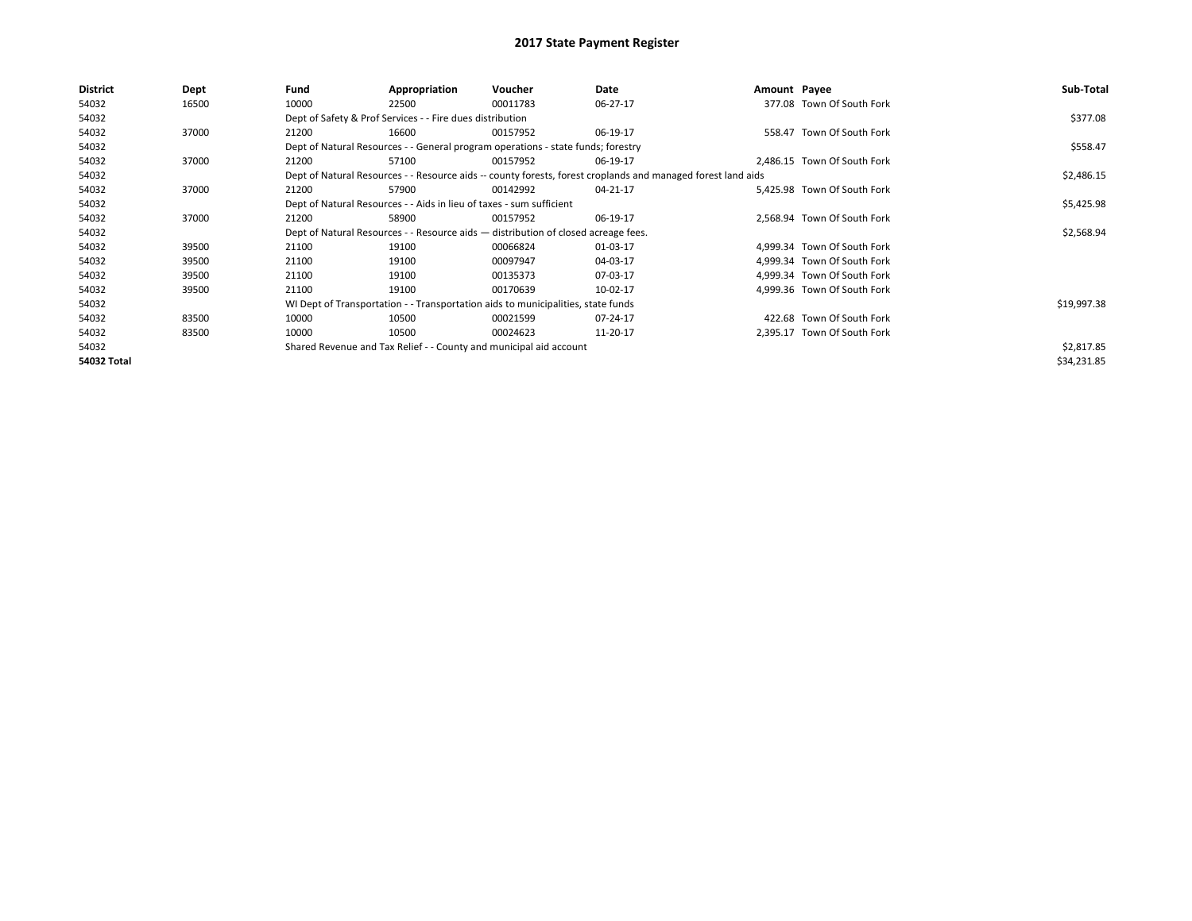# 2017 State Payment Register

| District | Dept | Fund | Appropriation | Voucher | Date | Amount | Payee | Sub-Total |
|---|---|---|---|---|---|---|---|---|
| 54032 | 16500 | 10000 | 22500 | 00011783 | 06-27-17 | 377.08 | Town Of South Fork | |
| 54032 | | Dept of Safety & Prof Services - - Fire dues distribution | | | | | | $377.08 |
| 54032 | 37000 | 21200 | 16600 | 00157952 | 06-19-17 | 558.47 | Town Of South Fork | |
| 54032 | | Dept of Natural Resources - - General program operations - state funds; forestry | | | | | | $558.47 |
| 54032 | 37000 | 21200 | 57100 | 00157952 | 06-19-17 | 2,486.15 | Town Of South Fork | |
| 54032 | | Dept of Natural Resources - - Resource aids -- county forests, forest croplands and managed forest land aids | | | | | | $2,486.15 |
| 54032 | 37000 | 21200 | 57900 | 00142992 | 04-21-17 | 5,425.98 | Town Of South Fork | |
| 54032 | | Dept of Natural Resources - - Aids in lieu of taxes - sum sufficient | | | | | | $5,425.98 |
| 54032 | 37000 | 21200 | 58900 | 00157952 | 06-19-17 | 2,568.94 | Town Of South Fork | |
| 54032 | | Dept of Natural Resources - - Resource aids — distribution of closed acreage fees. | | | | | | $2,568.94 |
| 54032 | 39500 | 21100 | 19100 | 00066824 | 01-03-17 | 4,999.34 | Town Of South Fork | |
| 54032 | 39500 | 21100 | 19100 | 00097947 | 04-03-17 | 4,999.34 | Town Of South Fork | |
| 54032 | 39500 | 21100 | 19100 | 00135373 | 07-03-17 | 4,999.34 | Town Of South Fork | |
| 54032 | 39500 | 21100 | 19100 | 00170639 | 10-02-17 | 4,999.36 | Town Of South Fork | |
| 54032 | | WI Dept of Transportation - - Transportation aids to municipalities, state funds | | | | | | $19,997.38 |
| 54032 | 83500 | 10000 | 10500 | 00021599 | 07-24-17 | 422.68 | Town Of South Fork | |
| 54032 | 83500 | 10000 | 10500 | 00024623 | 11-20-17 | 2,395.17 | Town Of South Fork | |
| 54032 | | Shared Revenue and Tax Relief - - County and municipal aid account | | | | | | $2,817.85 |
| **54032 Total** | | | | | | | | $34,231.85 |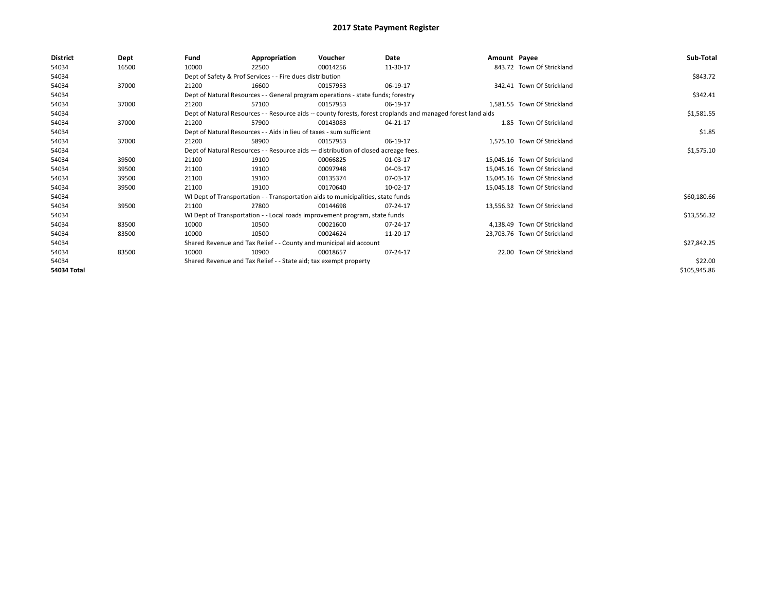# 2017 State Payment Register

| District | Dept | Fund | Appropriation | Voucher | Date | Amount | Payee | Sub-Total |
|---|---|---|---|---|---|---|---|---|
| 54034 | 16500 | 10000 | 22500 | 00014256 | 11-30-17 | 843.72 | Town Of Strickland | |
| 54034 | | Dept of Safety & Prof Services - - Fire dues distribution | | | | | | $843.72 |
| 54034 | 37000 | 21200 | 16600 | 00157953 | 06-19-17 | 342.41 | Town Of Strickland | |
| 54034 | | Dept of Natural Resources - - General program operations - state funds; forestry | | | | | | $342.41 |
| 54034 | 37000 | 21200 | 57100 | 00157953 | 06-19-17 | 1,581.55 | Town Of Strickland | |
| 54034 | | Dept of Natural Resources - - Resource aids -- county forests, forest croplands and managed forest land aids | | | | | | $1,581.55 |
| 54034 | 37000 | 21200 | 57900 | 00143083 | 04-21-17 | 1.85 | Town Of Strickland | |
| 54034 | | Dept of Natural Resources - - Aids in lieu of taxes - sum sufficient | | | | | | $1.85 |
| 54034 | 37000 | 21200 | 58900 | 00157953 | 06-19-17 | 1,575.10 | Town Of Strickland | |
| 54034 | | Dept of Natural Resources - - Resource aids — distribution of closed acreage fees. | | | | | | $1,575.10 |
| 54034 | 39500 | 21100 | 19100 | 00066825 | 01-03-17 | 15,045.16 | Town Of Strickland | |
| 54034 | 39500 | 21100 | 19100 | 00097948 | 04-03-17 | 15,045.16 | Town Of Strickland | |
| 54034 | 39500 | 21100 | 19100 | 00135374 | 07-03-17 | 15,045.16 | Town Of Strickland | |
| 54034 | 39500 | 21100 | 19100 | 00170640 | 10-02-17 | 15,045.18 | Town Of Strickland | |
| 54034 | | WI Dept of Transportation - - Transportation aids to municipalities, state funds | | | | | | $60,180.66 |
| 54034 | 39500 | 21100 | 27800 | 00144698 | 07-24-17 | 13,556.32 | Town Of Strickland | |
| 54034 | | WI Dept of Transportation - - Local roads improvement program, state funds | | | | | | $13,556.32 |
| 54034 | 83500 | 10000 | 10500 | 00021600 | 07-24-17 | 4,138.49 | Town Of Strickland | |
| 54034 | 83500 | 10000 | 10500 | 00024624 | 11-20-17 | 23,703.76 | Town Of Strickland | |
| 54034 | | Shared Revenue and Tax Relief - - County and municipal aid account | | | | | | $27,842.25 |
| 54034 | 83500 | 10000 | 10900 | 00018657 | 07-24-17 | 22.00 | Town Of Strickland | |
| 54034 | | Shared Revenue and Tax Relief - - State aid; tax exempt property | | | | | | $22.00 |
| 54034 Total | | | | | | | | $105,945.86 |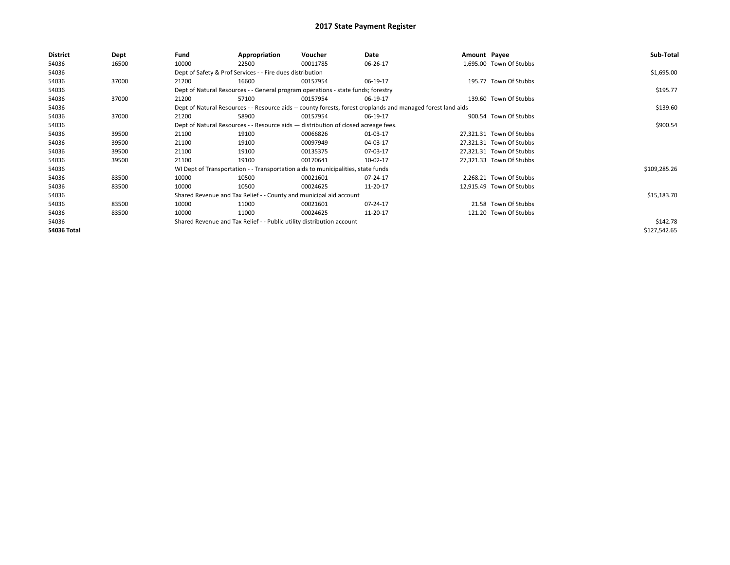# 2017 State Payment Register

| District | Dept | Fund | Appropriation | Voucher | Date | Amount | Payee | Sub-Total |
|---|---|---|---|---|---|---|---|---|
| 54036 | 16500 | 10000 | 22500 | 00011785 | 06-26-17 | 1,695.00 | Town Of Stubbs | |
| 54036 | | Dept of Safety & Prof Services - - Fire dues distribution | | | | | | $1,695.00 |
| 54036 | 37000 | 21200 | 16600 | 00157954 | 06-19-17 | 195.77 | Town Of Stubbs | |
| 54036 | | Dept of Natural Resources - - General program operations - state funds; forestry | | | | | | $195.77 |
| 54036 | 37000 | 21200 | 57100 | 00157954 | 06-19-17 | 139.60 | Town Of Stubbs | |
| 54036 | | Dept of Natural Resources - - Resource aids -- county forests, forest croplands and managed forest land aids | | | | | | $139.60 |
| 54036 | 37000 | 21200 | 58900 | 00157954 | 06-19-17 | 900.54 | Town Of Stubbs | |
| 54036 | | Dept of Natural Resources - - Resource aids — distribution of closed acreage fees. | | | | | | $900.54 |
| 54036 | 39500 | 21100 | 19100 | 00066826 | 01-03-17 | 27,321.31 | Town Of Stubbs | |
| 54036 | 39500 | 21100 | 19100 | 00097949 | 04-03-17 | 27,321.31 | Town Of Stubbs | |
| 54036 | 39500 | 21100 | 19100 | 00135375 | 07-03-17 | 27,321.31 | Town Of Stubbs | |
| 54036 | 39500 | 21100 | 19100 | 00170641 | 10-02-17 | 27,321.33 | Town Of Stubbs | |
| 54036 | | WI Dept of Transportation - - Transportation aids to municipalities, state funds | | | | | | $109,285.26 |
| 54036 | 83500 | 10000 | 10500 | 00021601 | 07-24-17 | 2,268.21 | Town Of Stubbs | |
| 54036 | 83500 | 10000 | 10500 | 00024625 | 11-20-17 | 12,915.49 | Town Of Stubbs | |
| 54036 | | Shared Revenue and Tax Relief - - County and municipal aid account | | | | | | $15,183.70 |
| 54036 | 83500 | 10000 | 11000 | 00021601 | 07-24-17 | 21.58 | Town Of Stubbs | |
| 54036 | 83500 | 10000 | 11000 | 00024625 | 11-20-17 | 121.20 | Town Of Stubbs | |
| 54036 | | Shared Revenue and Tax Relief - - Public utility distribution account | | | | | | $142.78 |
| **54036 Total** | | | | | | | | $127,542.65 |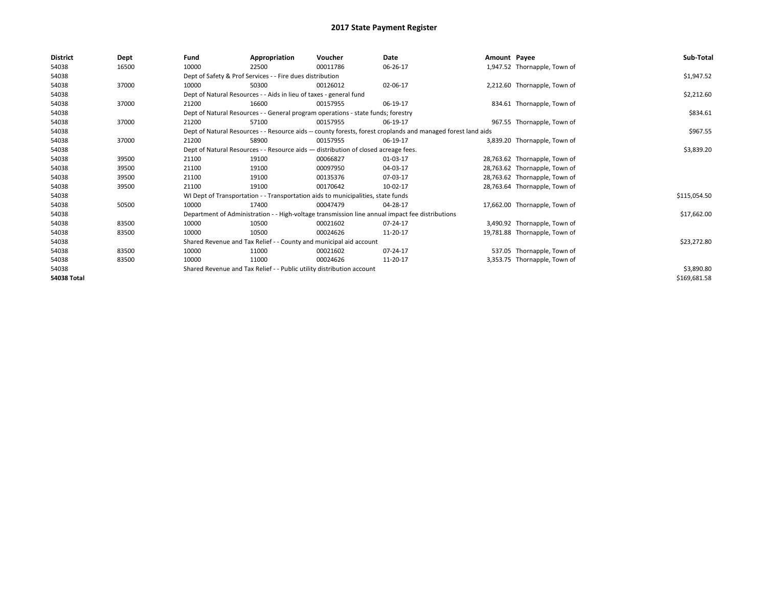# 2017 State Payment Register

| District | Dept | Fund | Appropriation | Voucher | Date | Amount | Payee | Sub-Total |
|---|---|---|---|---|---|---|---|---|
| 54038 | 16500 | 10000 | 22500 | 00011786 | 06-26-17 | 1,947.52 | Thornapple, Town of | |
| 54038 | | Dept of Safety & Prof Services - - Fire dues distribution | | | | | | $1,947.52 |
| 54038 | 37000 | 10000 | 50300 | 00126012 | 02-06-17 | 2,212.60 | Thornapple, Town of | |
| 54038 | | Dept of Natural Resources - - Aids in lieu of taxes - general fund | | | | | | $2,212.60 |
| 54038 | 37000 | 21200 | 16600 | 00157955 | 06-19-17 | 834.61 | Thornapple, Town of | |
| 54038 | | Dept of Natural Resources - - General program operations - state funds; forestry | | | | | | $834.61 |
| 54038 | 37000 | 21200 | 57100 | 00157955 | 06-19-17 | 967.55 | Thornapple, Town of | |
| 54038 | | Dept of Natural Resources - - Resource aids -- county forests, forest croplands and managed forest land aids | | | | | | $967.55 |
| 54038 | 37000 | 21200 | 58900 | 00157955 | 06-19-17 | 3,839.20 | Thornapple, Town of | |
| 54038 | | Dept of Natural Resources - - Resource aids — distribution of closed acreage fees. | | | | | | $3,839.20 |
| 54038 | 39500 | 21100 | 19100 | 00066827 | 01-03-17 | 28,763.62 | Thornapple, Town of | |
| 54038 | 39500 | 21100 | 19100 | 00097950 | 04-03-17 | 28,763.62 | Thornapple, Town of | |
| 54038 | 39500 | 21100 | 19100 | 00135376 | 07-03-17 | 28,763.62 | Thornapple, Town of | |
| 54038 | 39500 | 21100 | 19100 | 00170642 | 10-02-17 | 28,763.64 | Thornapple, Town of | |
| 54038 | | WI Dept of Transportation - - Transportation aids to municipalities, state funds | | | | | | $115,054.50 |
| 54038 | 50500 | 10000 | 17400 | 00047479 | 04-28-17 | 17,662.00 | Thornapple, Town of | |
| 54038 | | Department of Administration - - High-voltage transmission line annual impact fee distributions | | | | | | $17,662.00 |
| 54038 | 83500 | 10000 | 10500 | 00021602 | 07-24-17 | 3,490.92 | Thornapple, Town of | |
| 54038 | 83500 | 10000 | 10500 | 00024626 | 11-20-17 | 19,781.88 | Thornapple, Town of | |
| 54038 | | Shared Revenue and Tax Relief - - County and municipal aid account | | | | | | $23,272.80 |
| 54038 | 83500 | 10000 | 11000 | 00021602 | 07-24-17 | 537.05 | Thornapple, Town of | |
| 54038 | 83500 | 10000 | 11000 | 00024626 | 11-20-17 | 3,353.75 | Thornapple, Town of | |
| 54038 | | Shared Revenue and Tax Relief - - Public utility distribution account | | | | | | $3,890.80 |
| **54038 Total** | | | | | | | | $169,681.58 |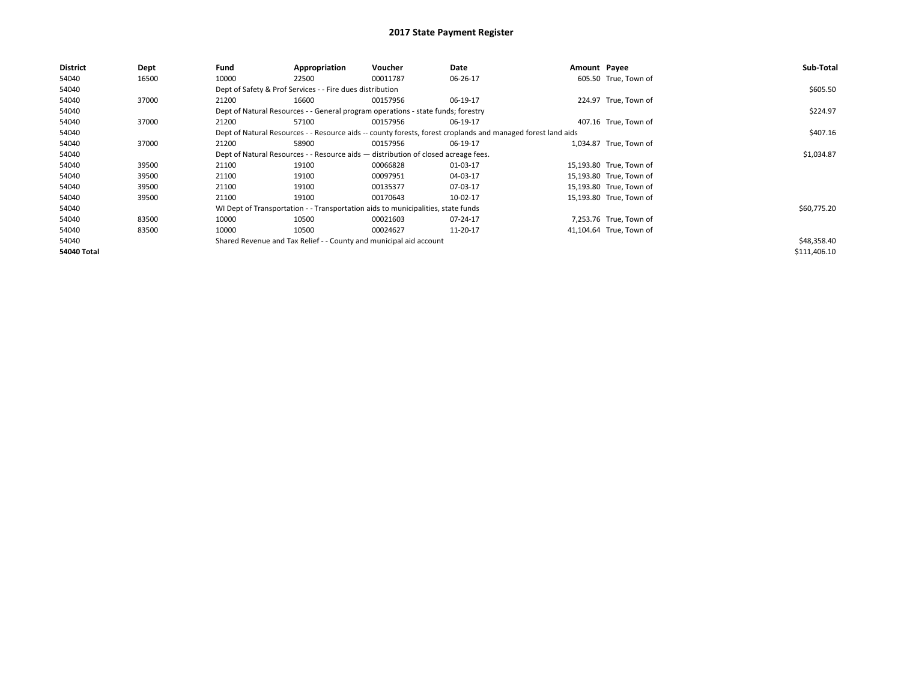# 2017 State Payment Register

| District | Dept | Fund | Appropriation | Voucher | Date | Amount | Payee | Sub-Total |
|---|---|---|---|---|---|---|---|---|
| 54040 | 16500 | 10000 | 22500 | 00011787 | 06-26-17 | 605.50 | True, Town of | |
| 54040 | | Dept of Safety & Prof Services - - Fire dues distribution | | | | | | $605.50 |
| 54040 | 37000 | 21200 | 16600 | 00157956 | 06-19-17 | 224.97 | True, Town of | |
| 54040 | | Dept of Natural Resources - - General program operations - state funds; forestry | | | | | | $224.97 |
| 54040 | 37000 | 21200 | 57100 | 00157956 | 06-19-17 | 407.16 | True, Town of | |
| 54040 | | Dept of Natural Resources - - Resource aids -- county forests, forest croplands and managed forest land aids | | | | | | $407.16 |
| 54040 | 37000 | 21200 | 58900 | 00157956 | 06-19-17 | 1,034.87 | True, Town of | |
| 54040 | | Dept of Natural Resources - - Resource aids — distribution of closed acreage fees. | | | | | | $1,034.87 |
| 54040 | 39500 | 21100 | 19100 | 00066828 | 01-03-17 | 15,193.80 | True, Town of | |
| 54040 | 39500 | 21100 | 19100 | 00097951 | 04-03-17 | 15,193.80 | True, Town of | |
| 54040 | 39500 | 21100 | 19100 | 00135377 | 07-03-17 | 15,193.80 | True, Town of | |
| 54040 | 39500 | 21100 | 19100 | 00170643 | 10-02-17 | 15,193.80 | True, Town of | |
| 54040 | | WI Dept of Transportation - - Transportation aids to municipalities, state funds | | | | | | $60,775.20 |
| 54040 | 83500 | 10000 | 10500 | 00021603 | 07-24-17 | 7,253.76 | True, Town of | |
| 54040 | 83500 | 10000 | 10500 | 00024627 | 11-20-17 | 41,104.64 | True, Town of | |
| 54040 | | Shared Revenue and Tax Relief - - County and municipal aid account | | | | | | $48,358.40 |
| **54040 Total** | | | | | | | | $111,406.10 |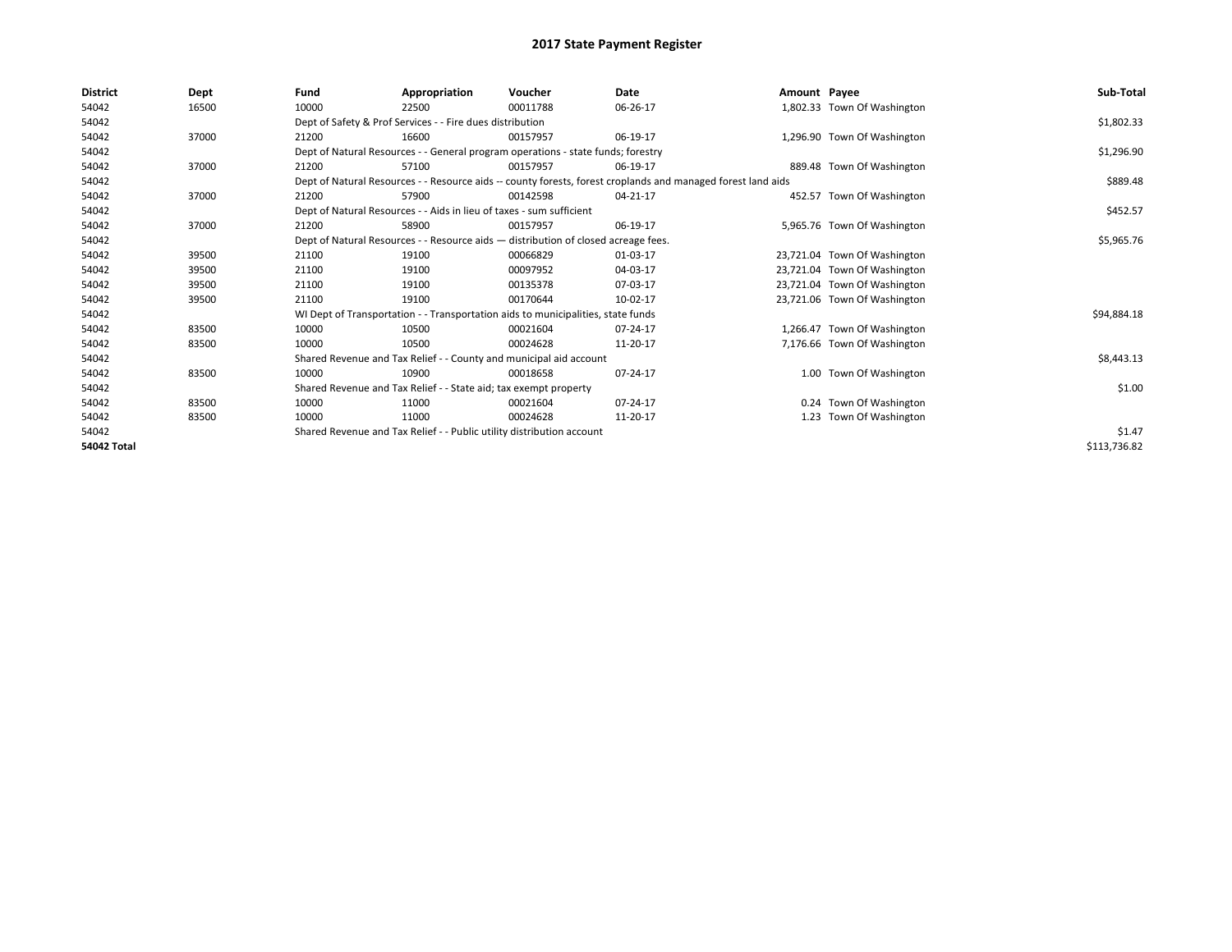# 2017 State Payment Register

| District | Dept | Fund | Appropriation | Voucher | Date | Amount | Payee | Sub-Total |
|---|---|---|---|---|---|---|---|---|
| 54042 | 16500 | 10000 | 22500 | 00011788 | 06-26-17 | 1,802.33 | Town Of Washington | |
| 54042 | | Dept of Safety & Prof Services - - Fire dues distribution | | | | | | $1,802.33 |
| 54042 | 37000 | 21200 | 16600 | 00157957 | 06-19-17 | 1,296.90 | Town Of Washington | |
| 54042 | | Dept of Natural Resources - - General program operations - state funds; forestry | | | | | | $1,296.90 |
| 54042 | 37000 | 21200 | 57100 | 00157957 | 06-19-17 | 889.48 | Town Of Washington | |
| 54042 | | Dept of Natural Resources - - Resource aids -- county forests, forest croplands and managed forest land aids | | | | | | $889.48 |
| 54042 | 37000 | 21200 | 57900 | 00142598 | 04-21-17 | 452.57 | Town Of Washington | |
| 54042 | | Dept of Natural Resources - - Aids in lieu of taxes - sum sufficient | | | | | | $452.57 |
| 54042 | 37000 | 21200 | 58900 | 00157957 | 06-19-17 | 5,965.76 | Town Of Washington | |
| 54042 | | Dept of Natural Resources - - Resource aids — distribution of closed acreage fees. | | | | | | $5,965.76 |
| 54042 | 39500 | 21100 | 19100 | 00066829 | 01-03-17 | 23,721.04 | Town Of Washington | |
| 54042 | 39500 | 21100 | 19100 | 00097952 | 04-03-17 | 23,721.04 | Town Of Washington | |
| 54042 | 39500 | 21100 | 19100 | 00135378 | 07-03-17 | 23,721.04 | Town Of Washington | |
| 54042 | 39500 | 21100 | 19100 | 00170644 | 10-02-17 | 23,721.06 | Town Of Washington | |
| 54042 | | WI Dept of Transportation - - Transportation aids to municipalities, state funds | | | | | | $94,884.18 |
| 54042 | 83500 | 10000 | 10500 | 00021604 | 07-24-17 | 1,266.47 | Town Of Washington | |
| 54042 | 83500 | 10000 | 10500 | 00024628 | 11-20-17 | 7,176.66 | Town Of Washington | |
| 54042 | | Shared Revenue and Tax Relief - - County and municipal aid account | | | | | | $8,443.13 |
| 54042 | 83500 | 10000 | 10900 | 00018658 | 07-24-17 | 1.00 | Town Of Washington | |
| 54042 | | Shared Revenue and Tax Relief - - State aid; tax exempt property | | | | | | $1.00 |
| 54042 | 83500 | 10000 | 11000 | 00021604 | 07-24-17 | 0.24 | Town Of Washington | |
| 54042 | 83500 | 10000 | 11000 | 00024628 | 11-20-17 | 1.23 | Town Of Washington | |
| 54042 | | Shared Revenue and Tax Relief - - Public utility distribution account | | | | | | $1.47 |
| **54042 Total** | | | | | | | | $113,736.82 |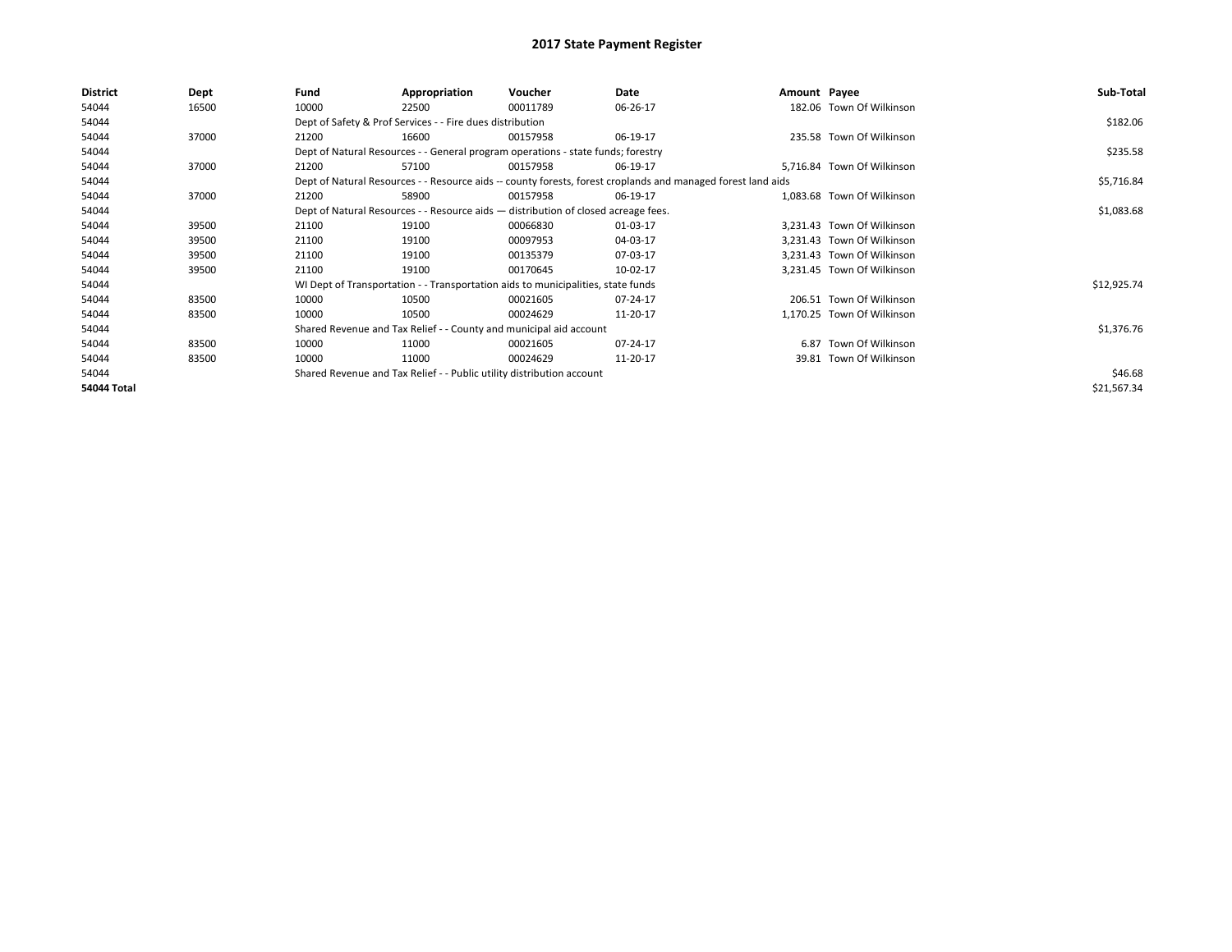# 2017 State Payment Register

| District | Dept | Fund | Appropriation | Voucher | Date | Amount | Payee | Sub-Total |
|---|---|---|---|---|---|---|---|---|
| 54044 | 16500 | 10000 | 22500 | 00011789 | 06-26-17 | 182.06 | Town Of Wilkinson | |
| 54044 | | Dept of Safety & Prof Services - - Fire dues distribution | | | | | | $182.06 |
| 54044 | 37000 | 21200 | 16600 | 00157958 | 06-19-17 | 235.58 | Town Of Wilkinson | |
| 54044 | | Dept of Natural Resources - - General program operations - state funds; forestry | | | | | | $235.58 |
| 54044 | 37000 | 21200 | 57100 | 00157958 | 06-19-17 | 5,716.84 | Town Of Wilkinson | |
| 54044 | | Dept of Natural Resources - - Resource aids -- county forests, forest croplands and managed forest land aids | | | | | | $5,716.84 |
| 54044 | 37000 | 21200 | 58900 | 00157958 | 06-19-17 | 1,083.68 | Town Of Wilkinson | |
| 54044 | | Dept of Natural Resources - - Resource aids — distribution of closed acreage fees. | | | | | | $1,083.68 |
| 54044 | 39500 | 21100 | 19100 | 00066830 | 01-03-17 | 3,231.43 | Town Of Wilkinson | |
| 54044 | 39500 | 21100 | 19100 | 00097953 | 04-03-17 | 3,231.43 | Town Of Wilkinson | |
| 54044 | 39500 | 21100 | 19100 | 00135379 | 07-03-17 | 3,231.43 | Town Of Wilkinson | |
| 54044 | 39500 | 21100 | 19100 | 00170645 | 10-02-17 | 3,231.45 | Town Of Wilkinson | |
| 54044 | | WI Dept of Transportation - - Transportation aids to municipalities, state funds | | | | | | $12,925.74 |
| 54044 | 83500 | 10000 | 10500 | 00021605 | 07-24-17 | 206.51 | Town Of Wilkinson | |
| 54044 | 83500 | 10000 | 10500 | 00024629 | 11-20-17 | 1,170.25 | Town Of Wilkinson | |
| 54044 | | Shared Revenue and Tax Relief - - County and municipal aid account | | | | | | $1,376.76 |
| 54044 | 83500 | 10000 | 11000 | 00021605 | 07-24-17 | 6.87 | Town Of Wilkinson | |
| 54044 | 83500 | 10000 | 11000 | 00024629 | 11-20-17 | 39.81 | Town Of Wilkinson | |
| 54044 | | Shared Revenue and Tax Relief - - Public utility distribution account | | | | | | $46.68 |
| **54044 Total** | | | | | | | | $21,567.34 |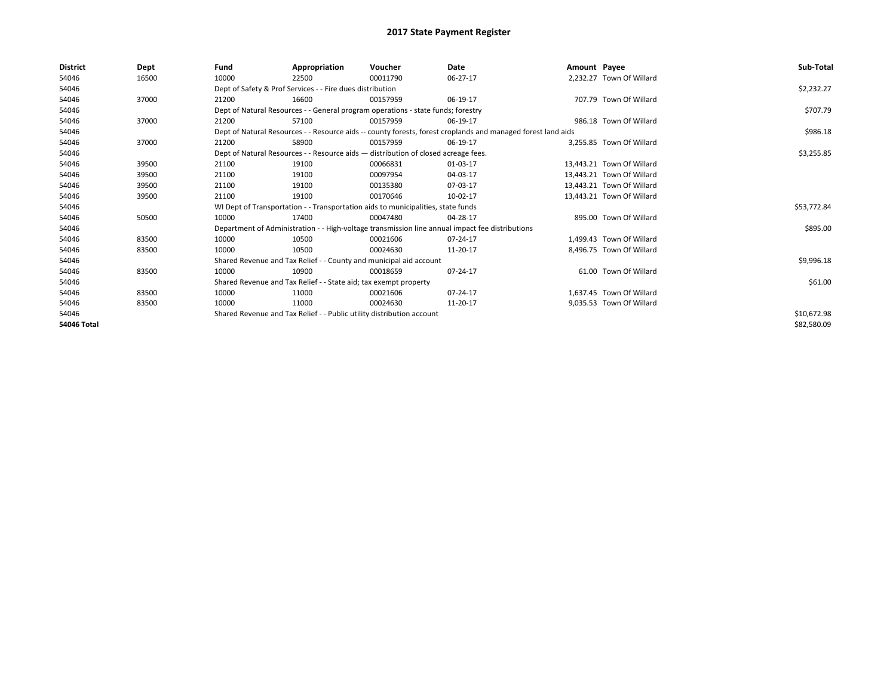# 2017 State Payment Register

| District | Dept | Fund | Appropriation | Voucher | Date | Amount | Payee | Sub-Total |
|---|---|---|---|---|---|---|---|---|
| 54046 | 16500 | 10000 | 22500 | 00011790 | 06-27-17 | 2,232.27 | Town Of Willard | |
| 54046 | | Dept of Safety & Prof Services - - Fire dues distribution | | | | | | $2,232.27 |
| 54046 | 37000 | 21200 | 16600 | 00157959 | 06-19-17 | 707.79 | Town Of Willard | |
| 54046 | | Dept of Natural Resources - - General program operations - state funds; forestry | | | | | | $707.79 |
| 54046 | 37000 | 21200 | 57100 | 00157959 | 06-19-17 | 986.18 | Town Of Willard | |
| 54046 | | Dept of Natural Resources - - Resource aids -- county forests, forest croplands and managed forest land aids | | | | | | $986.18 |
| 54046 | 37000 | 21200 | 58900 | 00157959 | 06-19-17 | 3,255.85 | Town Of Willard | |
| 54046 | | Dept of Natural Resources - - Resource aids — distribution of closed acreage fees. | | | | | | $3,255.85 |
| 54046 | 39500 | 21100 | 19100 | 00066831 | 01-03-17 | 13,443.21 | Town Of Willard | |
| 54046 | 39500 | 21100 | 19100 | 00097954 | 04-03-17 | 13,443.21 | Town Of Willard | |
| 54046 | 39500 | 21100 | 19100 | 00135380 | 07-03-17 | 13,443.21 | Town Of Willard | |
| 54046 | 39500 | 21100 | 19100 | 00170646 | 10-02-17 | 13,443.21 | Town Of Willard | |
| 54046 | | WI Dept of Transportation - - Transportation aids to municipalities, state funds | | | | | | $53,772.84 |
| 54046 | 50500 | 10000 | 17400 | 00047480 | 04-28-17 | 895.00 | Town Of Willard | |
| 54046 | | Department of Administration - - High-voltage transmission line annual impact fee distributions | | | | | | $895.00 |
| 54046 | 83500 | 10000 | 10500 | 00021606 | 07-24-17 | 1,499.43 | Town Of Willard | |
| 54046 | 83500 | 10000 | 10500 | 00024630 | 11-20-17 | 8,496.75 | Town Of Willard | |
| 54046 | | Shared Revenue and Tax Relief - - County and municipal aid account | | | | | | $9,996.18 |
| 54046 | 83500 | 10000 | 10900 | 00018659 | 07-24-17 | 61.00 | Town Of Willard | |
| 54046 | | Shared Revenue and Tax Relief - - State aid; tax exempt property | | | | | | $61.00 |
| 54046 | 83500 | 10000 | 11000 | 00021606 | 07-24-17 | 1,637.45 | Town Of Willard | |
| 54046 | 83500 | 10000 | 11000 | 00024630 | 11-20-17 | 9,035.53 | Town Of Willard | |
| 54046 | | Shared Revenue and Tax Relief - - Public utility distribution account | | | | | | $10,672.98 |
| **54046 Total** | | | | | | | | $82,580.09 |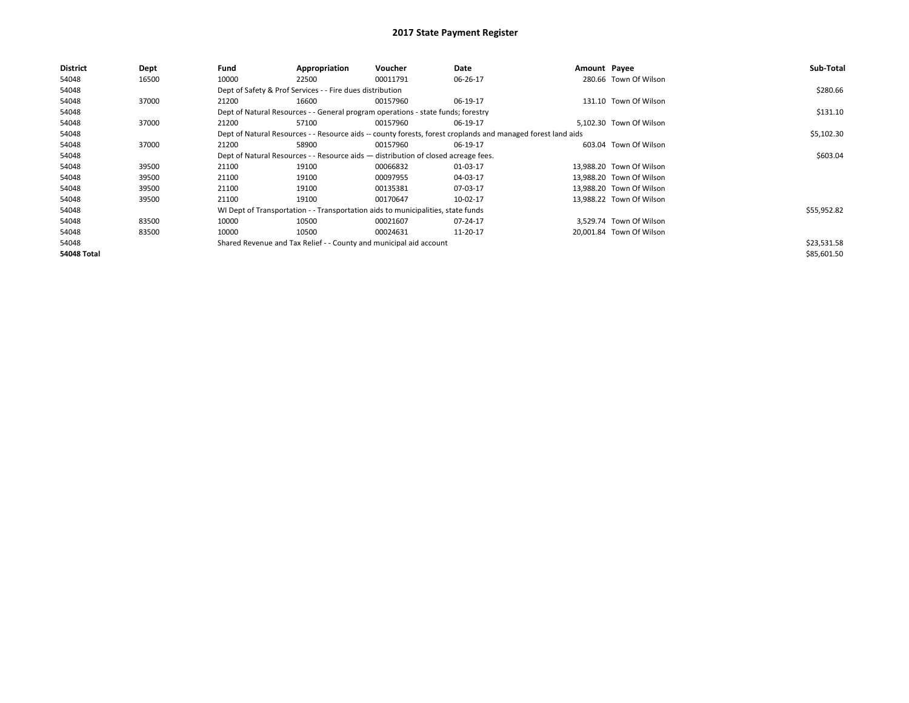# 2017 State Payment Register

| District | Dept | Fund | Appropriation | Voucher | Date | Amount | Payee | Sub-Total |
|---|---|---|---|---|---|---|---|---|
| 54048 | 16500 | 10000 | 22500 | 00011791 | 06-26-17 | 280.66 | Town Of Wilson | |
| 54048 | | Dept of Safety & Prof Services - - Fire dues distribution | | | | | | $280.66 |
| 54048 | 37000 | 21200 | 16600 | 00157960 | 06-19-17 | 131.10 | Town Of Wilson | |
| 54048 | | Dept of Natural Resources - - General program operations - state funds; forestry | | | | | | $131.10 |
| 54048 | 37000 | 21200 | 57100 | 00157960 | 06-19-17 | 5,102.30 | Town Of Wilson | |
| 54048 | | Dept of Natural Resources - - Resource aids -- county forests, forest croplands and managed forest land aids | | | | | | $5,102.30 |
| 54048 | 37000 | 21200 | 58900 | 00157960 | 06-19-17 | 603.04 | Town Of Wilson | |
| 54048 | | Dept of Natural Resources - - Resource aids — distribution of closed acreage fees. | | | | | | $603.04 |
| 54048 | 39500 | 21100 | 19100 | 00066832 | 01-03-17 | 13,988.20 | Town Of Wilson | |
| 54048 | 39500 | 21100 | 19100 | 00097955 | 04-03-17 | 13,988.20 | Town Of Wilson | |
| 54048 | 39500 | 21100 | 19100 | 00135381 | 07-03-17 | 13,988.20 | Town Of Wilson | |
| 54048 | 39500 | 21100 | 19100 | 00170647 | 10-02-17 | 13,988.22 | Town Of Wilson | |
| 54048 | | WI Dept of Transportation - - Transportation aids to municipalities, state funds | | | | | | $55,952.82 |
| 54048 | 83500 | 10000 | 10500 | 00021607 | 07-24-17 | 3,529.74 | Town Of Wilson | |
| 54048 | 83500 | 10000 | 10500 | 00024631 | 11-20-17 | 20,001.84 | Town Of Wilson | |
| 54048 | | Shared Revenue and Tax Relief - - County and municipal aid account | | | | | | $23,531.58 |
| **54048 Total** | | | | | | | | $85,601.50 |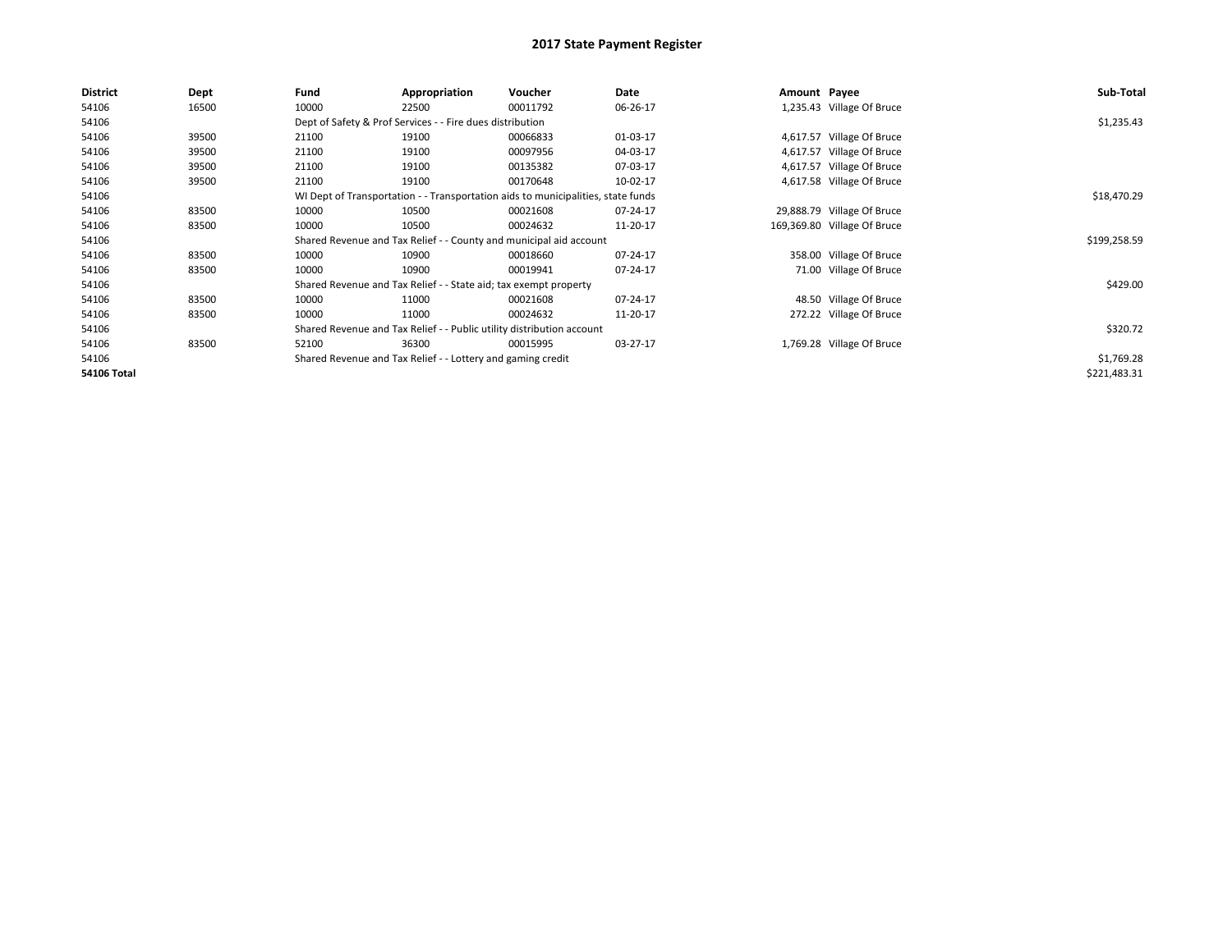# 2017 State Payment Register

| District | Dept | Fund | Appropriation | Voucher | Date | Amount | Payee | Sub-Total |
|---|---|---|---|---|---|---|---|---|
| 54106 | 16500 | 10000 | 22500 | 00011792 | 06-26-17 | 1,235.43 | Village Of Bruce | |
| 54106 | | Dept of Safety & Prof Services - - Fire dues distribution | | | | | | $1,235.43 |
| 54106 | 39500 | 21100 | 19100 | 00066833 | 01-03-17 | 4,617.57 | Village Of Bruce | |
| 54106 | 39500 | 21100 | 19100 | 00097956 | 04-03-17 | 4,617.57 | Village Of Bruce | |
| 54106 | 39500 | 21100 | 19100 | 00135382 | 07-03-17 | 4,617.57 | Village Of Bruce | |
| 54106 | 39500 | 21100 | 19100 | 00170648 | 10-02-17 | 4,617.58 | Village Of Bruce | |
| 54106 | | WI Dept of Transportation - - Transportation aids to municipalities, state funds | | | | | | $18,470.29 |
| 54106 | 83500 | 10000 | 10500 | 00021608 | 07-24-17 | 29,888.79 | Village Of Bruce | |
| 54106 | 83500 | 10000 | 10500 | 00024632 | 11-20-17 | 169,369.80 | Village Of Bruce | |
| 54106 | | Shared Revenue and Tax Relief - - County and municipal aid account | | | | | | $199,258.59 |
| 54106 | 83500 | 10000 | 10900 | 00018660 | 07-24-17 | 358.00 | Village Of Bruce | |
| 54106 | 83500 | 10000 | 10900 | 00019941 | 07-24-17 | 71.00 | Village Of Bruce | |
| 54106 | | Shared Revenue and Tax Relief - - State aid; tax exempt property | | | | | | $429.00 |
| 54106 | 83500 | 10000 | 11000 | 00021608 | 07-24-17 | 48.50 | Village Of Bruce | |
| 54106 | 83500 | 10000 | 11000 | 00024632 | 11-20-17 | 272.22 | Village Of Bruce | |
| 54106 | | Shared Revenue and Tax Relief - - Public utility distribution account | | | | | | $320.72 |
| 54106 | 83500 | 52100 | 36300 | 00015995 | 03-27-17 | 1,769.28 | Village Of Bruce | |
| 54106 | | Shared Revenue and Tax Relief - - Lottery and gaming credit | | | | | | $1,769.28 |
| **54106 Total** | | | | | | | | $221,483.31 |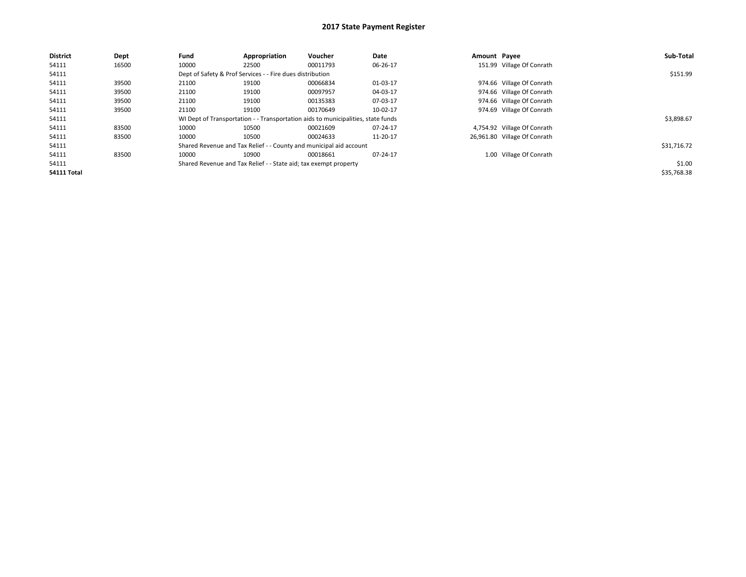# 2017 State Payment Register

| District | Dept | Fund | Appropriation | Voucher | Date | Amount | Payee | Sub-Total |
|---|---|---|---|---|---|---|---|---|
| 54111 | 16500 | 10000 | 22500 | 00011793 | 06-26-17 | 151.99 | Village Of Conrath | |
| 54111 | | Dept of Safety & Prof Services - - Fire dues distribution | | | | | | $151.99 |
| 54111 | 39500 | 21100 | 19100 | 00066834 | 01-03-17 | 974.66 | Village Of Conrath | |
| 54111 | 39500 | 21100 | 19100 | 00097957 | 04-03-17 | 974.66 | Village Of Conrath | |
| 54111 | 39500 | 21100 | 19100 | 00135383 | 07-03-17 | 974.66 | Village Of Conrath | |
| 54111 | 39500 | 21100 | 19100 | 00170649 | 10-02-17 | 974.69 | Village Of Conrath | |
| 54111 | | WI Dept of Transportation - - Transportation aids to municipalities, state funds | | | | | | $3,898.67 |
| 54111 | 83500 | 10000 | 10500 | 00021609 | 07-24-17 | 4,754.92 | Village Of Conrath | |
| 54111 | 83500 | 10000 | 10500 | 00024633 | 11-20-17 | 26,961.80 | Village Of Conrath | |
| 54111 | | Shared Revenue and Tax Relief - - County and municipal aid account | | | | | | $31,716.72 |
| 54111 | 83500 | 10000 | 10900 | 00018661 | 07-24-17 | 1.00 | Village Of Conrath | |
| 54111 | | Shared Revenue and Tax Relief - - State aid; tax exempt property | | | | | | $1.00 |
| **54111 Total** | | | | | | | | $35,768.38 |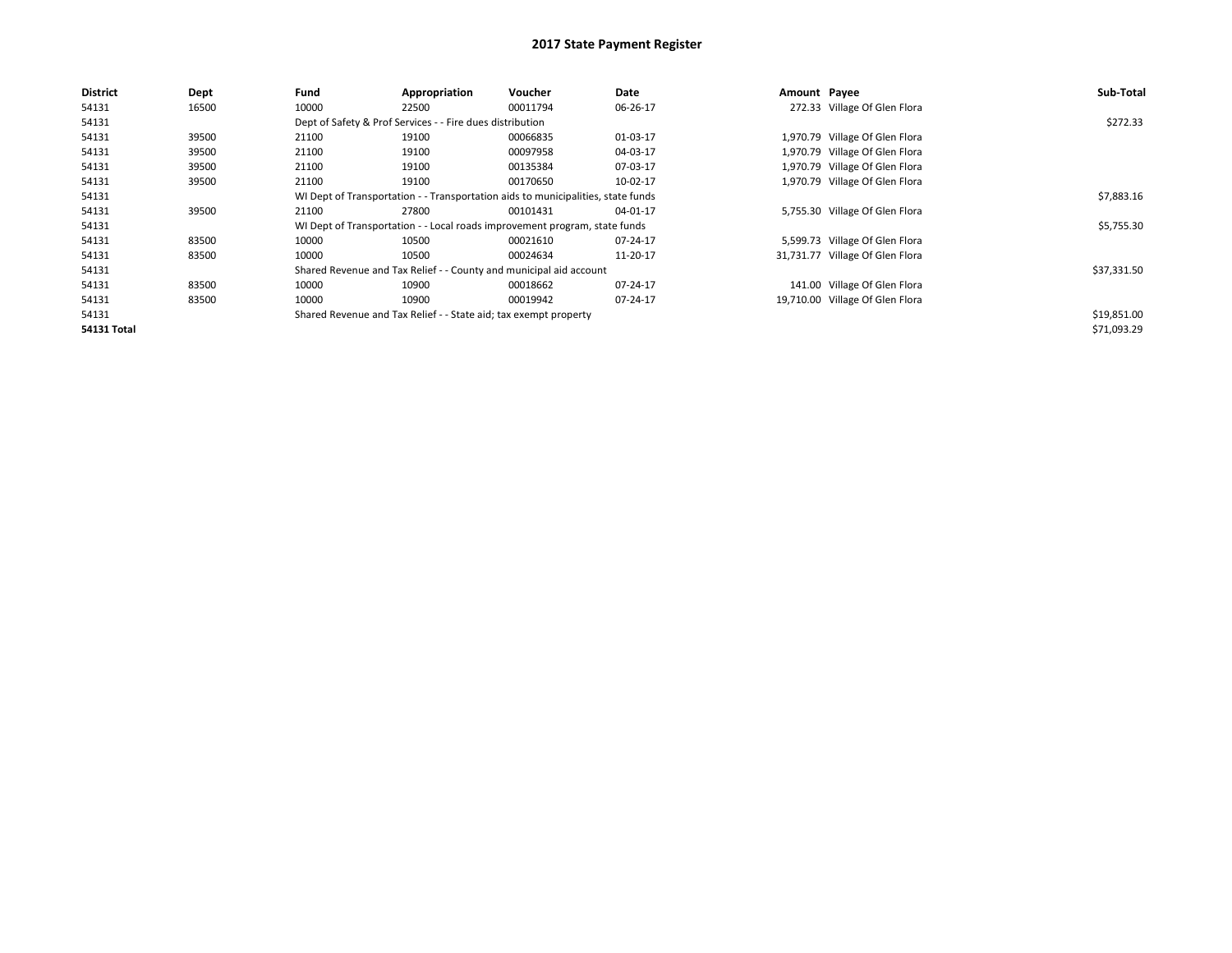# 2017 State Payment Register

| District | Dept | Fund | Appropriation | Voucher | Date | Amount | Payee | Sub-Total |
|---|---|---|---|---|---|---|---|---|
| 54131 | 16500 | 10000 | 22500 | 00011794 | 06-26-17 | 272.33 | Village Of Glen Flora | |
| 54131 | | Dept of Safety & Prof Services - - Fire dues distribution | | | | | | $272.33 |
| 54131 | 39500 | 21100 | 19100 | 00066835 | 01-03-17 | 1,970.79 | Village Of Glen Flora | |
| 54131 | 39500 | 21100 | 19100 | 00097958 | 04-03-17 | 1,970.79 | Village Of Glen Flora | |
| 54131 | 39500 | 21100 | 19100 | 00135384 | 07-03-17 | 1,970.79 | Village Of Glen Flora | |
| 54131 | 39500 | 21100 | 19100 | 00170650 | 10-02-17 | 1,970.79 | Village Of Glen Flora | |
| 54131 | | WI Dept of Transportation - - Transportation aids to municipalities, state funds | | | | | | $7,883.16 |
| 54131 | 39500 | 21100 | 27800 | 00101431 | 04-01-17 | 5,755.30 | Village Of Glen Flora | |
| 54131 | | WI Dept of Transportation - - Local roads improvement program, state funds | | | | | | $5,755.30 |
| 54131 | 83500 | 10000 | 10500 | 00021610 | 07-24-17 | 5,599.73 | Village Of Glen Flora | |
| 54131 | 83500 | 10000 | 10500 | 00024634 | 11-20-17 | 31,731.77 | Village Of Glen Flora | |
| 54131 | | Shared Revenue and Tax Relief - - County and municipal aid account | | | | | | $37,331.50 |
| 54131 | 83500 | 10000 | 10900 | 00018662 | 07-24-17 | 141.00 | Village Of Glen Flora | |
| 54131 | 83500 | 10000 | 10900 | 00019942 | 07-24-17 | 19,710.00 | Village Of Glen Flora | |
| 54131 | | Shared Revenue and Tax Relief - - State aid; tax exempt property | | | | | | $19,851.00 |
| **54131 Total** | | | | | | | | $71,093.29 |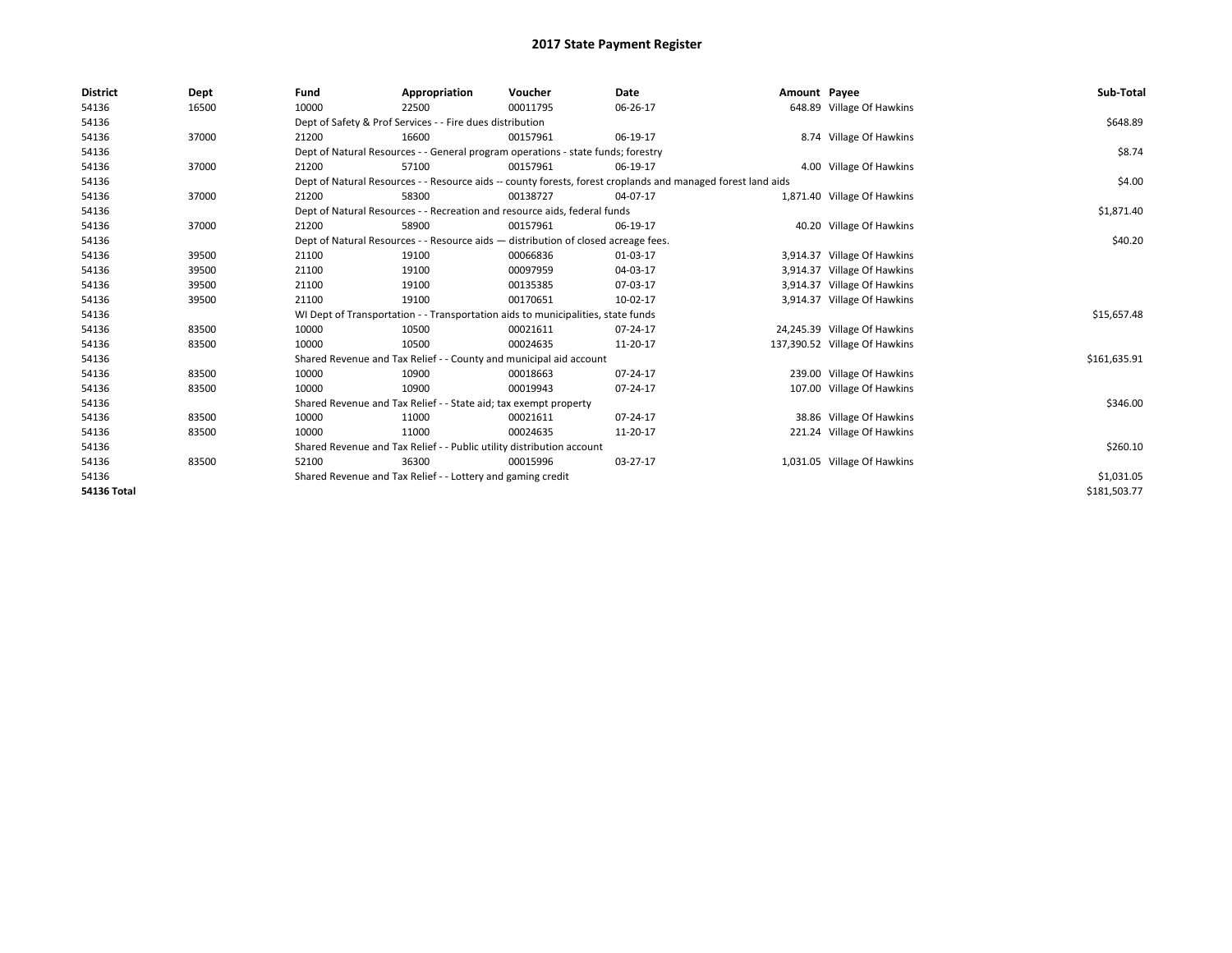# 2017 State Payment Register

| District | Dept | Fund | Appropriation | Voucher | Date | Amount | Payee | Sub-Total |
|---|---|---|---|---|---|---|---|---|
| 54136 | 16500 | 10000 | 22500 | 00011795 | 06-26-17 | 648.89 | Village Of Hawkins | |
| 54136 | | Dept of Safety & Prof Services - - Fire dues distribution | | | | | | $648.89 |
| 54136 | 37000 | 21200 | 16600 | 00157961 | 06-19-17 | 8.74 | Village Of Hawkins | |
| 54136 | | Dept of Natural Resources - - General program operations - state funds; forestry | | | | | | $8.74 |
| 54136 | 37000 | 21200 | 57100 | 00157961 | 06-19-17 | 4.00 | Village Of Hawkins | |
| 54136 | | Dept of Natural Resources - - Resource aids -- county forests, forest croplands and managed forest land aids | | | | | | $4.00 |
| 54136 | 37000 | 21200 | 58300 | 00138727 | 04-07-17 | 1,871.40 | Village Of Hawkins | |
| 54136 | | Dept of Natural Resources - - Recreation and resource aids, federal funds | | | | | | $1,871.40 |
| 54136 | 37000 | 21200 | 58900 | 00157961 | 06-19-17 | 40.20 | Village Of Hawkins | |
| 54136 | | Dept of Natural Resources - - Resource aids — distribution of closed acreage fees. | | | | | | $40.20 |
| 54136 | 39500 | 21100 | 19100 | 00066836 | 01-03-17 | 3,914.37 | Village Of Hawkins | |
| 54136 | 39500 | 21100 | 19100 | 00097959 | 04-03-17 | 3,914.37 | Village Of Hawkins | |
| 54136 | 39500 | 21100 | 19100 | 00135385 | 07-03-17 | 3,914.37 | Village Of Hawkins | |
| 54136 | 39500 | 21100 | 19100 | 00170651 | 10-02-17 | 3,914.37 | Village Of Hawkins | |
| 54136 | | WI Dept of Transportation - - Transportation aids to municipalities, state funds | | | | | | $15,657.48 |
| 54136 | 83500 | 10000 | 10500 | 00021611 | 07-24-17 | 24,245.39 | Village Of Hawkins | |
| 54136 | 83500 | 10000 | 10500 | 00024635 | 11-20-17 | 137,390.52 | Village Of Hawkins | |
| 54136 | | Shared Revenue and Tax Relief - - County and municipal aid account | | | | | | $161,635.91 |
| 54136 | 83500 | 10000 | 10900 | 00018663 | 07-24-17 | 239.00 | Village Of Hawkins | |
| 54136 | 83500 | 10000 | 10900 | 00019943 | 07-24-17 | 107.00 | Village Of Hawkins | |
| 54136 | | Shared Revenue and Tax Relief - - State aid; tax exempt property | | | | | | $346.00 |
| 54136 | 83500 | 10000 | 11000 | 00021611 | 07-24-17 | 38.86 | Village Of Hawkins | |
| 54136 | 83500 | 10000 | 11000 | 00024635 | 11-20-17 | 221.24 | Village Of Hawkins | |
| 54136 | | Shared Revenue and Tax Relief - - Public utility distribution account | | | | | | $260.10 |
| 54136 | 83500 | 52100 | 36300 | 00015996 | 03-27-17 | 1,031.05 | Village Of Hawkins | |
| 54136 | | Shared Revenue and Tax Relief - - Lottery and gaming credit | | | | | | $1,031.05 |
| 54136 Total | | | | | | | | $181,503.77 |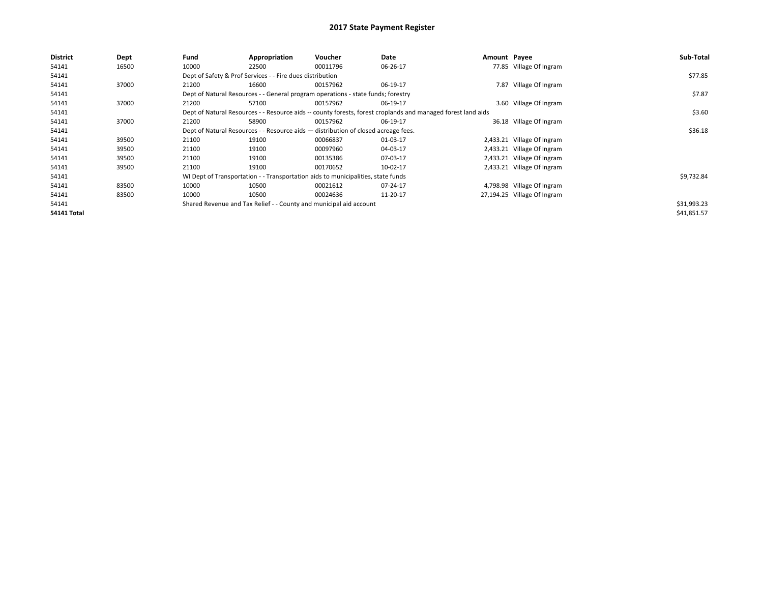# 2017 State Payment Register

| District | Dept | Fund | Appropriation | Voucher | Date | Amount | Payee | Sub-Total |
|---|---|---|---|---|---|---|---|---|
| 54141 | 16500 | 10000 | 22500 | 00011796 | 06-26-17 | 77.85 | Village Of Ingram | |
| 54141 | | Dept of Safety & Prof Services - - Fire dues distribution | | | | | | $77.85 |
| 54141 | 37000 | 21200 | 16600 | 00157962 | 06-19-17 | 7.87 | Village Of Ingram | |
| 54141 | | Dept of Natural Resources - - General program operations - state funds; forestry | | | | | | $7.87 |
| 54141 | 37000 | 21200 | 57100 | 00157962 | 06-19-17 | 3.60 | Village Of Ingram | |
| 54141 | | Dept of Natural Resources - - Resource aids -- county forests, forest croplands and managed forest land aids | | | | | | $3.60 |
| 54141 | 37000 | 21200 | 58900 | 00157962 | 06-19-17 | 36.18 | Village Of Ingram | |
| 54141 | | Dept of Natural Resources - - Resource aids — distribution of closed acreage fees. | | | | | | $36.18 |
| 54141 | 39500 | 21100 | 19100 | 00066837 | 01-03-17 | 2,433.21 | Village Of Ingram | |
| 54141 | 39500 | 21100 | 19100 | 00097960 | 04-03-17 | 2,433.21 | Village Of Ingram | |
| 54141 | 39500 | 21100 | 19100 | 00135386 | 07-03-17 | 2,433.21 | Village Of Ingram | |
| 54141 | 39500 | 21100 | 19100 | 00170652 | 10-02-17 | 2,433.21 | Village Of Ingram | |
| 54141 | | WI Dept of Transportation - - Transportation aids to municipalities, state funds | | | | | | $9,732.84 |
| 54141 | 83500 | 10000 | 10500 | 00021612 | 07-24-17 | 4,798.98 | Village Of Ingram | |
| 54141 | 83500 | 10000 | 10500 | 00024636 | 11-20-17 | 27,194.25 | Village Of Ingram | |
| 54141 | | Shared Revenue and Tax Relief - - County and municipal aid account | | | | | | $31,993.23 |
| **54141 Total** | | | | | | | | $41,851.57 |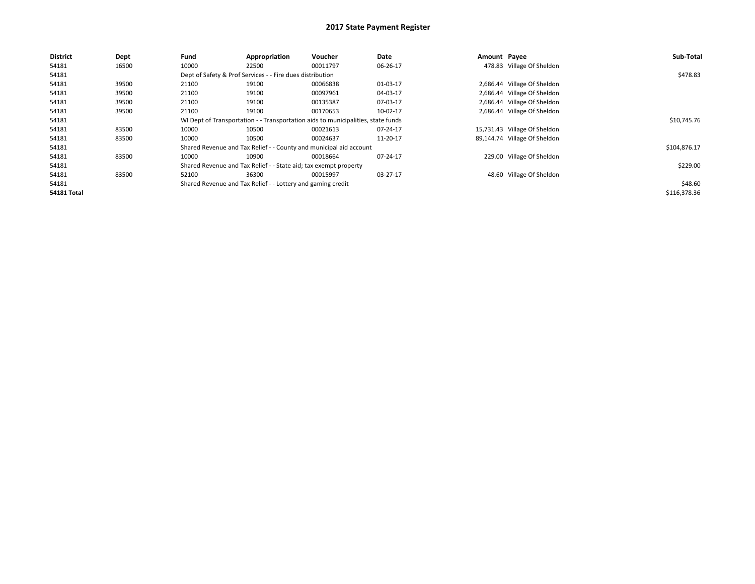# 2017 State Payment Register

| District | Dept | Fund | Appropriation | Voucher | Date | Amount | Payee | Sub-Total |
|---|---|---|---|---|---|---|---|---|
| 54181 | 16500 | 10000 | 22500 | 00011797 | 06-26-17 | 478.83 | Village Of Sheldon | |
| 54181 | | Dept of Safety & Prof Services - - Fire dues distribution | | | | | | $478.83 |
| 54181 | 39500 | 21100 | 19100 | 00066838 | 01-03-17 | 2,686.44 | Village Of Sheldon | |
| 54181 | 39500 | 21100 | 19100 | 00097961 | 04-03-17 | 2,686.44 | Village Of Sheldon | |
| 54181 | 39500 | 21100 | 19100 | 00135387 | 07-03-17 | 2,686.44 | Village Of Sheldon | |
| 54181 | 39500 | 21100 | 19100 | 00170653 | 10-02-17 | 2,686.44 | Village Of Sheldon | |
| 54181 | | WI Dept of Transportation - - Transportation aids to municipalities, state funds | | | | | | $10,745.76 |
| 54181 | 83500 | 10000 | 10500 | 00021613 | 07-24-17 | 15,731.43 | Village Of Sheldon | |
| 54181 | 83500 | 10000 | 10500 | 00024637 | 11-20-17 | 89,144.74 | Village Of Sheldon | |
| 54181 | | Shared Revenue and Tax Relief - - County and municipal aid account | | | | | | $104,876.17 |
| 54181 | 83500 | 10000 | 10900 | 00018664 | 07-24-17 | 229.00 | Village Of Sheldon | |
| 54181 | | Shared Revenue and Tax Relief - - State aid; tax exempt property | | | | | | $229.00 |
| 54181 | 83500 | 52100 | 36300 | 00015997 | 03-27-17 | 48.60 | Village Of Sheldon | |
| 54181 | | Shared Revenue and Tax Relief - - Lottery and gaming credit | | | | | | $48.60 |
| **54181 Total** | | | | | | | | $116,378.36 |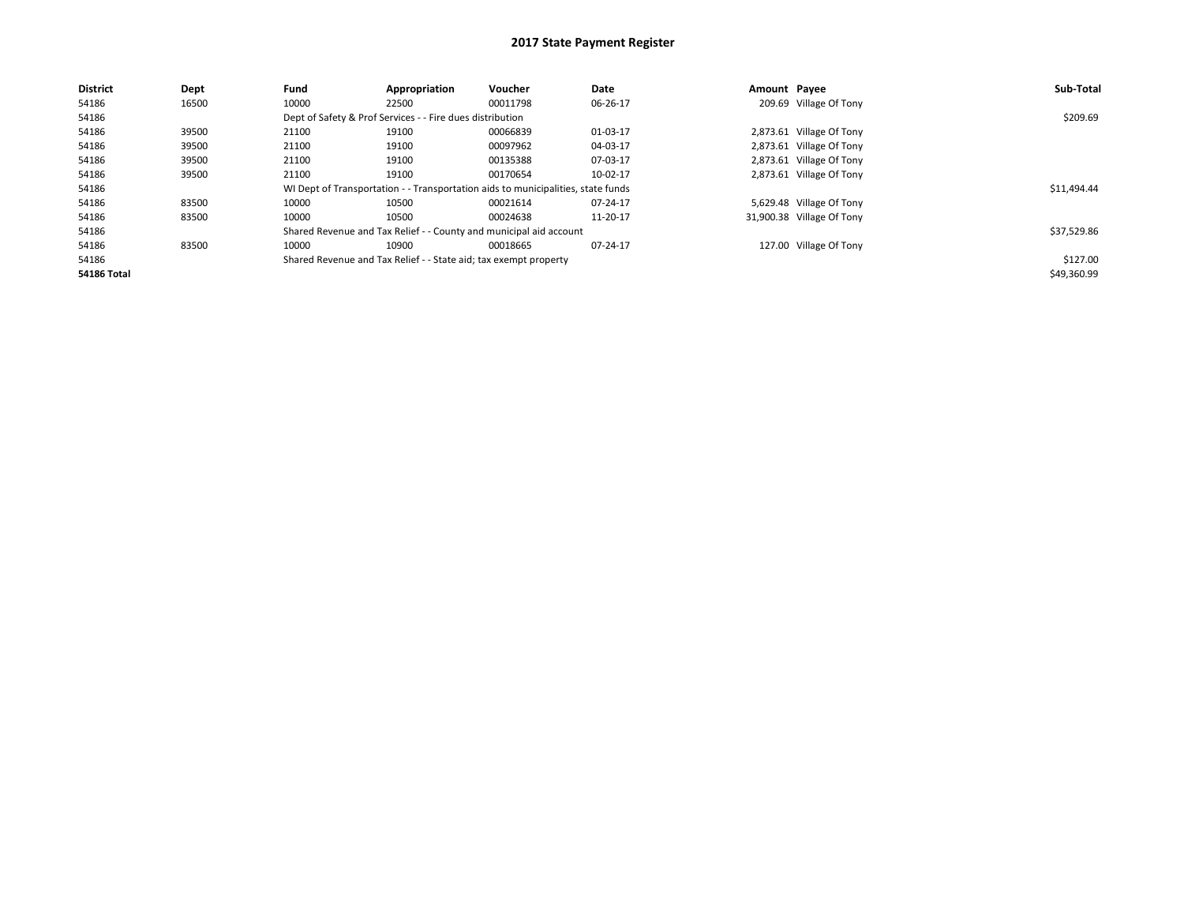# 2017 State Payment Register

| District | Dept | Fund | Appropriation | Voucher | Date | Amount | Payee | Sub-Total |
|---|---|---|---|---|---|---|---|---|
| 54186 | 16500 | 10000 | 22500 | 00011798 | 06-26-17 | 209.69 | Village Of Tony | |
| 54186 | | Dept of Safety & Prof Services - - Fire dues distribution | | | | | | $209.69 |
| 54186 | 39500 | 21100 | 19100 | 00066839 | 01-03-17 | 2,873.61 | Village Of Tony | |
| 54186 | 39500 | 21100 | 19100 | 00097962 | 04-03-17 | 2,873.61 | Village Of Tony | |
| 54186 | 39500 | 21100 | 19100 | 00135388 | 07-03-17 | 2,873.61 | Village Of Tony | |
| 54186 | 39500 | 21100 | 19100 | 00170654 | 10-02-17 | 2,873.61 | Village Of Tony | |
| 54186 | | WI Dept of Transportation - - Transportation aids to municipalities, state funds | | | | | | $11,494.44 |
| 54186 | 83500 | 10000 | 10500 | 00021614 | 07-24-17 | 5,629.48 | Village Of Tony | |
| 54186 | 83500 | 10000 | 10500 | 00024638 | 11-20-17 | 31,900.38 | Village Of Tony | |
| 54186 | | Shared Revenue and Tax Relief - - County and municipal aid account | | | | | | $37,529.86 |
| 54186 | 83500 | 10000 | 10900 | 00018665 | 07-24-17 | 127.00 | Village Of Tony | |
| 54186 | | Shared Revenue and Tax Relief - - State aid; tax exempt property | | | | | | $127.00 |
| **54186 Total** | | | | | | | | $49,360.99 |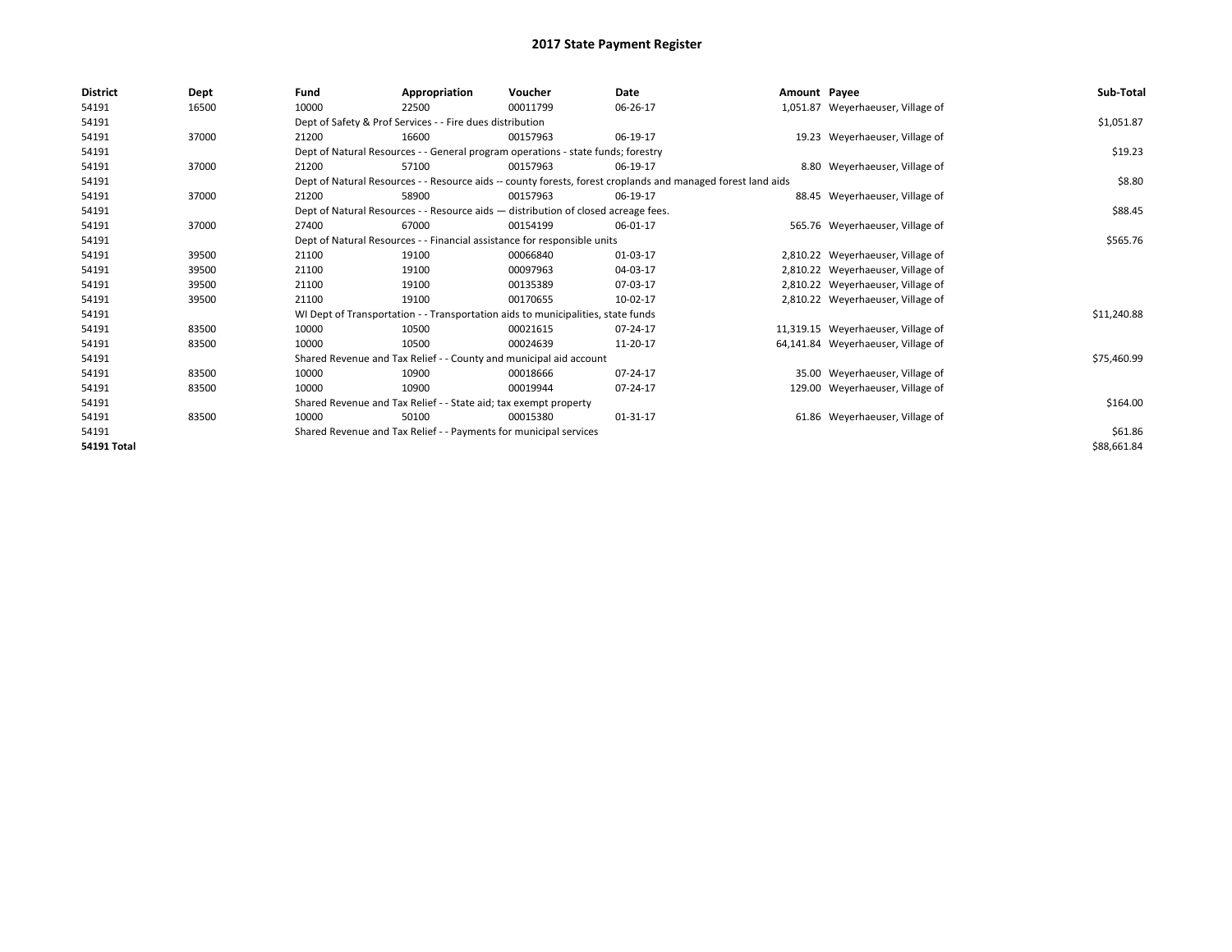# 2017 State Payment Register

| District | Dept | Fund | Appropriation | Voucher | Date | Amount | Payee | Sub-Total |
|---|---|---|---|---|---|---|---|---|
| 54191 | 16500 | 10000 | 22500 | 00011799 | 06-26-17 | 1,051.87 | Weyerhaeuser, Village of | |
| 54191 | | Dept of Safety & Prof Services - - Fire dues distribution | | | | | | $1,051.87 |
| 54191 | 37000 | 21200 | 16600 | 00157963 | 06-19-17 | 19.23 | Weyerhaeuser, Village of | |
| 54191 | | Dept of Natural Resources - - General program operations - state funds; forestry | | | | | | $19.23 |
| 54191 | 37000 | 21200 | 57100 | 00157963 | 06-19-17 | 8.80 | Weyerhaeuser, Village of | |
| 54191 | | Dept of Natural Resources - - Resource aids -- county forests, forest croplands and managed forest land aids | | | | | | $8.80 |
| 54191 | 37000 | 21200 | 58900 | 00157963 | 06-19-17 | 88.45 | Weyerhaeuser, Village of | |
| 54191 | | Dept of Natural Resources - - Resource aids — distribution of closed acreage fees. | | | | | | $88.45 |
| 54191 | 37000 | 27400 | 67000 | 00154199 | 06-01-17 | 565.76 | Weyerhaeuser, Village of | |
| 54191 | | Dept of Natural Resources - - Financial assistance for responsible units | | | | | | $565.76 |
| 54191 | 39500 | 21100 | 19100 | 00066840 | 01-03-17 | 2,810.22 | Weyerhaeuser, Village of | |
| 54191 | 39500 | 21100 | 19100 | 00097963 | 04-03-17 | 2,810.22 | Weyerhaeuser, Village of | |
| 54191 | 39500 | 21100 | 19100 | 00135389 | 07-03-17 | 2,810.22 | Weyerhaeuser, Village of | |
| 54191 | 39500 | 21100 | 19100 | 00170655 | 10-02-17 | 2,810.22 | Weyerhaeuser, Village of | |
| 54191 | | WI Dept of Transportation - - Transportation aids to municipalities, state funds | | | | | | $11,240.88 |
| 54191 | 83500 | 10000 | 10500 | 00021615 | 07-24-17 | 11,319.15 | Weyerhaeuser, Village of | |
| 54191 | 83500 | 10000 | 10500 | 00024639 | 11-20-17 | 64,141.84 | Weyerhaeuser, Village of | |
| 54191 | | Shared Revenue and Tax Relief - - County and municipal aid account | | | | | | $75,460.99 |
| 54191 | 83500 | 10000 | 10900 | 00018666 | 07-24-17 | 35.00 | Weyerhaeuser, Village of | |
| 54191 | 83500 | 10000 | 10900 | 00019944 | 07-24-17 | 129.00 | Weyerhaeuser, Village of | |
| 54191 | | Shared Revenue and Tax Relief - - State aid; tax exempt property | | | | | | $164.00 |
| 54191 | 83500 | 10000 | 50100 | 00015380 | 01-31-17 | 61.86 | Weyerhaeuser, Village of | |
| 54191 | | Shared Revenue and Tax Relief - - Payments for municipal services | | | | | | $61.86 |
| **54191 Total** | | | | | | | | $88,661.84 |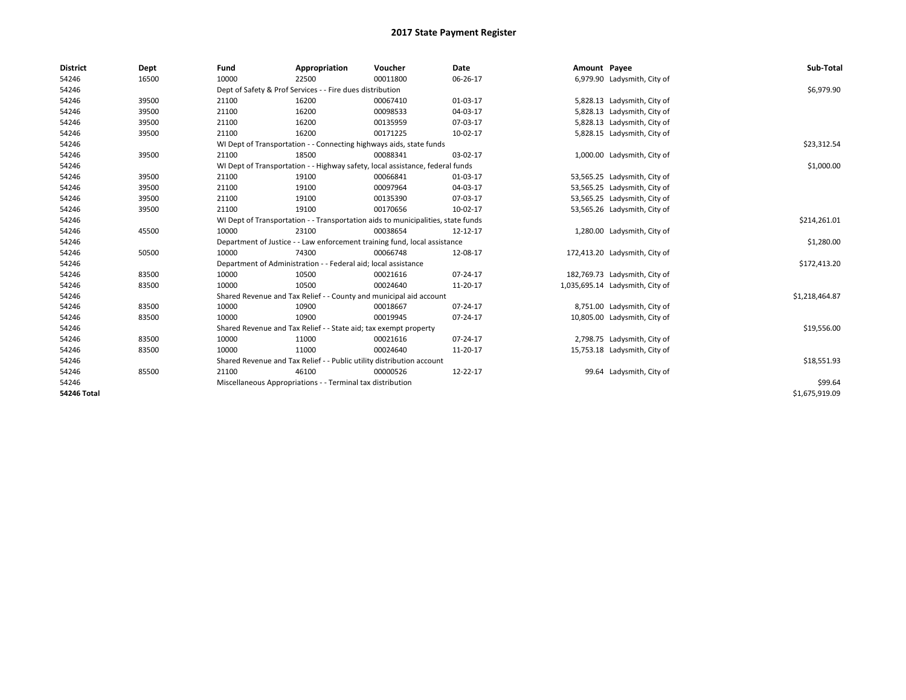# 2017 State Payment Register

| District | Dept | Fund | Appropriation | Voucher | Date | Amount | Payee | Sub-Total |
|---|---|---|---|---|---|---|---|---|
| 54246 | 16500 | 10000 | 22500 | 00011800 | 06-26-17 | 6,979.90 | Ladysmith, City of | |
| 54246 | | Dept of Safety & Prof Services - - Fire dues distribution | | | | | | $6,979.90 |
| 54246 | 39500 | 21100 | 16200 | 00067410 | 01-03-17 | 5,828.13 | Ladysmith, City of | |
| 54246 | 39500 | 21100 | 16200 | 00098533 | 04-03-17 | 5,828.13 | Ladysmith, City of | |
| 54246 | 39500 | 21100 | 16200 | 00135959 | 07-03-17 | 5,828.13 | Ladysmith, City of | |
| 54246 | 39500 | 21100 | 16200 | 00171225 | 10-02-17 | 5,828.15 | Ladysmith, City of | |
| 54246 | | WI Dept of Transportation - - Connecting highways aids, state funds | | | | | | $23,312.54 |
| 54246 | 39500 | 21100 | 18500 | 00088341 | 03-02-17 | 1,000.00 | Ladysmith, City of | |
| 54246 | | WI Dept of Transportation - - Highway safety, local assistance, federal funds | | | | | | $1,000.00 |
| 54246 | 39500 | 21100 | 19100 | 00066841 | 01-03-17 | 53,565.25 | Ladysmith, City of | |
| 54246 | 39500 | 21100 | 19100 | 00097964 | 04-03-17 | 53,565.25 | Ladysmith, City of | |
| 54246 | 39500 | 21100 | 19100 | 00135390 | 07-03-17 | 53,565.25 | Ladysmith, City of | |
| 54246 | 39500 | 21100 | 19100 | 00170656 | 10-02-17 | 53,565.26 | Ladysmith, City of | |
| 54246 | | WI Dept of Transportation - - Transportation aids to municipalities, state funds | | | | | | $214,261.01 |
| 54246 | 45500 | 10000 | 23100 | 00038654 | 12-12-17 | 1,280.00 | Ladysmith, City of | |
| 54246 | | Department of Justice - - Law enforcement training fund, local assistance | | | | | | $1,280.00 |
| 54246 | 50500 | 10000 | 74300 | 00066748 | 12-08-17 | 172,413.20 | Ladysmith, City of | |
| 54246 | | Department of Administration - - Federal aid; local assistance | | | | | | $172,413.20 |
| 54246 | 83500 | 10000 | 10500 | 00021616 | 07-24-17 | 182,769.73 | Ladysmith, City of | |
| 54246 | 83500 | 10000 | 10500 | 00024640 | 11-20-17 | 1,035,695.14 | Ladysmith, City of | |
| 54246 | | Shared Revenue and Tax Relief - - County and municipal aid account | | | | | | $1,218,464.87 |
| 54246 | 83500 | 10000 | 10900 | 00018667 | 07-24-17 | 8,751.00 | Ladysmith, City of | |
| 54246 | 83500 | 10000 | 10900 | 00019945 | 07-24-17 | 10,805.00 | Ladysmith, City of | |
| 54246 | | Shared Revenue and Tax Relief - - State aid; tax exempt property | | | | | | $19,556.00 |
| 54246 | 83500 | 10000 | 11000 | 00021616 | 07-24-17 | 2,798.75 | Ladysmith, City of | |
| 54246 | 83500 | 10000 | 11000 | 00024640 | 11-20-17 | 15,753.18 | Ladysmith, City of | |
| 54246 | | Shared Revenue and Tax Relief - - Public utility distribution account | | | | | | $18,551.93 |
| 54246 | 85500 | 21100 | 46100 | 00000526 | 12-22-17 | 99.64 | Ladysmith, City of | |
| 54246 | | Miscellaneous Appropriations - - Terminal tax distribution | | | | | | $99.64 |
| **54246 Total** | | | | | | | | $1,675,919.09 |